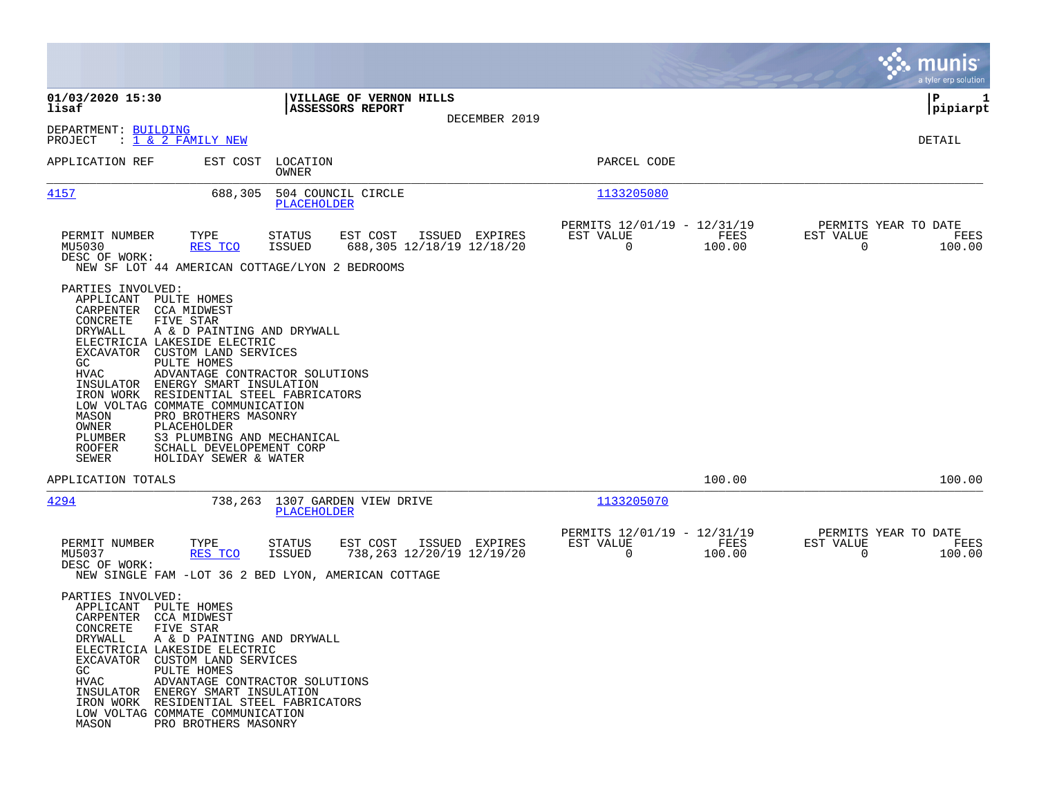**VILLAGE OF VERNON HILLS**
**ASSESSORS REPORT**
DECEMBER 2019

DEPARTMENT: BUILDING
PROJECT : 1 & 2 FAMILY NEW

DETAIL

| APPLICATION REF | EST COST | LOCATION / OWNER | PARCEL CODE |
|---|---|---|---|
| 4157 | 688,305 | 504 COUNCIL CIRCLE / PLACEHOLDER | 1133205080 |

| PERMIT NUMBER | TYPE | STATUS | EST COST | ISSUED | EXPIRES | PERMITS 12/01/19 - 12/31/19 EST VALUE | FEES | PERMITS YEAR TO DATE EST VALUE | FEES |
|---|---|---|---|---|---|---|---|---|---|
| MU5030 | RES TCO | ISSUED | 688,305 | 12/18/19 | 12/18/20 | 0 | 100.00 | 0 | 100.00 |

DESC OF WORK:
NEW SF LOT 44 AMERICAN COTTAGE/LYON 2 BEDROOMS

PARTIES INVOLVED:
- APPLICANT PULTE HOMES
- CARPENTER CCA MIDWEST
- CONCRETE FIVE STAR
- DRYWALL A & D PAINTING AND DRYWALL
- ELECTRICIA LAKESIDE ELECTRIC
- EXCAVATOR CUSTOM LAND SERVICES
- GC PULTE HOMES
- HVAC ADVANTAGE CONTRACTOR SOLUTIONS
- INSULATOR ENERGY SMART INSULATION
- IRON WORK RESIDENTIAL STEEL FABRICATORS
- LOW VOLTAG COMMATE COMMUNICATION
- MASON PRO BROTHERS MASONRY
- OWNER PLACEHOLDER
- PLUMBER S3 PLUMBING AND MECHANICAL
- ROOFER SCHALL DEVELOPEMENT CORP
- SEWER HOLIDAY SEWER & WATER

APPLICATION TOTALS 100.00 100.00

| APPLICATION REF | EST COST | LOCATION / OWNER | PARCEL CODE |
|---|---|---|---|
| 4294 | 738,263 | 1307 GARDEN VIEW DRIVE / PLACEHOLDER | 1133205070 |

| PERMIT NUMBER | TYPE | STATUS | EST COST | ISSUED | EXPIRES | PERMITS 12/01/19 - 12/31/19 EST VALUE | FEES | PERMITS YEAR TO DATE EST VALUE | FEES |
|---|---|---|---|---|---|---|---|---|---|
| MU5037 | RES TCO | ISSUED | 738,263 | 12/20/19 | 12/19/20 | 0 | 100.00 | 0 | 100.00 |

DESC OF WORK:
NEW SINGLE FAM -LOT 36 2 BED LYON, AMERICAN COTTAGE

PARTIES INVOLVED:
- APPLICANT PULTE HOMES
- CARPENTER CCA MIDWEST
- CONCRETE FIVE STAR
- DRYWALL A & D PAINTING AND DRYWALL
- ELECTRICIA LAKESIDE ELECTRIC
- EXCAVATOR CUSTOM LAND SERVICES
- GC PULTE HOMES
- HVAC ADVANTAGE CONTRACTOR SOLUTIONS
- INSULATOR ENERGY SMART INSULATION
- IRON WORK RESIDENTIAL STEEL FABRICATORS
- LOW VOLTAG COMMATE COMMUNICATION
- MASON PRO BROTHERS MASONRY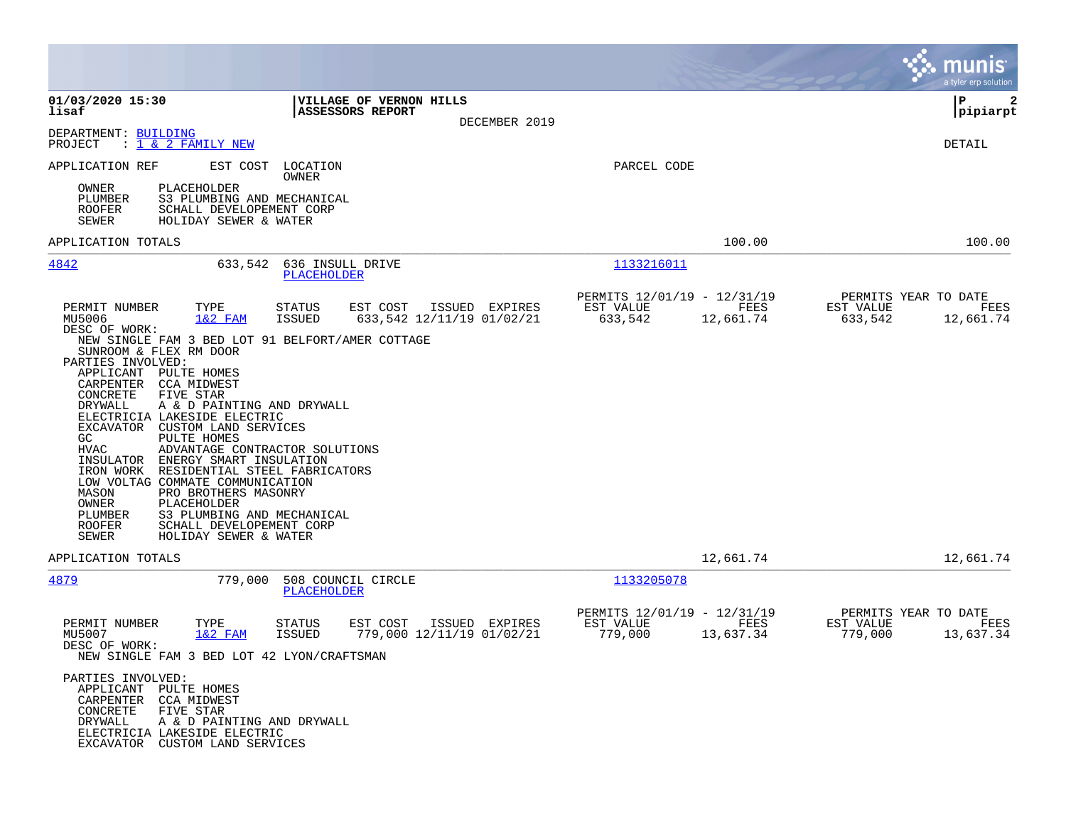01/03/2020 15:30 | VILLAGE OF VERNON HILLS | P 2
lisaf | ASSESSORS REPORT | pipiarpt

DECEMBER 2019

DEPARTMENT: BUILDING
PROJECT : 1 & 2 FAMILY NEW

DETAIL

APPLICATION REF  EST COST  LOCATION  PARCEL CODE
OWNER

```
  OWNER      PLACEHOLDER
  PLUMBER    S3 PLUMBING AND MECHANICAL
  ROOFER     SCHALL DEVELOPEMENT CORP
  SEWER      HOLIDAY SEWER & WATER
```

APPLICATION TOTALS 100.00 100.00

---

**4842** — 633,542 — 636 INSULL DRIVE — PLACEHOLDER — Parcel: 1133216011

| PERMIT NUMBER | TYPE | STATUS | EST COST | ISSUED | EXPIRES | PERMITS 12/01/19 - 12/31/19 EST VALUE | FEES | PERMITS YEAR TO DATE EST VALUE | FEES |
|---|---|---|---|---|---|---|---|---|---|
| MU5006 | 1&2 FAM | ISSUED | 633,542 | 12/11/19 | 01/02/21 | 633,542 | 12,661.74 | 633,542 | 12,661.74 |

DESC OF WORK:
NEW SINGLE FAM 3 BED LOT 91 BELFORT/AMER COTTAGE
SUNROOM & FLEX RM DOOR

PARTIES INVOLVED:

```
  APPLICANT  PULTE HOMES
  CARPENTER  CCA MIDWEST
  CONCRETE   FIVE STAR
  DRYWALL    A & D PAINTING AND DRYWALL
  ELECTRICIA LAKESIDE ELECTRIC
  EXCAVATOR  CUSTOM LAND SERVICES
  GC         PULTE HOMES
  HVAC       ADVANTAGE CONTRACTOR SOLUTIONS
  INSULATOR  ENERGY SMART INSULATION
  IRON WORK  RESIDENTIAL STEEL FABRICATORS
  LOW VOLTAG COMMATE COMMUNICATION
  MASON      PRO BROTHERS MASONRY
  OWNER      PLACEHOLDER
  PLUMBER    S3 PLUMBING AND MECHANICAL
  ROOFER     SCHALL DEVELOPEMENT CORP
  SEWER      HOLIDAY SEWER & WATER
```

APPLICATION TOTALS 12,661.74 12,661.74

---

**4879** — 779,000 — 508 COUNCIL CIRCLE — PLACEHOLDER — Parcel: 1133205078

| PERMIT NUMBER | TYPE | STATUS | EST COST | ISSUED | EXPIRES | PERMITS 12/01/19 - 12/31/19 EST VALUE | FEES | PERMITS YEAR TO DATE EST VALUE | FEES |
|---|---|---|---|---|---|---|---|---|---|
| MU5007 | 1&2 FAM | ISSUED | 779,000 | 12/11/19 | 01/02/21 | 779,000 | 13,637.34 | 779,000 | 13,637.34 |

DESC OF WORK:
NEW SINGLE FAM 3 BED LOT 42 LYON/CRAFTSMAN

PARTIES INVOLVED:

```
  APPLICANT  PULTE HOMES
  CARPENTER  CCA MIDWEST
  CONCRETE   FIVE STAR
  DRYWALL    A & D PAINTING AND DRYWALL
  ELECTRICIA LAKESIDE ELECTRIC
  EXCAVATOR  CUSTOM LAND SERVICES
```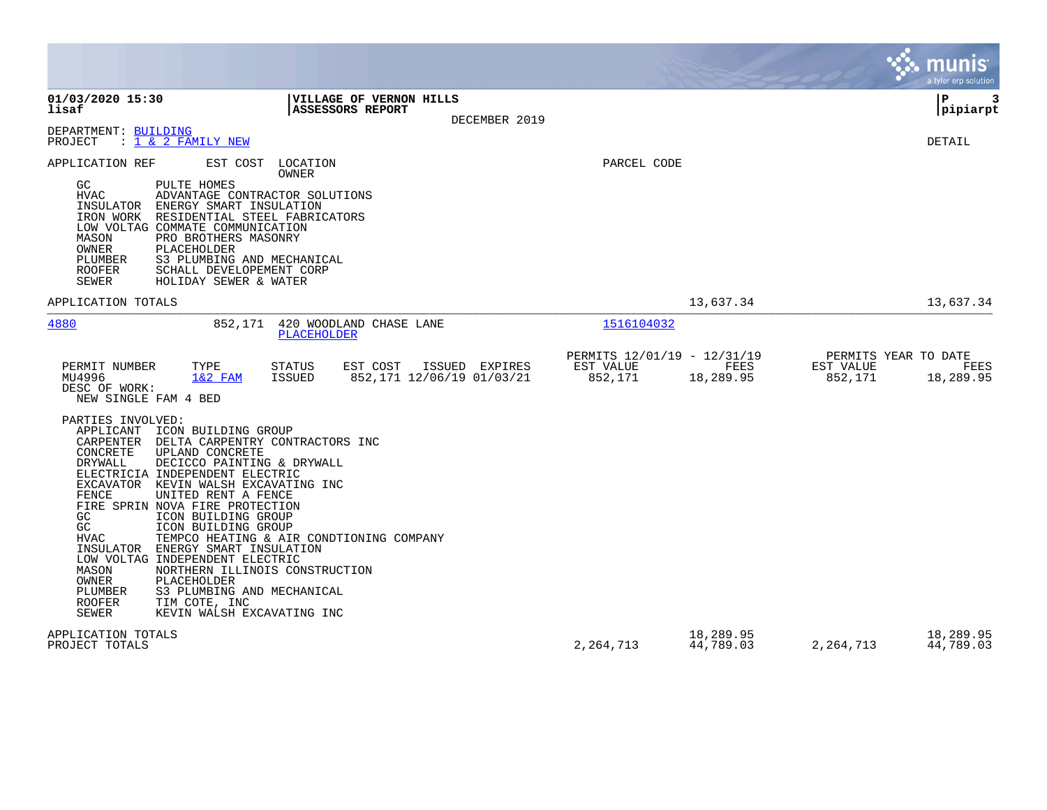01/03/2020 15:30
lisaf

**VILLAGE OF VERNON HILLS**
**ASSESSORS REPORT**

DECEMBER 2019

pipiarpt

DEPARTMENT: BUILDING
PROJECT : 1 & 2 FAMILY NEW

DETAIL

APPLICATION REF | EST COST | LOCATION / OWNER | PARCEL CODE

| Role | Party |
|---|---|
| GC | PULTE HOMES |
| HVAC | ADVANTAGE CONTRACTOR SOLUTIONS |
| INSULATOR | ENERGY SMART INSULATION |
| IRON WORK | RESIDENTIAL STEEL FABRICATORS |
| LOW VOLTAG | COMMATE COMMUNICATION |
| MASON | PRO BROTHERS MASONRY |
| OWNER | PLACEHOLDER |
| PLUMBER | S3 PLUMBING AND MECHANICAL |
| ROOFER | SCHALL DEVELOPEMENT CORP |
| SEWER | HOLIDAY SEWER & WATER |

APPLICATION TOTALS — 13,637.34 — 13,637.34

---

**4880** — 852,171 — 420 WOODLAND CHASE LANE — PLACEHOLDER — 1516104032

| PERMIT NUMBER | TYPE | STATUS | EST COST | ISSUED | EXPIRES | PERMITS 12/01/19 - 12/31/19 EST VALUE | FEES | PERMITS YEAR TO DATE EST VALUE | FEES |
|---|---|---|---|---|---|---|---|---|---|
| MU4996 | 1&2 FAM | ISSUED | 852,171 | 12/06/19 | 01/03/21 | 852,171 | 18,289.95 | 852,171 | 18,289.95 |

DESC OF WORK:
NEW SINGLE FAM 4 BED

PARTIES INVOLVED:

| Role | Party |
|---|---|
| APPLICANT | ICON BUILDING GROUP |
| CARPENTER | DELTA CARPENTRY CONTRACTORS INC |
| CONCRETE | UPLAND CONCRETE |
| DRYWALL | DECICCO PAINTING & DRYWALL |
| ELECTRICIA | INDEPENDENT ELECTRIC |
| EXCAVATOR | KEVIN WALSH EXCAVATING INC |
| FENCE | UNITED RENT A FENCE |
| FIRE SPRIN | NOVA FIRE PROTECTION |
| GC | ICON BUILDING GROUP |
| GC | ICON BUILDING GROUP |
| HVAC | TEMPCO HEATING & AIR CONDTIONING COMPANY |
| INSULATOR | ENERGY SMART INSULATION |
| LOW VOLTAG | INDEPENDENT ELECTRIC |
| MASON | NORTHERN ILLINOIS CONSTRUCTION |
| OWNER | PLACEHOLDER |
| PLUMBER | S3 PLUMBING AND MECHANICAL |
| ROOFER | TIM COTE, INC |
| SEWER | KEVIN WALSH EXCAVATING INC |

| | EST VALUE | FEES | YTD EST VALUE | YTD FEES |
|---|---|---|---|---|
| APPLICATION TOTALS | | 18,289.95 | | 18,289.95 |
| PROJECT TOTALS | 2,264,713 | 44,789.03 | 2,264,713 | 44,789.03 |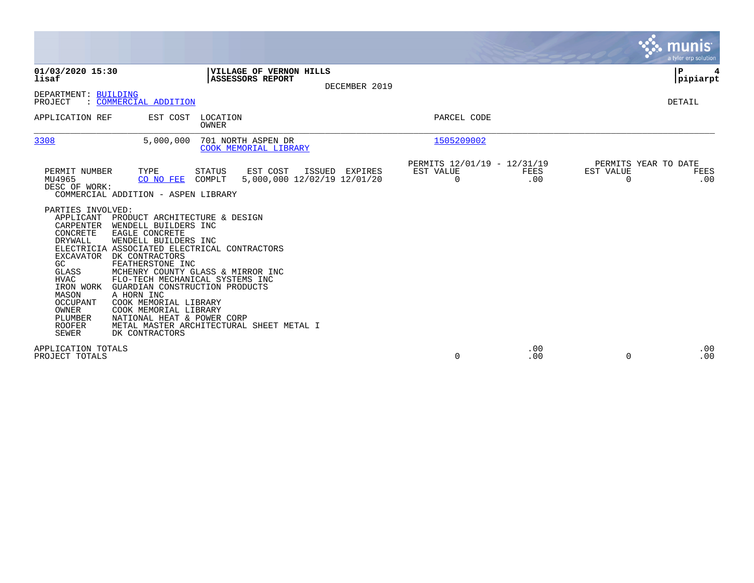**01/03/2020 15:30**
**lisaf**

**VILLAGE OF VERNON HILLS**
**ASSESSORS REPORT**

DECEMBER 2019

**P 4**
**pipiarpt**

DEPARTMENT: BUILDING
PROJECT : COMMERCIAL ADDITION

DETAIL

| APPLICATION REF | EST COST | LOCATION / OWNER | PARCEL CODE |
|---|---|---|---|
| 3308 | 5,000,000 | 701 NORTH ASPEN DR / COOK MEMORIAL LIBRARY | 1505209002 |

| PERMIT NUMBER | TYPE | STATUS | EST COST | ISSUED | EXPIRES | PERMITS 12/01/19 - 12/31/19 EST VALUE | FEES | PERMITS YEAR TO DATE EST VALUE | FEES |
|---|---|---|---|---|---|---|---|---|---|
| MU4965 | CO NO FEE | COMPLT | 5,000,000 | 12/02/19 | 12/01/20 | 0 | .00 | 0 | .00 |

DESC OF WORK:
COMMERCIAL ADDITION - ASPEN LIBRARY

PARTIES INVOLVED:

| Role | Party |
|---|---|
| APPLICANT | PRODUCT ARCHITECTURE & DESIGN |
| CARPENTER | WENDELL BUILDERS INC |
| CONCRETE | EAGLE CONCRETE |
| DRYWALL | WENDELL BUILDERS INC |
| ELECTRICIA | ASSOCIATED ELECTRICAL CONTRACTORS |
| EXCAVATOR | DK CONTRACTORS |
| GC | FEATHERSTONE INC |
| GLASS | MCHENRY COUNTY GLASS & MIRROR INC |
| HVAC | FLO-TECH MECHANICAL SYSTEMS INC |
| IRON WORK | GUARDIAN CONSTRUCTION PRODUCTS |
| MASON | A HORN INC |
| OCCUPANT | COOK MEMORIAL LIBRARY |
| OWNER | COOK MEMORIAL LIBRARY |
| PLUMBER | NATIONAL HEAT & POWER CORP |
| ROOFER | METAL MASTER ARCHITECTURAL SHEET METAL I |
| SEWER | DK CONTRACTORS |

| | EST VALUE | FEES | YTD EST VALUE | YTD FEES |
|---|---|---|---|---|
| APPLICATION TOTALS | | .00 | | .00 |
| PROJECT TOTALS | 0 | .00 | 0 | .00 |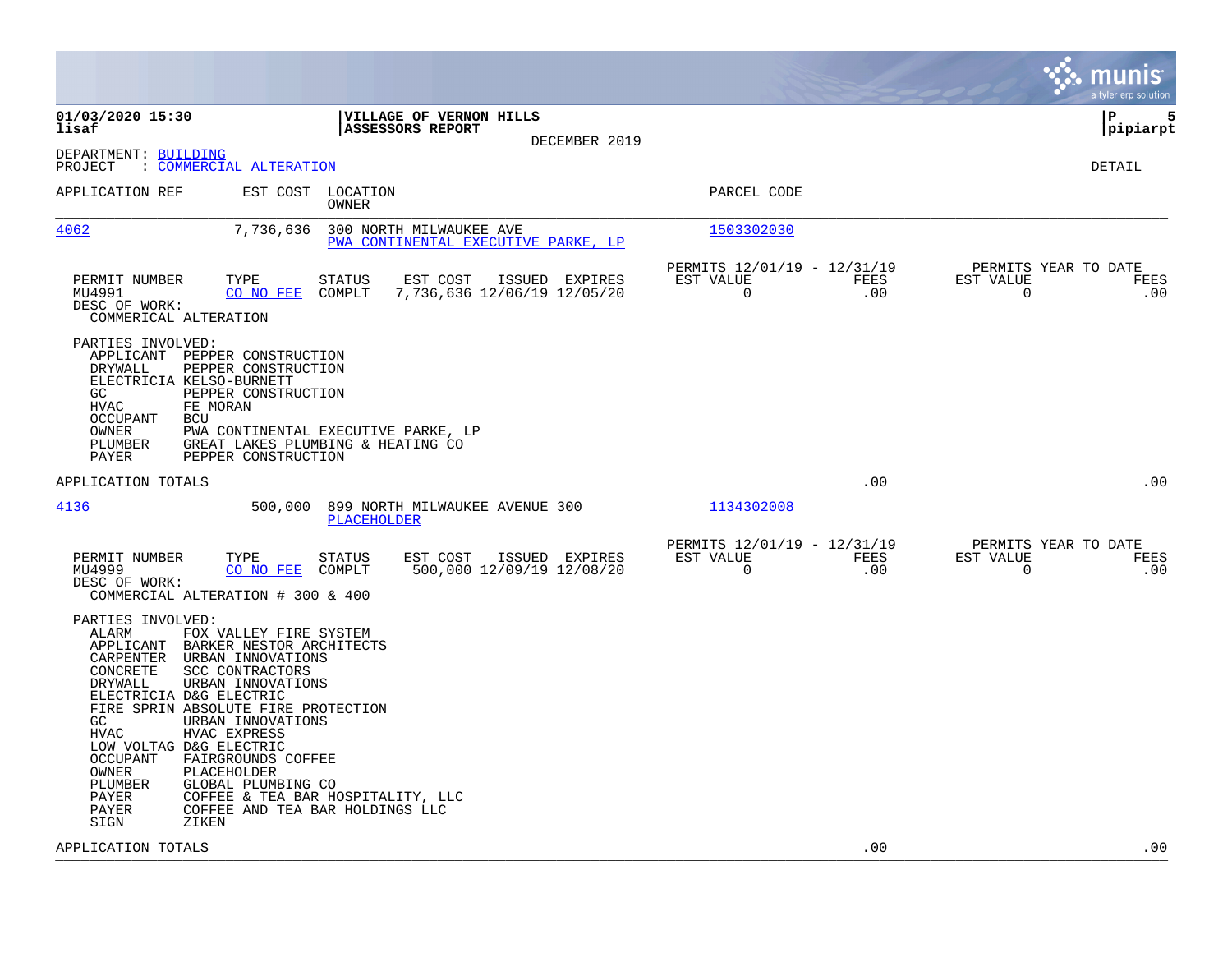01/03/2020 15:30
lisaf

**VILLAGE OF VERNON HILLS**
**ASSESSORS REPORT**
DECEMBER 2019

P 5
pipiarpt

DEPARTMENT: BUILDING
PROJECT : COMMERCIAL ALTERATION

DETAIL

| APPLICATION REF | EST COST | LOCATION / OWNER | PARCEL CODE |
|---|---|---|---|
| 4062 | 7,736,636 | 300 NORTH MILWAUKEE AVE / PWA CONTINENTAL EXECUTIVE PARKE, LP | 1503302030 |

| PERMIT NUMBER | TYPE | STATUS | EST COST | ISSUED | EXPIRES | PERMITS 12/01/19 - 12/31/19 EST VALUE | FEES | PERMITS YEAR TO DATE EST VALUE | FEES |
|---|---|---|---|---|---|---|---|---|---|
| MU4991 | CO NO FEE | COMPLT | 7,736,636 | 12/06/19 | 12/05/20 | 0 | .00 | 0 | .00 |

DESC OF WORK:
COMMERICAL ALTERATION

PARTIES INVOLVED:
- APPLICANT PEPPER CONSTRUCTION
- DRYWALL PEPPER CONSTRUCTION
- ELECTRICIA KELSO-BURNETT
- GC PEPPER CONSTRUCTION
- HVAC FE MORAN
- OCCUPANT BCU
- OWNER PWA CONTINENTAL EXECUTIVE PARKE, LP
- PLUMBER GREAT LAKES PLUMBING & HEATING CO
- PAYER PEPPER CONSTRUCTION

APPLICATION TOTALS .00 .00

| APPLICATION REF | EST COST | LOCATION / OWNER | PARCEL CODE |
|---|---|---|---|
| 4136 | 500,000 | 899 NORTH MILWAUKEE AVENUE 300 / PLACEHOLDER | 1134302008 |

| PERMIT NUMBER | TYPE | STATUS | EST COST | ISSUED | EXPIRES | PERMITS 12/01/19 - 12/31/19 EST VALUE | FEES | PERMITS YEAR TO DATE EST VALUE | FEES |
|---|---|---|---|---|---|---|---|---|---|
| MU4999 | CO NO FEE | COMPLT | 500,000 | 12/09/19 | 12/08/20 | 0 | .00 | 0 | .00 |

DESC OF WORK:
COMMERCIAL ALTERATION # 300 & 400

PARTIES INVOLVED:
- ALARM FOX VALLEY FIRE SYSTEM
- APPLICANT BARKER NESTOR ARCHITECTS
- CARPENTER URBAN INNOVATIONS
- CONCRETE SCC CONTRACTORS
- DRYWALL URBAN INNOVATIONS
- ELECTRICIA D&G ELECTRIC
- FIRE SPRIN ABSOLUTE FIRE PROTECTION
- GC URBAN INNOVATIONS
- HVAC HVAC EXPRESS
- LOW VOLTAG D&G ELECTRIC
- OCCUPANT FAIRGROUNDS COFFEE
- OWNER PLACEHOLDER
- PLUMBER GLOBAL PLUMBING CO
- PAYER COFFEE & TEA BAR HOSPITALITY, LLC
- PAYER COFFEE AND TEA BAR HOLDINGS LLC
- SIGN ZIKEN

APPLICATION TOTALS .00 .00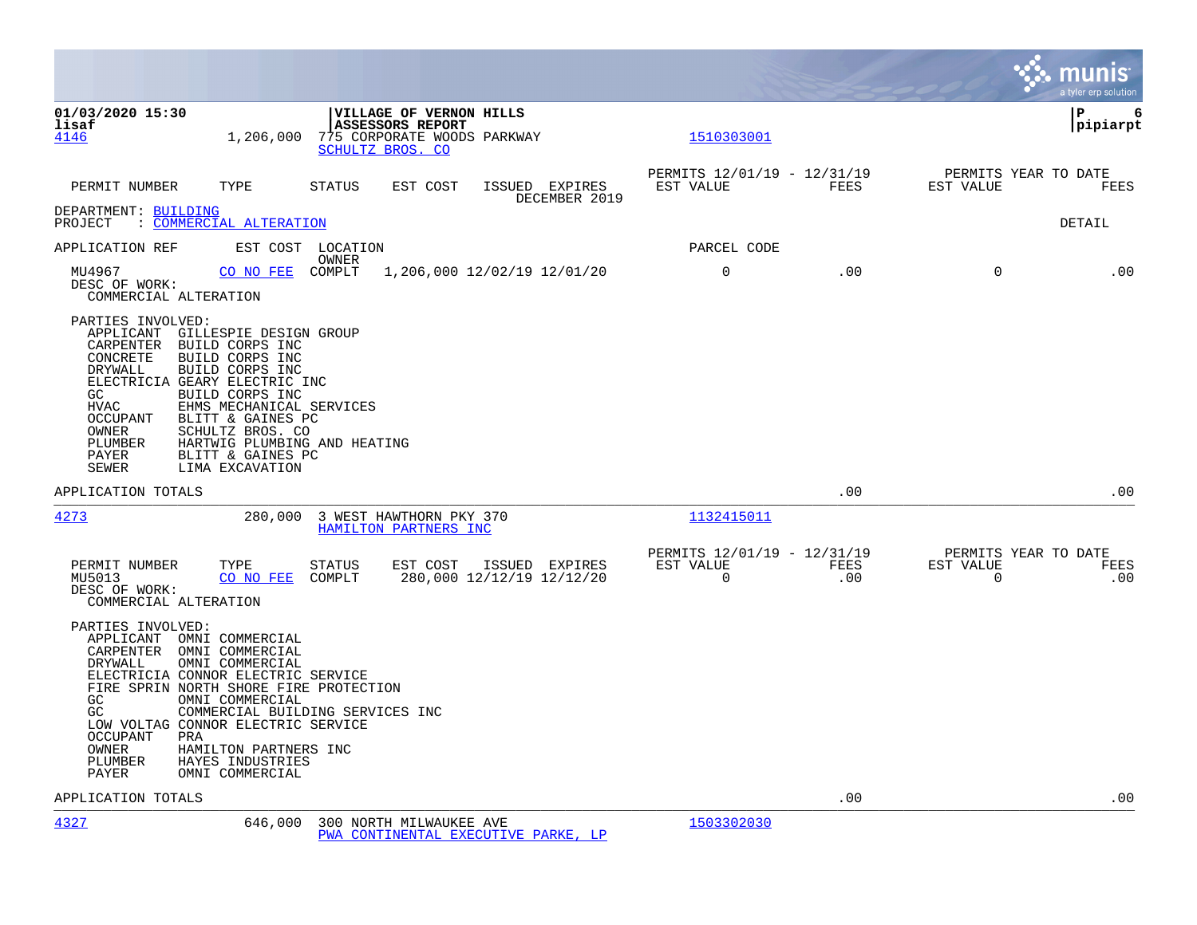01/03/2020 15:30 | VILLAGE OF VERNON HILLS | P 6
lisaf | ASSESSORS REPORT | pipiarpt

4146 1,206,000 775 CORPORATE WOODS PARKWAY 1510303001
SCHULTZ BROS. CO

| PERMIT NUMBER | TYPE | STATUS | EST COST | ISSUED | EXPIRES | PERMITS 12/01/19 - 12/31/19 EST VALUE | FEES | PERMITS YEAR TO DATE EST VALUE | FEES |
|---|---|---|---|---|---|---|---|---|---|
| | | | | | DECEMBER 2019 | | | | |

DEPARTMENT: BUILDING
PROJECT : COMMERCIAL ALTERATION — DETAIL

| APPLICATION REF | EST COST | LOCATION / OWNER | | | | PARCEL CODE | | | |
|---|---|---|---|---|---|---|---|---|---|
| MU4967 | CO NO FEE | COMPLT | 1,206,000 | 12/02/19 | 12/01/20 | 0 | .00 | 0 | .00 |

DESC OF WORK:
COMMERCIAL ALTERATION

PARTIES INVOLVED:

| Role | Party |
|---|---|
| APPLICANT | GILLESPIE DESIGN GROUP |
| CARPENTER | BUILD CORPS INC |
| CONCRETE | BUILD CORPS INC |
| DRYWALL | BUILD CORPS INC |
| ELECTRICIA | GEARY ELECTRIC INC |
| GC | BUILD CORPS INC |
| HVAC | EHMS MECHANICAL SERVICES |
| OCCUPANT | BLITT & GAINES PC |
| OWNER | SCHULTZ BROS. CO |
| PLUMBER | HARTWIG PLUMBING AND HEATING |
| PAYER | BLITT & GAINES PC |
| SEWER | LIMA EXCAVATION |

APPLICATION TOTALS .00 .00

4273 280,000 3 WEST HAWTHORN PKY 370 1132415011
HAMILTON PARTNERS INC

| PERMIT NUMBER | TYPE | STATUS | EST COST | ISSUED | EXPIRES | PERMITS 12/01/19 - 12/31/19 EST VALUE | FEES | PERMITS YEAR TO DATE EST VALUE | FEES |
|---|---|---|---|---|---|---|---|---|---|
| MU5013 | CO NO FEE | COMPLT | 280,000 | 12/12/19 | 12/12/20 | 0 | .00 | 0 | .00 |

DESC OF WORK:
COMMERCIAL ALTERATION

PARTIES INVOLVED:

| Role | Party |
|---|---|
| APPLICANT | OMNI COMMERCIAL |
| CARPENTER | OMNI COMMERCIAL |
| DRYWALL | OMNI COMMERCIAL |
| ELECTRICIA | CONNOR ELECTRIC SERVICE |
| FIRE SPRIN | NORTH SHORE FIRE PROTECTION |
| GC | OMNI COMMERCIAL |
| GC | COMMERCIAL BUILDING SERVICES INC |
| LOW VOLTAG | CONNOR ELECTRIC SERVICE |
| OCCUPANT | PRA |
| OWNER | HAMILTON PARTNERS INC |
| PLUMBER | HAYES INDUSTRIES |
| PAYER | OMNI COMMERCIAL |

APPLICATION TOTALS .00 .00

4327 646,000 300 NORTH MILWAUKEE AVE 1503302030
PWA CONTINENTAL EXECUTIVE PARKE, LP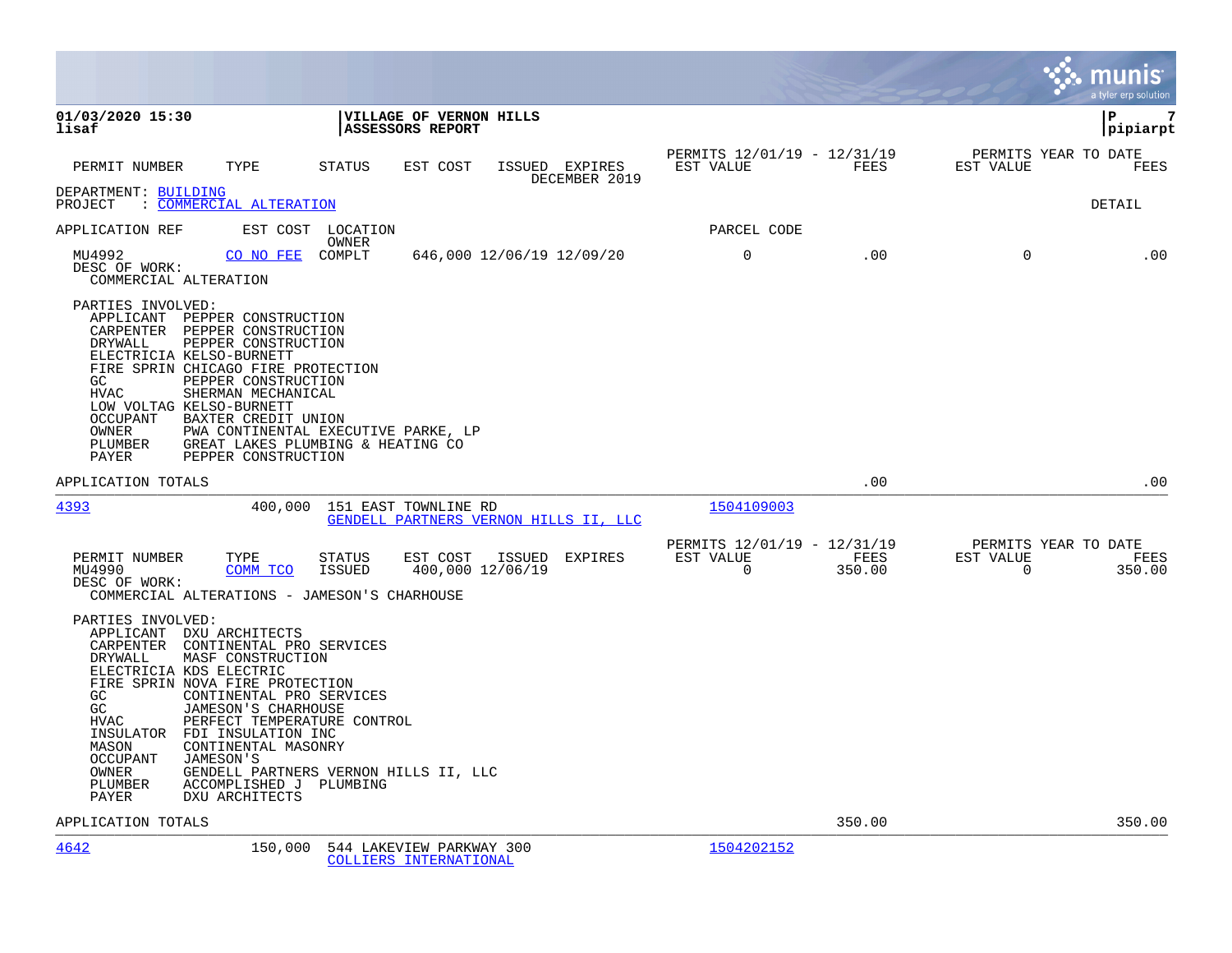**01/03/2020 15:30** **VILLAGE OF VERNON HILLS**
**lisaf** **ASSESSORS REPORT** **pipiarpt**

| PERMIT NUMBER | TYPE | STATUS | EST COST | ISSUED | EXPIRES | PERMITS 12/01/19 - 12/31/19 EST VALUE | FEES | PERMITS YEAR TO DATE EST VALUE | FEES |
|---|---|---|---|---|---|---|---|---|---|
| | | | | | DECEMBER 2019 | | | | |

DEPARTMENT: BUILDING
PROJECT : COMMERCIAL ALTERATION

DETAIL

| APPLICATION REF | EST COST | LOCATION / OWNER | PARCEL CODE |
|---|---|---|---|

| PERMIT NUMBER | TYPE | STATUS | EST COST | ISSUED | EXPIRES | EST VALUE | FEES | EST VALUE | FEES |
|---|---|---|---|---|---|---|---|---|---|
| MU4992 | CO NO FEE | COMPLT | 646,000 | 12/06/19 | 12/09/20 | 0 | .00 | 0 | .00 |

DESC OF WORK:
COMMERCIAL ALTERATION

PARTIES INVOLVED:
- APPLICANT PEPPER CONSTRUCTION
- CARPENTER PEPPER CONSTRUCTION
- DRYWALL PEPPER CONSTRUCTION
- ELECTRICIA KELSO-BURNETT
- FIRE SPRIN CHICAGO FIRE PROTECTION
- GC PEPPER CONSTRUCTION
- HVAC SHERMAN MECHANICAL
- LOW VOLTAG KELSO-BURNETT
- OCCUPANT BAXTER CREDIT UNION
- OWNER PWA CONTINENTAL EXECUTIVE PARKE, LP
- PLUMBER GREAT LAKES PLUMBING & HEATING CO
- PAYER PEPPER CONSTRUCTION

APPLICATION TOTALS .00 .00

---

| APPLICATION REF | EST COST | LOCATION / OWNER | PARCEL CODE |
|---|---|---|---|
| 4393 | 400,000 | 151 EAST TOWNLINE RD / GENDELL PARTNERS VERNON HILLS II, LLC | 1504109003 |

| PERMIT NUMBER | TYPE | STATUS | EST COST | ISSUED | EXPIRES | PERMITS 12/01/19 - 12/31/19 EST VALUE | FEES | PERMITS YEAR TO DATE EST VALUE | FEES |
|---|---|---|---|---|---|---|---|---|---|
| MU4990 | COMM TCO | ISSUED | 400,000 | 12/06/19 | | 0 | 350.00 | 0 | 350.00 |

DESC OF WORK:
COMMERCIAL ALTERATIONS - JAMESON'S CHARHOUSE

PARTIES INVOLVED:
- APPLICANT DXU ARCHITECTS
- CARPENTER CONTINENTAL PRO SERVICES
- DRYWALL MASF CONSTRUCTION
- ELECTRICIA KDS ELECTRIC
- FIRE SPRIN NOVA FIRE PROTECTION
- GC CONTINENTAL PRO SERVICES
- GC JAMESON'S CHARHOUSE
- HVAC PERFECT TEMPERATURE CONTROL
- INSULATOR FDI INSULATION INC
- MASON CONTINENTAL MASONRY
- OCCUPANT JAMESON'S
- OWNER GENDELL PARTNERS VERNON HILLS II, LLC
- PLUMBER ACCOMPLISHED J PLUMBING
- PAYER DXU ARCHITECTS

APPLICATION TOTALS 350.00 350.00

---

| APPLICATION REF | EST COST | LOCATION / OWNER | PARCEL CODE |
|---|---|---|---|
| 4642 | 150,000 | 544 LAKEVIEW PARKWAY 300 / COLLIERS INTERNATIONAL | 1504202152 |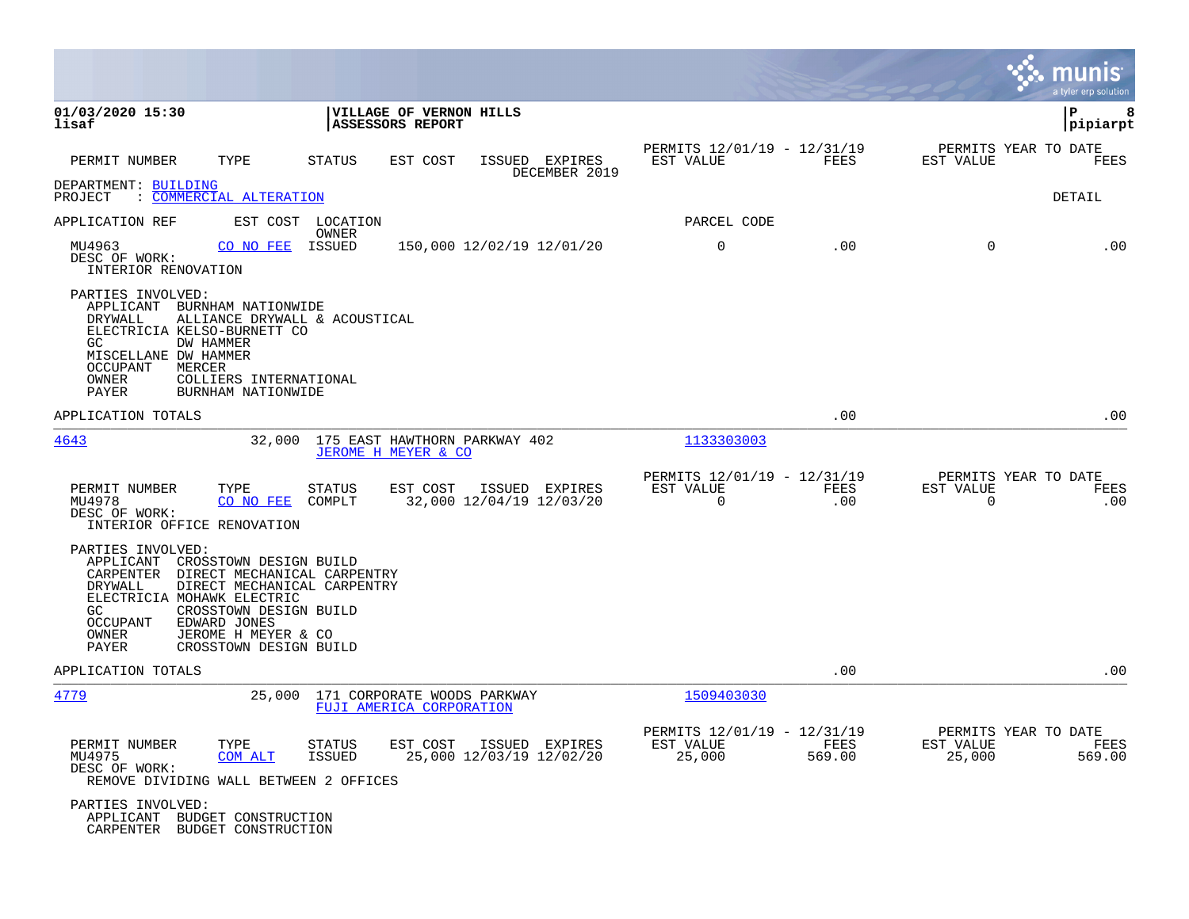01/03/2020 15:30
lisaf

**VILLAGE OF VERNON HILLS**
**ASSESSORS REPORT**

pipiarpt

| PERMIT NUMBER | TYPE | STATUS | EST COST | ISSUED | EXPIRES | PERMITS 12/01/19 - 12/31/19 EST VALUE | FEES | PERMITS YEAR TO DATE EST VALUE | FEES |
|---|---|---|---|---|---|---|---|---|---|

DECEMBER 2019

DEPARTMENT: BUILDING
PROJECT : COMMERCIAL ALTERATION

DETAIL

APPLICATION REF    EST COST    LOCATION / OWNER    PARCEL CODE

| PERMIT NUMBER | TYPE | STATUS | EST COST | ISSUED | EXPIRES | EST VALUE | FEES | YTD EST VALUE | YTD FEES |
|---|---|---|---|---|---|---|---|---|---|
| MU4963 | CO NO FEE | ISSUED | 150,000 | 12/02/19 | 12/01/20 | 0 | .00 | 0 | .00 |

DESC OF WORK:
INTERIOR RENOVATION

PARTIES INVOLVED:
- APPLICANT BURNHAM NATIONWIDE
- DRYWALL ALLIANCE DRYWALL & ACOUSTICAL
- ELECTRICIA KELSO-BURNETT CO
- GC DW HAMMER
- MISCELLANE DW HAMMER
- OCCUPANT MERCER
- OWNER COLLIERS INTERNATIONAL
- PAYER BURNHAM NATIONWIDE

APPLICATION TOTALS .00 .00

---

4643    32,000    175 EAST HAWTHORN PARKWAY 402    1133303003
JEROME H MEYER & CO

| PERMIT NUMBER | TYPE | STATUS | EST COST | ISSUED | EXPIRES | PERMITS 12/01/19 - 12/31/19 EST VALUE | FEES | PERMITS YEAR TO DATE EST VALUE | FEES |
|---|---|---|---|---|---|---|---|---|---|
| MU4978 | CO NO FEE | COMPLT | 32,000 | 12/04/19 | 12/03/20 | 0 | .00 | 0 | .00 |

DESC OF WORK:
INTERIOR OFFICE RENOVATION

PARTIES INVOLVED:
- APPLICANT CROSSTOWN DESIGN BUILD
- CARPENTER DIRECT MECHANICAL CARPENTRY
- DRYWALL DIRECT MECHANICAL CARPENTRY
- ELECTRICIA MOHAWK ELECTRIC
- GC CROSSTOWN DESIGN BUILD
- OCCUPANT EDWARD JONES
- OWNER JEROME H MEYER & CO
- PAYER CROSSTOWN DESIGN BUILD

APPLICATION TOTALS .00 .00

---

4779    25,000    171 CORPORATE WOODS PARKWAY    1509403030
FUJI AMERICA CORPORATION

| PERMIT NUMBER | TYPE | STATUS | EST COST | ISSUED | EXPIRES | PERMITS 12/01/19 - 12/31/19 EST VALUE | FEES | PERMITS YEAR TO DATE EST VALUE | FEES |
|---|---|---|---|---|---|---|---|---|---|
| MU4975 | COM ALT | ISSUED | 25,000 | 12/03/19 | 12/02/20 | 25,000 | 569.00 | 25,000 | 569.00 |

DESC OF WORK:
REMOVE DIVIDING WALL BETWEEN 2 OFFICES

PARTIES INVOLVED:
- APPLICANT BUDGET CONSTRUCTION
- CARPENTER BUDGET CONSTRUCTION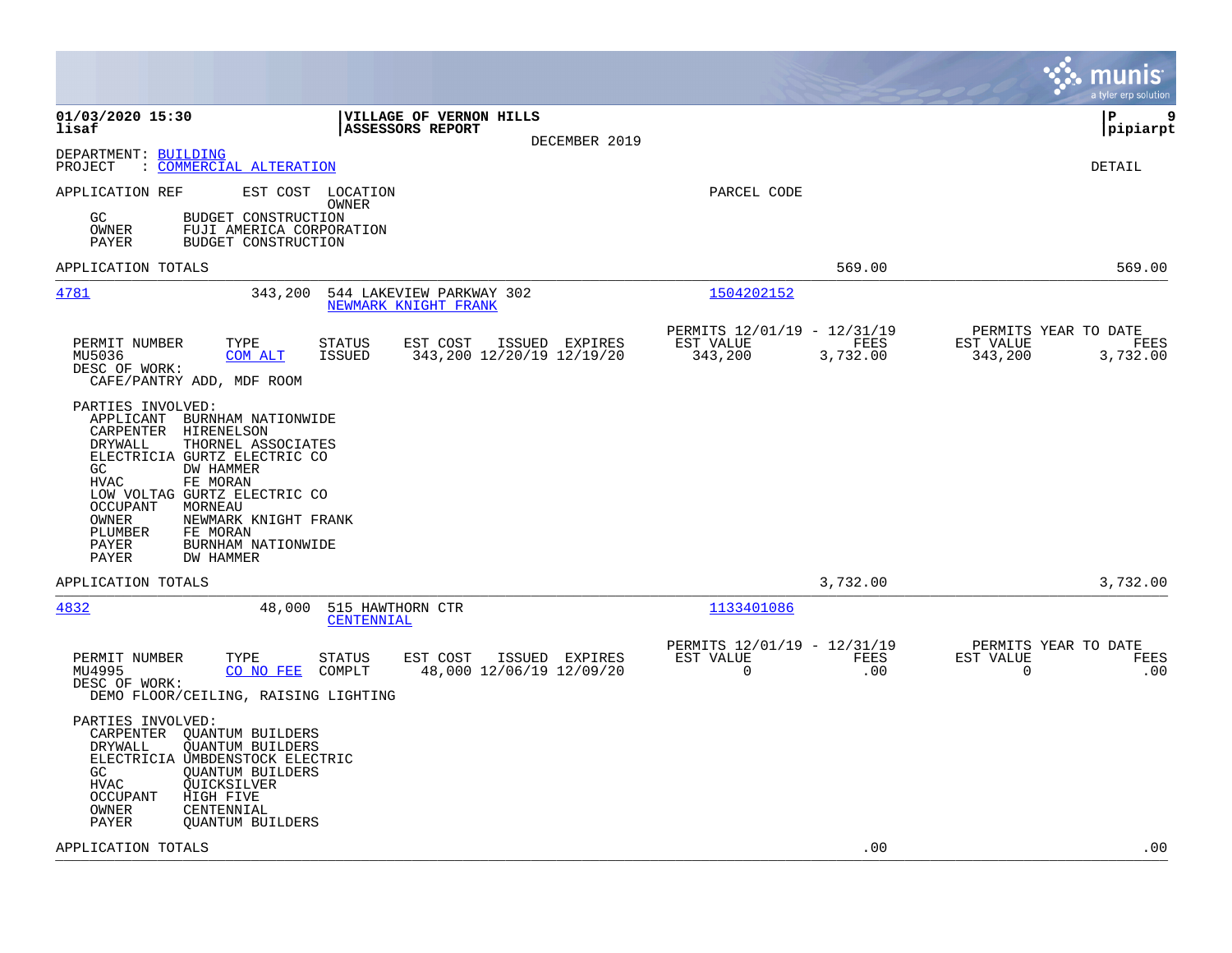**01/03/2020 15:30** | **VILLAGE OF VERNON HILLS**
**lisaf** | **ASSESSORS REPORT**
DECEMBER 2019
**pipiarpt**

DEPARTMENT: BUILDING
PROJECT : COMMERCIAL ALTERATION

DETAIL

APPLICATION REF    EST COST    LOCATION / OWNER    PARCEL CODE

GC      BUDGET CONSTRUCTION
OWNER   FUJI AMERICA CORPORATION
PAYER   BUDGET CONSTRUCTION

APPLICATION TOTALS    569.00    569.00

---

**4781**    343,200    544 LAKEVIEW PARKWAY 302 / NEWMARK KNIGHT FRANK    1504202152

| PERMIT NUMBER | TYPE | STATUS | EST COST | ISSUED | EXPIRES | PERMITS 12/01/19 - 12/31/19 EST VALUE | FEES | PERMITS YEAR TO DATE EST VALUE | FEES |
|---|---|---|---|---|---|---|---|---|---|
| MU5036 | COM ALT | ISSUED | 343,200 | 12/20/19 | 12/19/20 | 343,200 | 3,732.00 | 343,200 | 3,732.00 |

DESC OF WORK:
CAFE/PANTRY ADD, MDF ROOM

PARTIES INVOLVED:
- APPLICANT   BURNHAM NATIONWIDE
- CARPENTER   HIRENELSON
- DRYWALL     THORNEL ASSOCIATES
- ELECTRICIA  GURTZ ELECTRIC CO
- GC          DW HAMMER
- HVAC        FE MORAN
- LOW VOLTAG  GURTZ ELECTRIC CO
- OCCUPANT    MORNEAU
- OWNER       NEWMARK KNIGHT FRANK
- PLUMBER     FE MORAN
- PAYER       BURNHAM NATIONWIDE
- PAYER       DW HAMMER

APPLICATION TOTALS    3,732.00    3,732.00

---

**4832**    48,000    515 HAWTHORN CTR / CENTENNIAL    1133401086

| PERMIT NUMBER | TYPE | STATUS | EST COST | ISSUED | EXPIRES | PERMITS 12/01/19 - 12/31/19 EST VALUE | FEES | PERMITS YEAR TO DATE EST VALUE | FEES |
|---|---|---|---|---|---|---|---|---|---|
| MU4995 | CO NO FEE | COMPLT | 48,000 | 12/06/19 | 12/09/20 | 0 | .00 | 0 | .00 |

DESC OF WORK:
DEMO FLOOR/CEILING, RAISING LIGHTING

PARTIES INVOLVED:
- CARPENTER   QUANTUM BUILDERS
- DRYWALL     QUANTUM BUILDERS
- ELECTRICIA  UMBDENSTOCK ELECTRIC
- GC          QUANTUM BUILDERS
- HVAC        QUICKSILVER
- OCCUPANT    HIGH FIVE
- OWNER       CENTENNIAL
- PAYER       QUANTUM BUILDERS

APPLICATION TOTALS    .00    .00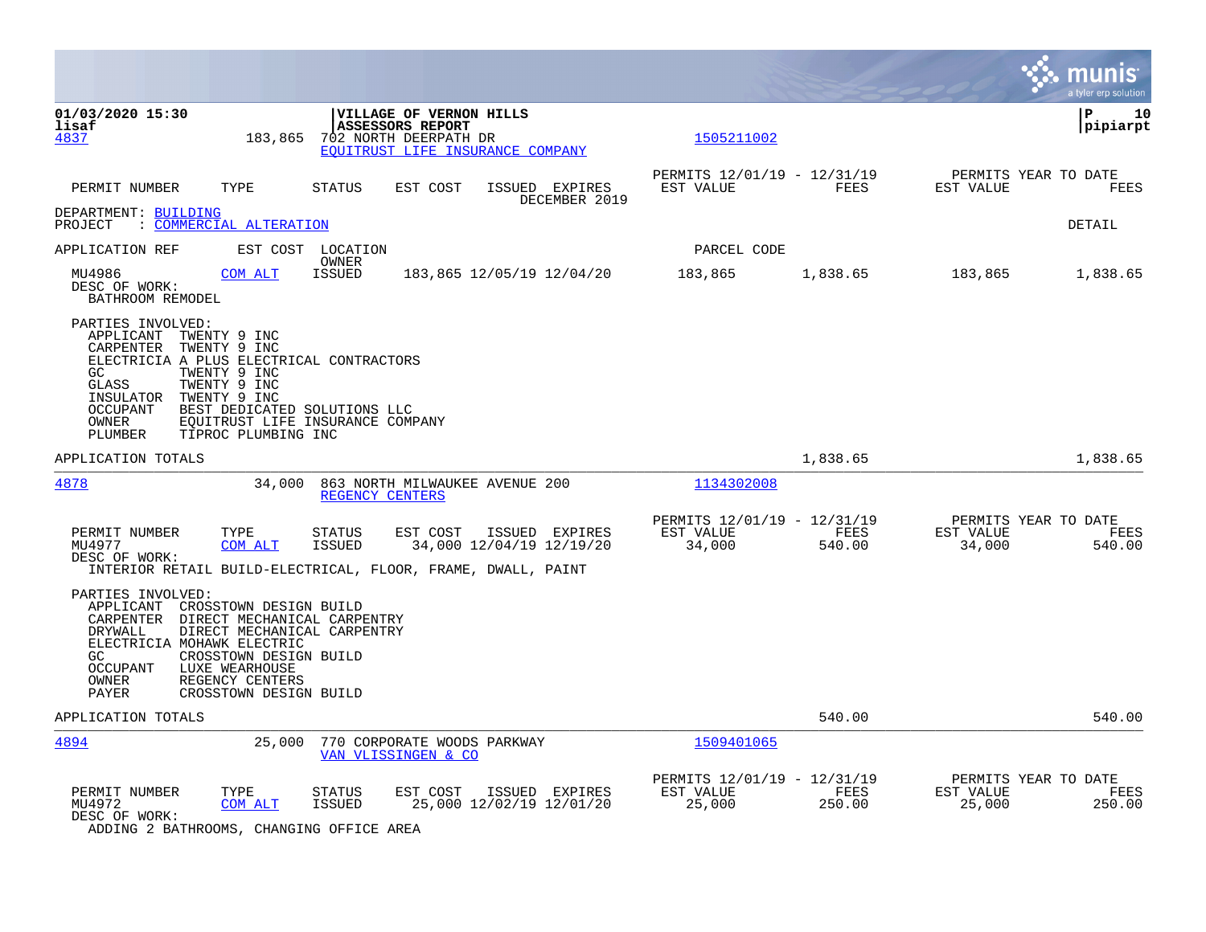01/03/2020 15:30 | VILLAGE OF VERNON HILLS | P 10
lisaf | ASSESSORS REPORT | pipiarpt

4837 183,865 702 NORTH DEERPATH DR 1505211002
EQUITRUST LIFE INSURANCE COMPANY

| PERMIT NUMBER | TYPE | STATUS | EST COST | ISSUED | EXPIRES | PERMITS 12/01/19 - 12/31/19 EST VALUE | FEES | PERMITS YEAR TO DATE EST VALUE | FEES |
|---|---|---|---|---|---|---|---|---|---|
| | | | | | DECEMBER 2019 | | | | |

DEPARTMENT: BUILDING
PROJECT : COMMERCIAL ALTERATION DETAIL

APPLICATION REF EST COST LOCATION OWNER PARCEL CODE

| MU4986 | COM ALT | ISSUED | 183,865 | 12/05/19 | 12/04/20 | 183,865 | 1,838.65 | 183,865 | 1,838.65 |
|---|---|---|---|---|---|---|---|---|---|

DESC OF WORK:
BATHROOM REMODEL

PARTIES INVOLVED:
- APPLICANT TWENTY 9 INC
- CARPENTER TWENTY 9 INC
- ELECTRICIA A PLUS ELECTRICAL CONTRACTORS
- GC TWENTY 9 INC
- GLASS TWENTY 9 INC
- INSULATOR TWENTY 9 INC
- OCCUPANT BEST DEDICATED SOLUTIONS LLC
- OWNER EQUITRUST LIFE INSURANCE COMPANY
- PLUMBER TIPROC PLUMBING INC

APPLICATION TOTALS 1,838.65 1,838.65

---

4878 34,000 863 NORTH MILWAUKEE AVENUE 200 1134302008
REGENCY CENTERS

| PERMIT NUMBER | TYPE | STATUS | EST COST | ISSUED | EXPIRES | PERMITS 12/01/19 - 12/31/19 EST VALUE | FEES | PERMITS YEAR TO DATE EST VALUE | FEES |
|---|---|---|---|---|---|---|---|---|---|
| MU4977 | COM ALT | ISSUED | 34,000 | 12/04/19 | 12/19/20 | 34,000 | 540.00 | 34,000 | 540.00 |

DESC OF WORK:
INTERIOR RETAIL BUILD-ELECTRICAL, FLOOR, FRAME, DWALL, PAINT

PARTIES INVOLVED:
- APPLICANT CROSSTOWN DESIGN BUILD
- CARPENTER DIRECT MECHANICAL CARPENTRY
- DRYWALL DIRECT MECHANICAL CARPENTRY
- ELECTRICIA MOHAWK ELECTRIC
- GC CROSSTOWN DESIGN BUILD
- OCCUPANT LUXE WEARHOUSE
- OWNER REGENCY CENTERS
- PAYER CROSSTOWN DESIGN BUILD

APPLICATION TOTALS 540.00 540.00

---

4894 25,000 770 CORPORATE WOODS PARKWAY 1509401065
VAN VLISSINGEN & CO

| PERMIT NUMBER | TYPE | STATUS | EST COST | ISSUED | EXPIRES | PERMITS 12/01/19 - 12/31/19 EST VALUE | FEES | PERMITS YEAR TO DATE EST VALUE | FEES |
|---|---|---|---|---|---|---|---|---|---|
| MU4972 | COM ALT | ISSUED | 25,000 | 12/02/19 | 12/01/20 | 25,000 | 250.00 | 25,000 | 250.00 |

DESC OF WORK:
ADDING 2 BATHROOMS, CHANGING OFFICE AREA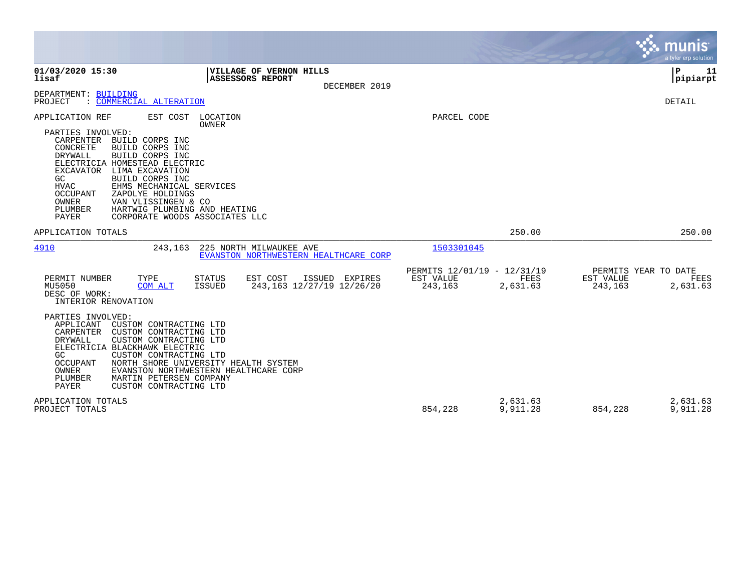**VILLAGE OF VERNON HILLS**
**ASSESSORS REPORT**
DECEMBER 2019

01/03/2020 15:30 — lisaf — P 11 — pipiarpt

DEPARTMENT: BUILDING
PROJECT : COMMERCIAL ALTERATION

DETAIL

| APPLICATION REF | EST COST | LOCATION / OWNER | PARCEL CODE |
|---|---|---|---|

PARTIES INVOLVED:

| Role | Party |
|---|---|
| CARPENTER | BUILD CORPS INC |
| CONCRETE | BUILD CORPS INC |
| DRYWALL | BUILD CORPS INC |
| ELECTRICIA | HOMESTEAD ELECTRIC |
| EXCAVATOR | LIMA EXCAVATION |
| GC | BUILD CORPS INC |
| HVAC | EHMS MECHANICAL SERVICES |
| OCCUPANT | ZAPOLYE HOLDINGS |
| OWNER | VAN VLISSINGEN & CO |
| PLUMBER | HARTWIG PLUMBING AND HEATING |
| PAYER | CORPORATE WOODS ASSOCIATES LLC |

APPLICATION TOTALS — 250.00 — 250.00

---

| APPLICATION REF | EST COST | LOCATION / OWNER | PARCEL CODE |
|---|---|---|---|
| 4910 | 243,163 | 225 NORTH MILWAUKEE AVE / EVANSTON NORTHWESTERN HEALTHCARE CORP | 1503301045 |

| PERMIT NUMBER | TYPE | STATUS | EST COST | ISSUED | EXPIRES | PERMITS 12/01/19 - 12/31/19 EST VALUE | FEES | PERMITS YEAR TO DATE EST VALUE | FEES |
|---|---|---|---|---|---|---|---|---|---|
| MU5050 | COM ALT | ISSUED | 243,163 | 12/27/19 | 12/26/20 | 243,163 | 2,631.63 | 243,163 | 2,631.63 |

DESC OF WORK:
INTERIOR RENOVATION

PARTIES INVOLVED:

| Role | Party |
|---|---|
| APPLICANT | CUSTOM CONTRACTING LTD |
| CARPENTER | CUSTOM CONTRACTING LTD |
| DRYWALL | CUSTOM CONTRACTING LTD |
| ELECTRICIA | BLACKHAWK ELECTRIC |
| GC | CUSTOM CONTRACTING LTD |
| OCCUPANT | NORTH SHORE UNIVERSITY HEALTH SYSTEM |
| OWNER | EVANSTON NORTHWESTERN HEALTHCARE CORP |
| PLUMBER | MARTIN PETERSEN COMPANY |
| PAYER | CUSTOM CONTRACTING LTD |

| | EST VALUE | FEES | YTD EST VALUE | YTD FEES |
|---|---|---|---|---|
| APPLICATION TOTALS | | 2,631.63 | | 2,631.63 |
| PROJECT TOTALS | 854,228 | 9,911.28 | 854,228 | 9,911.28 |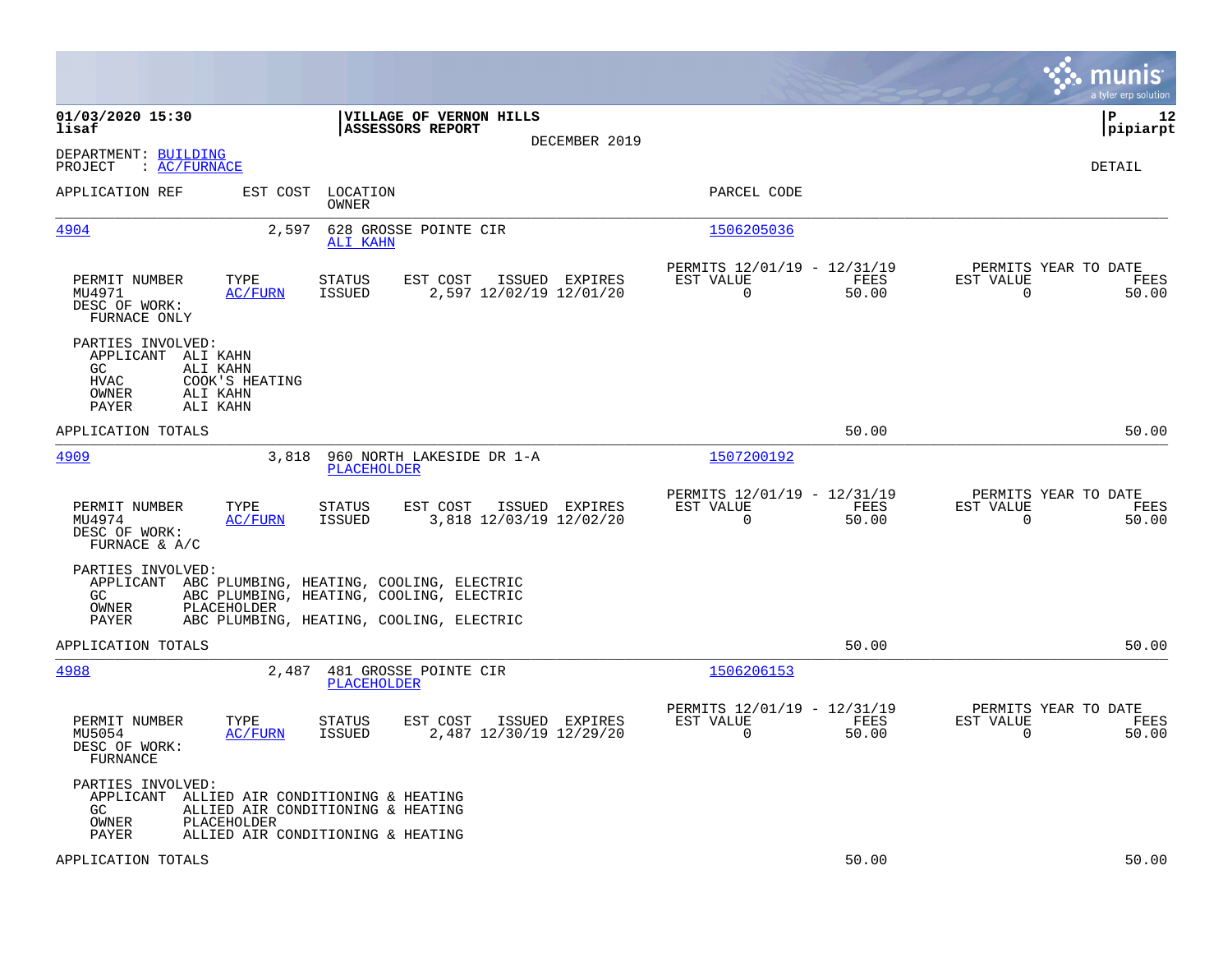01/03/2020 15:30 | VILLAGE OF VERNON HILLS | P 12
lisaf | ASSESSORS REPORT | pipiarpt

DECEMBER 2019

DEPARTMENT: BUILDING
PROJECT : AC/FURNACE

DETAIL

| APPLICATION REF | EST COST | LOCATION / OWNER | PARCEL CODE |
|---|---|---|---|
| 4904 | 2,597 | 628 GROSSE POINTE CIR / ALI KAHN | 1506205036 |

| PERMIT NUMBER | TYPE | STATUS | EST COST | ISSUED | EXPIRES | PERMITS 12/01/19 - 12/31/19 EST VALUE | FEES | PERMITS YEAR TO DATE EST VALUE | FEES |
|---|---|---|---|---|---|---|---|---|---|
| MU4971 | AC/FURN | ISSUED | 2,597 | 12/02/19 | 12/01/20 | 0 | 50.00 | 0 | 50.00 |

DESC OF WORK:
FURNACE ONLY

PARTIES INVOLVED:
- APPLICANT ALI KAHN
- GC ALI KAHN
- HVAC COOK'S HEATING
- OWNER ALI KAHN
- PAYER ALI KAHN

APPLICATION TOTALS 50.00 50.00

| APPLICATION REF | EST COST | LOCATION / OWNER | PARCEL CODE |
|---|---|---|---|
| 4909 | 3,818 | 960 NORTH LAKESIDE DR 1-A / PLACEHOLDER | 1507200192 |

| PERMIT NUMBER | TYPE | STATUS | EST COST | ISSUED | EXPIRES | PERMITS 12/01/19 - 12/31/19 EST VALUE | FEES | PERMITS YEAR TO DATE EST VALUE | FEES |
|---|---|---|---|---|---|---|---|---|---|
| MU4974 | AC/FURN | ISSUED | 3,818 | 12/03/19 | 12/02/20 | 0 | 50.00 | 0 | 50.00 |

DESC OF WORK:
FURNACE & A/C

PARTIES INVOLVED:
- APPLICANT ABC PLUMBING, HEATING, COOLING, ELECTRIC
- GC ABC PLUMBING, HEATING, COOLING, ELECTRIC
- OWNER PLACEHOLDER
- PAYER ABC PLUMBING, HEATING, COOLING, ELECTRIC

APPLICATION TOTALS 50.00 50.00

| APPLICATION REF | EST COST | LOCATION / OWNER | PARCEL CODE |
|---|---|---|---|
| 4988 | 2,487 | 481 GROSSE POINTE CIR / PLACEHOLDER | 1506206153 |

| PERMIT NUMBER | TYPE | STATUS | EST COST | ISSUED | EXPIRES | PERMITS 12/01/19 - 12/31/19 EST VALUE | FEES | PERMITS YEAR TO DATE EST VALUE | FEES |
|---|---|---|---|---|---|---|---|---|---|
| MU5054 | AC/FURN | ISSUED | 2,487 | 12/30/19 | 12/29/20 | 0 | 50.00 | 0 | 50.00 |

DESC OF WORK:
FURNANCE

PARTIES INVOLVED:
- APPLICANT ALLIED AIR CONDITIONING & HEATING
- GC ALLIED AIR CONDITIONING & HEATING
- OWNER PLACEHOLDER
- PAYER ALLIED AIR CONDITIONING & HEATING

APPLICATION TOTALS 50.00 50.00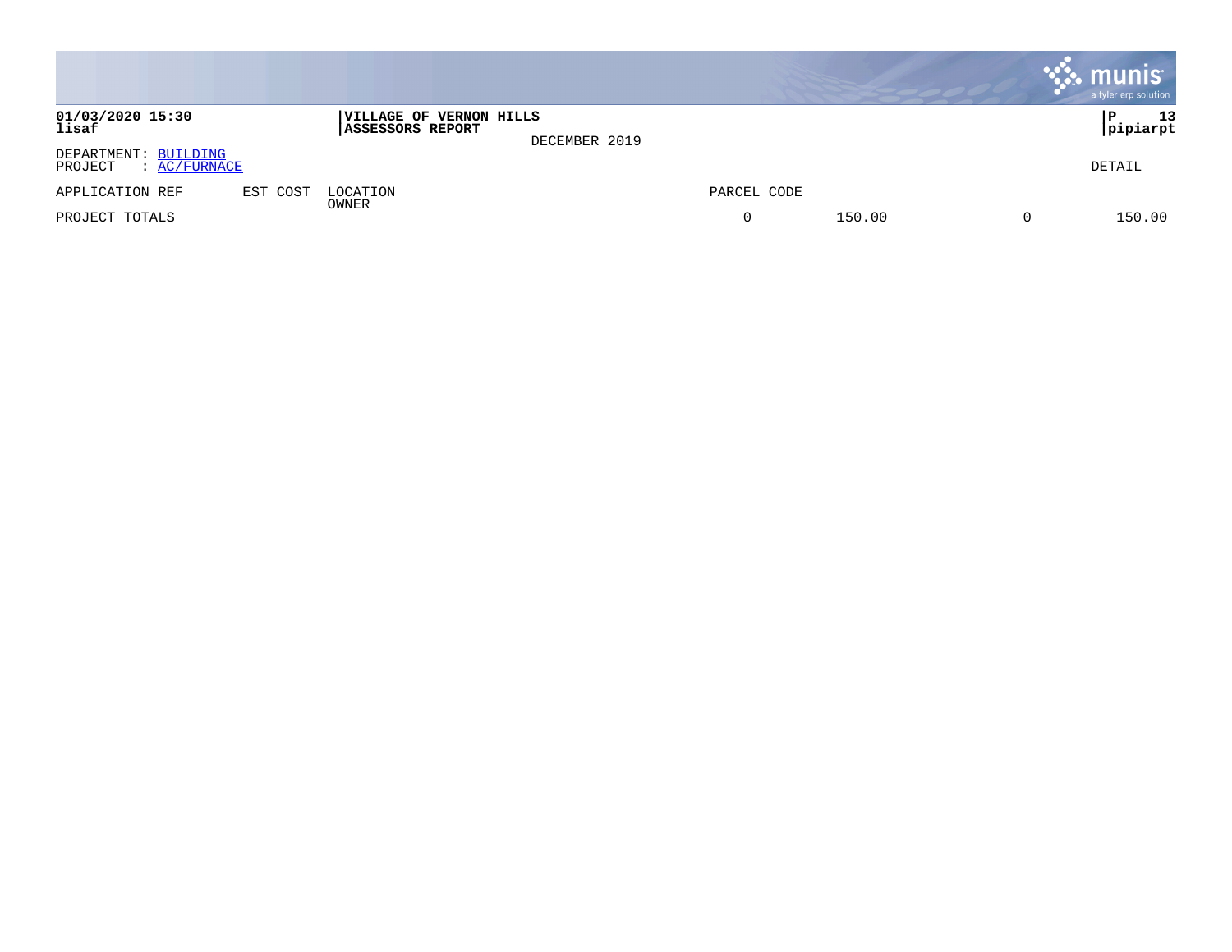**01/03/2020 15:30**
**lisaf**

**VILLAGE OF VERNON HILLS**
**ASSESSORS REPORT**

DECEMBER 2019

**P 13**
**pipiarpt**

DEPARTMENT: BUILDING
PROJECT : AC/FURNACE

DETAIL

| APPLICATION REF | EST COST | LOCATION OWNER | PARCEL CODE | | | |
|---|---|---|---|---|---|---|
| PROJECT TOTALS | | | 0 | 150.00 | 0 | 150.00 |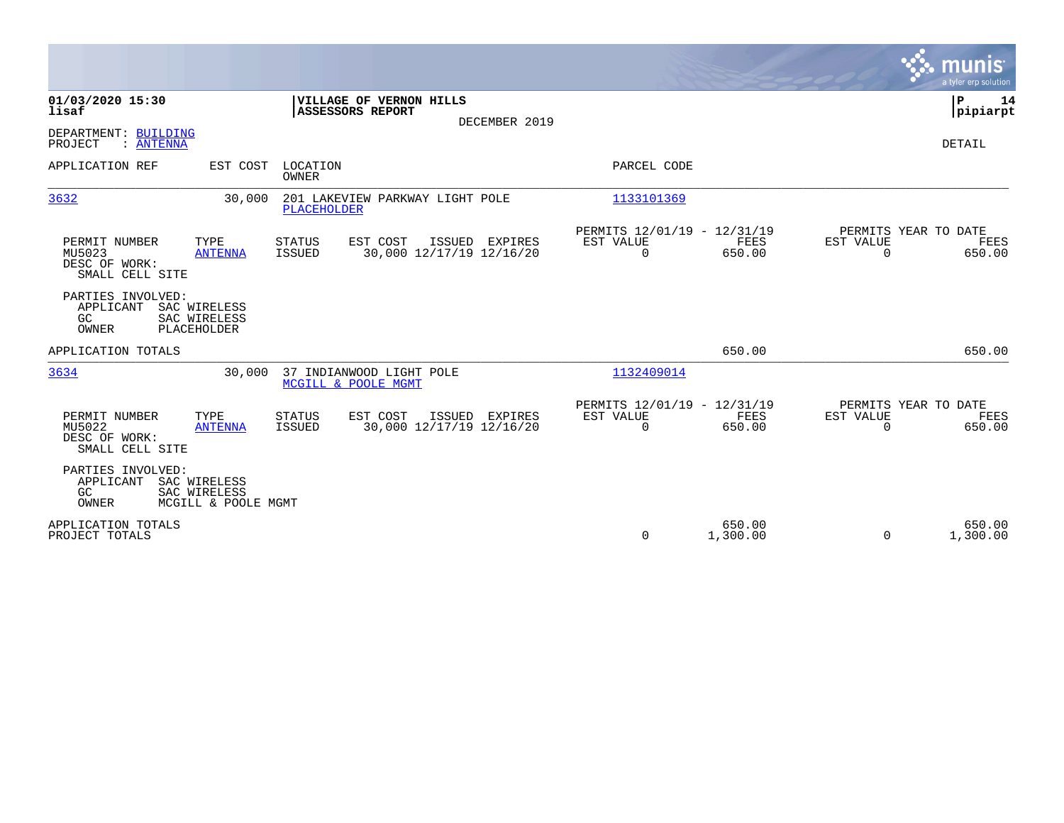**VILLAGE OF VERNON HILLS**
**ASSESSORS REPORT**
DECEMBER 2019

**01/03/2020 15:30**
**lisaf**

**P 14**
**pipiarpt**

DEPARTMENT: BUILDING
PROJECT : ANTENNA

DETAIL

| APPLICATION REF | EST COST | LOCATION / OWNER | PARCEL CODE |
|---|---|---|---|
| 3632 | 30,000 | 201 LAKEVIEW PARKWAY LIGHT POLE / PLACEHOLDER | 1133101369 |

| PERMIT NUMBER | TYPE | STATUS | EST COST | ISSUED | EXPIRES | PERMITS 12/01/19 - 12/31/19 EST VALUE | FEES | PERMITS YEAR TO DATE EST VALUE | FEES |
|---|---|---|---|---|---|---|---|---|---|
| MU5023 | ANTENNA | ISSUED | 30,000 | 12/17/19 | 12/16/20 | 0 | 650.00 | 0 | 650.00 |

DESC OF WORK:
SMALL CELL SITE

PARTIES INVOLVED:
APPLICANT SAC WIRELESS
GC SAC WIRELESS
OWNER PLACEHOLDER

APPLICATION TOTALS 650.00 650.00

| APPLICATION REF | EST COST | LOCATION / OWNER | PARCEL CODE |
|---|---|---|---|
| 3634 | 30,000 | 37 INDIANWOOD LIGHT POLE / MCGILL & POOLE MGMT | 1132409014 |

| PERMIT NUMBER | TYPE | STATUS | EST COST | ISSUED | EXPIRES | PERMITS 12/01/19 - 12/31/19 EST VALUE | FEES | PERMITS YEAR TO DATE EST VALUE | FEES |
|---|---|---|---|---|---|---|---|---|---|
| MU5022 | ANTENNA | ISSUED | 30,000 | 12/17/19 | 12/16/20 | 0 | 650.00 | 0 | 650.00 |

DESC OF WORK:
SMALL CELL SITE

PARTIES INVOLVED:
APPLICANT SAC WIRELESS
GC SAC WIRELESS
OWNER MCGILL & POOLE MGMT

| | EST VALUE | FEES | EST VALUE | FEES |
|---|---|---|---|---|
| APPLICATION TOTALS | | 650.00 | | 650.00 |
| PROJECT TOTALS | 0 | 1,300.00 | 0 | 1,300.00 |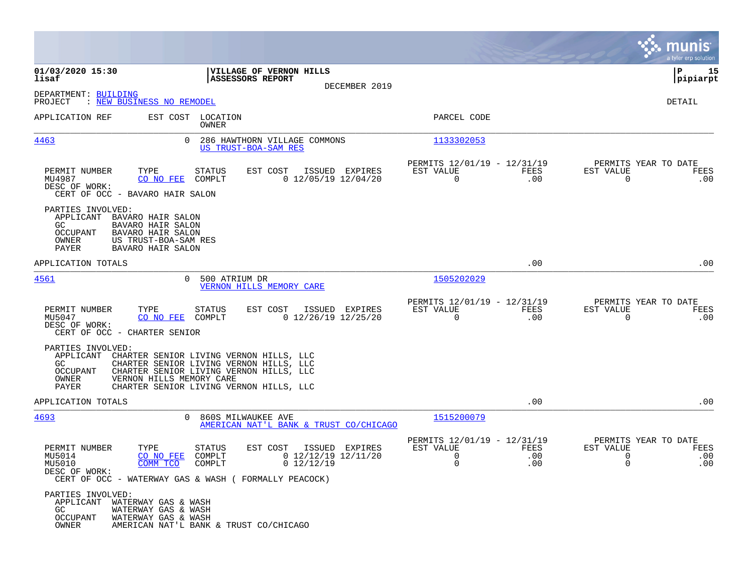**01/03/2020 15:30** | **VILLAGE OF VERNON HILLS** | **P 15**
**lisaf** | **ASSESSORS REPORT** | **pipiarpt**

DECEMBER 2019

DEPARTMENT: BUILDING
PROJECT : NEW BUSINESS NO REMODEL

DETAIL

| APPLICATION REF | EST COST | LOCATION / OWNER | PARCEL CODE |
|---|---|---|---|
| 4463 | 0 | 286 HAWTHORN VILLAGE COMMONS / US TRUST-BOA-SAM RES | 1133302053 |

| PERMIT NUMBER | TYPE | STATUS | EST COST | ISSUED | EXPIRES | PERMITS 12/01/19 - 12/31/19 EST VALUE | FEES | PERMITS YEAR TO DATE EST VALUE | FEES |
|---|---|---|---|---|---|---|---|---|---|
| MU4987 | CO NO FEE | COMPLT | 0 | 12/05/19 | 12/04/20 | 0 | .00 | 0 | .00 |

DESC OF WORK:
CERT OF OCC - BAVARO HAIR SALON

PARTIES INVOLVED:
- APPLICANT BAVARO HAIR SALON
- GC BAVARO HAIR SALON
- OCCUPANT BAVARO HAIR SALON
- OWNER US TRUST-BOA-SAM RES
- PAYER BAVARO HAIR SALON

APPLICATION TOTALS .00 .00

| APPLICATION REF | EST COST | LOCATION / OWNER | PARCEL CODE |
|---|---|---|---|
| 4561 | 0 | 500 ATRIUM DR / VERNON HILLS MEMORY CARE | 1505202029 |

| PERMIT NUMBER | TYPE | STATUS | EST COST | ISSUED | EXPIRES | PERMITS 12/01/19 - 12/31/19 EST VALUE | FEES | PERMITS YEAR TO DATE EST VALUE | FEES |
|---|---|---|---|---|---|---|---|---|---|
| MU5047 | CO NO FEE | COMPLT | 0 | 12/26/19 | 12/25/20 | 0 | .00 | 0 | .00 |

DESC OF WORK:
CERT OF OCC - CHARTER SENIOR

PARTIES INVOLVED:
- APPLICANT CHARTER SENIOR LIVING VERNON HILLS, LLC
- GC CHARTER SENIOR LIVING VERNON HILLS, LLC
- OCCUPANT CHARTER SENIOR LIVING VERNON HILLS, LLC
- OWNER VERNON HILLS MEMORY CARE
- PAYER CHARTER SENIOR LIVING VERNON HILLS, LLC

APPLICATION TOTALS .00 .00

| APPLICATION REF | EST COST | LOCATION / OWNER | PARCEL CODE |
|---|---|---|---|
| 4693 | 0 | 860S MILWAUKEE AVE / AMERICAN NAT'L BANK & TRUST CO/CHICAGO | 1515200079 |

| PERMIT NUMBER | TYPE | STATUS | EST COST | ISSUED | EXPIRES | PERMITS 12/01/19 - 12/31/19 EST VALUE | FEES | PERMITS YEAR TO DATE EST VALUE | FEES |
|---|---|---|---|---|---|---|---|---|---|
| MU5014 | CO NO FEE | COMPLT | 0 | 12/12/19 | 12/11/20 | 0 | .00 | 0 | .00 |
| MU5010 | COMM TCO | COMPLT | 0 | 12/12/19 | | 0 | .00 | 0 | .00 |

DESC OF WORK:
CERT OF OCC - WATERWAY GAS & WASH ( FORMALLY PEACOCK)

PARTIES INVOLVED:
- APPLICANT WATERWAY GAS & WASH
- GC WATERWAY GAS & WASH
- OCCUPANT WATERWAY GAS & WASH
- OWNER AMERICAN NAT'L BANK & TRUST CO/CHICAGO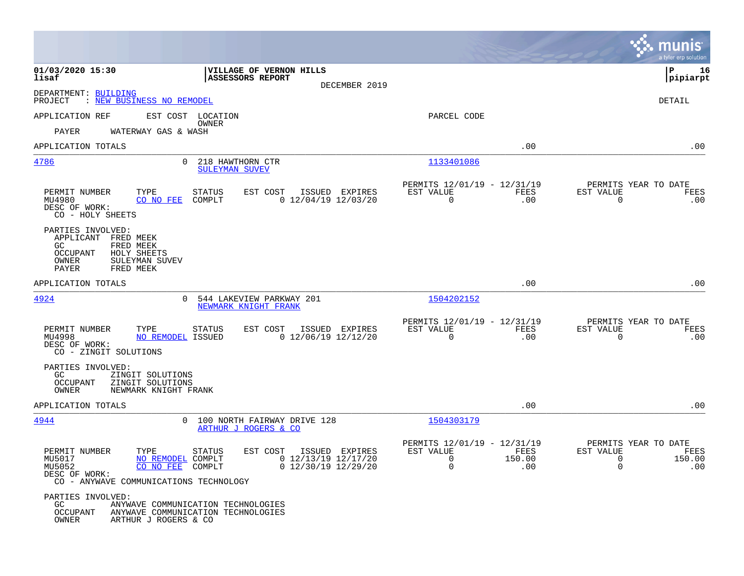01/03/2020 15:30 | VILLAGE OF VERNON HILLS | P 16
lisaf | ASSESSORS REPORT | pipiarpt
DECEMBER 2019

DEPARTMENT: BUILDING
PROJECT : NEW BUSINESS NO REMODEL

DETAIL

APPLICATION REF | EST COST | LOCATION / OWNER | PARCEL CODE

PAYER WATERWAY GAS & WASH

APPLICATION TOTALS .00 .00

---

**4786** 0 218 HAWTHORN CTR — SULEYMAN SUVEV — PARCEL CODE 1133401086

| PERMIT NUMBER | TYPE | STATUS | EST COST | ISSUED | EXPIRES | PERMITS 12/01/19 - 12/31/19 EST VALUE | FEES | PERMITS YEAR TO DATE EST VALUE | FEES |
|---|---|---|---|---|---|---|---|---|---|
| MU4980 | CO NO FEE | COMPLT | 0 | 12/04/19 | 12/03/20 | 0 | .00 | 0 | .00 |

DESC OF WORK:
CO - HOLY SHEETS

PARTIES INVOLVED:
- APPLICANT FRED MEEK
- GC FRED MEEK
- OCCUPANT HOLY SHEETS
- OWNER SULEYMAN SUVEV
- PAYER FRED MEEK

APPLICATION TOTALS .00 .00

---

**4924** 0 544 LAKEVIEW PARKWAY 201 — NEWMARK KNIGHT FRANK — PARCEL CODE 1504202152

| PERMIT NUMBER | TYPE | STATUS | EST COST | ISSUED | EXPIRES | PERMITS 12/01/19 - 12/31/19 EST VALUE | FEES | PERMITS YEAR TO DATE EST VALUE | FEES |
|---|---|---|---|---|---|---|---|---|---|
| MU4998 | NO REMODEL | ISSUED | 0 | 12/06/19 | 12/12/20 | 0 | .00 | 0 | .00 |

DESC OF WORK:
CO - ZINGIT SOLUTIONS

PARTIES INVOLVED:
- GC ZINGIT SOLUTIONS
- OCCUPANT ZINGIT SOLUTIONS
- OWNER NEWMARK KNIGHT FRANK

APPLICATION TOTALS .00 .00

---

**4944** 0 100 NORTH FAIRWAY DRIVE 128 — ARTHUR J ROGERS & CO — PARCEL CODE 1504303179

| PERMIT NUMBER | TYPE | STATUS | EST COST | ISSUED | EXPIRES | PERMITS 12/01/19 - 12/31/19 EST VALUE | FEES | PERMITS YEAR TO DATE EST VALUE | FEES |
|---|---|---|---|---|---|---|---|---|---|
| MU5017 | NO REMODEL | COMPLT | 0 | 12/13/19 | 12/17/20 | 0 | 150.00 | 0 | 150.00 |
| MU5052 | CO NO FEE | COMPLT | 0 | 12/30/19 | 12/29/20 | 0 | .00 | 0 | .00 |

DESC OF WORK:
CO - ANYWAVE COMMUNICATIONS TECHNOLOGY

PARTIES INVOLVED:
- GC ANYWAVE COMMUNICATION TECHNOLOGIES
- OCCUPANT ANYWAVE COMMUNICATION TECHNOLOGIES
- OWNER ARTHUR J ROGERS & CO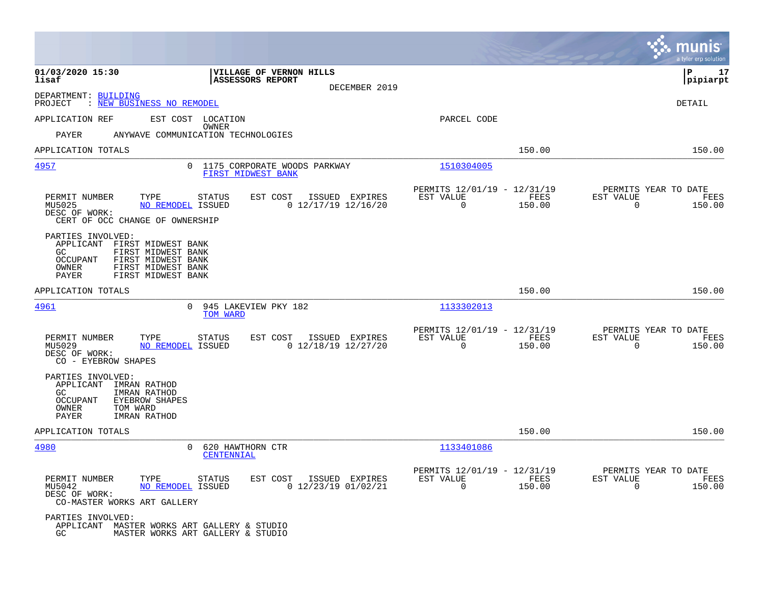01/03/2020 15:30 | VILLAGE OF VERNON HILLS | P 17
lisaf | ASSESSORS REPORT | pipiarpt

DECEMBER 2019

DEPARTMENT: BUILDING
PROJECT : NEW BUSINESS NO REMODEL

DETAIL

APPLICATION REF    EST COST    LOCATION
                               OWNER                                PARCEL CODE

PAYER    ANYWAVE COMMUNICATION TECHNOLOGIES

APPLICATION TOTALS    150.00    150.00

---

**4957**    0    1175 CORPORATE WOODS PARKWAY    1510304005
FIRST MIDWEST BANK

| PERMIT NUMBER | TYPE | STATUS | EST COST | ISSUED | EXPIRES | PERMITS 12/01/19 - 12/31/19 EST VALUE | FEES | PERMITS YEAR TO DATE EST VALUE | FEES |
|---|---|---|---|---|---|---|---|---|---|
| MU5025 | NO REMODEL | ISSUED | 0 | 12/17/19 | 12/16/20 | 0 | 150.00 | 0 | 150.00 |

DESC OF WORK:
CERT OF OCC CHANGE OF OWNERSHIP

PARTIES INVOLVED:
- APPLICANT FIRST MIDWEST BANK
- GC FIRST MIDWEST BANK
- OCCUPANT FIRST MIDWEST BANK
- OWNER FIRST MIDWEST BANK
- PAYER FIRST MIDWEST BANK

APPLICATION TOTALS    150.00    150.00

---

**4961**    0    945 LAKEVIEW PKY 182    1133302013
TOM WARD

| PERMIT NUMBER | TYPE | STATUS | EST COST | ISSUED | EXPIRES | PERMITS 12/01/19 - 12/31/19 EST VALUE | FEES | PERMITS YEAR TO DATE EST VALUE | FEES |
|---|---|---|---|---|---|---|---|---|---|
| MU5029 | NO REMODEL | ISSUED | 0 | 12/18/19 | 12/27/20 | 0 | 150.00 | 0 | 150.00 |

DESC OF WORK:
CO - EYEBROW SHAPES

PARTIES INVOLVED:
- APPLICANT IMRAN RATHOD
- GC IMRAN RATHOD
- OCCUPANT EYEBROW SHAPES
- OWNER TOM WARD
- PAYER IMRAN RATHOD

APPLICATION TOTALS    150.00    150.00

---

**4980**    0    620 HAWTHORN CTR    1133401086
CENTENNIAL

| PERMIT NUMBER | TYPE | STATUS | EST COST | ISSUED | EXPIRES | PERMITS 12/01/19 - 12/31/19 EST VALUE | FEES | PERMITS YEAR TO DATE EST VALUE | FEES |
|---|---|---|---|---|---|---|---|---|---|
| MU5042 | NO REMODEL | ISSUED | 0 | 12/23/19 | 01/02/21 | 0 | 150.00 | 0 | 150.00 |

DESC OF WORK:
CO-MASTER WORKS ART GALLERY

PARTIES INVOLVED:
- APPLICANT MASTER WORKS ART GALLERY & STUDIO
- GC MASTER WORKS ART GALLERY & STUDIO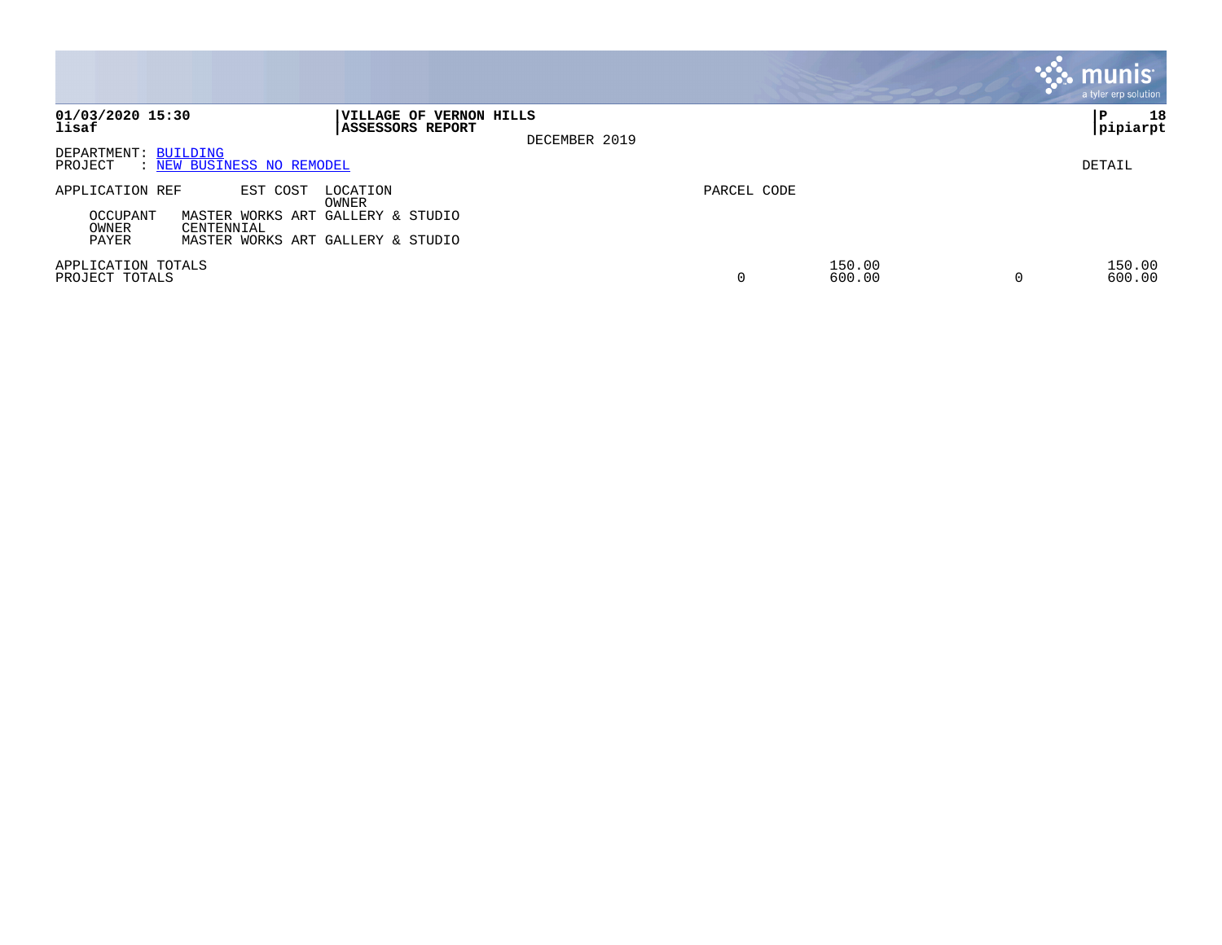**01/03/2020 15:30**
**lisaf**

**VILLAGE OF VERNON HILLS**
**ASSESSORS REPORT**

DECEMBER 2019

**P 18**
**pipiarpt**

DEPARTMENT: BUILDING
PROJECT : NEW BUSINESS NO REMODEL

DETAIL

| APPLICATION REF | EST COST | LOCATION / OWNER | PARCEL CODE | | | |
|---|---|---|---|---|---|---|
| OCCUPANT | MASTER WORKS ART GALLERY & STUDIO | | | | | |
| OWNER | CENTENNIAL | | | | | |
| PAYER | MASTER WORKS ART GALLERY & STUDIO | | | | | |
| APPLICATION TOTALS | | | | 150.00 | | 150.00 |
| PROJECT TOTALS | | | 0 | 600.00 | 0 | 600.00 |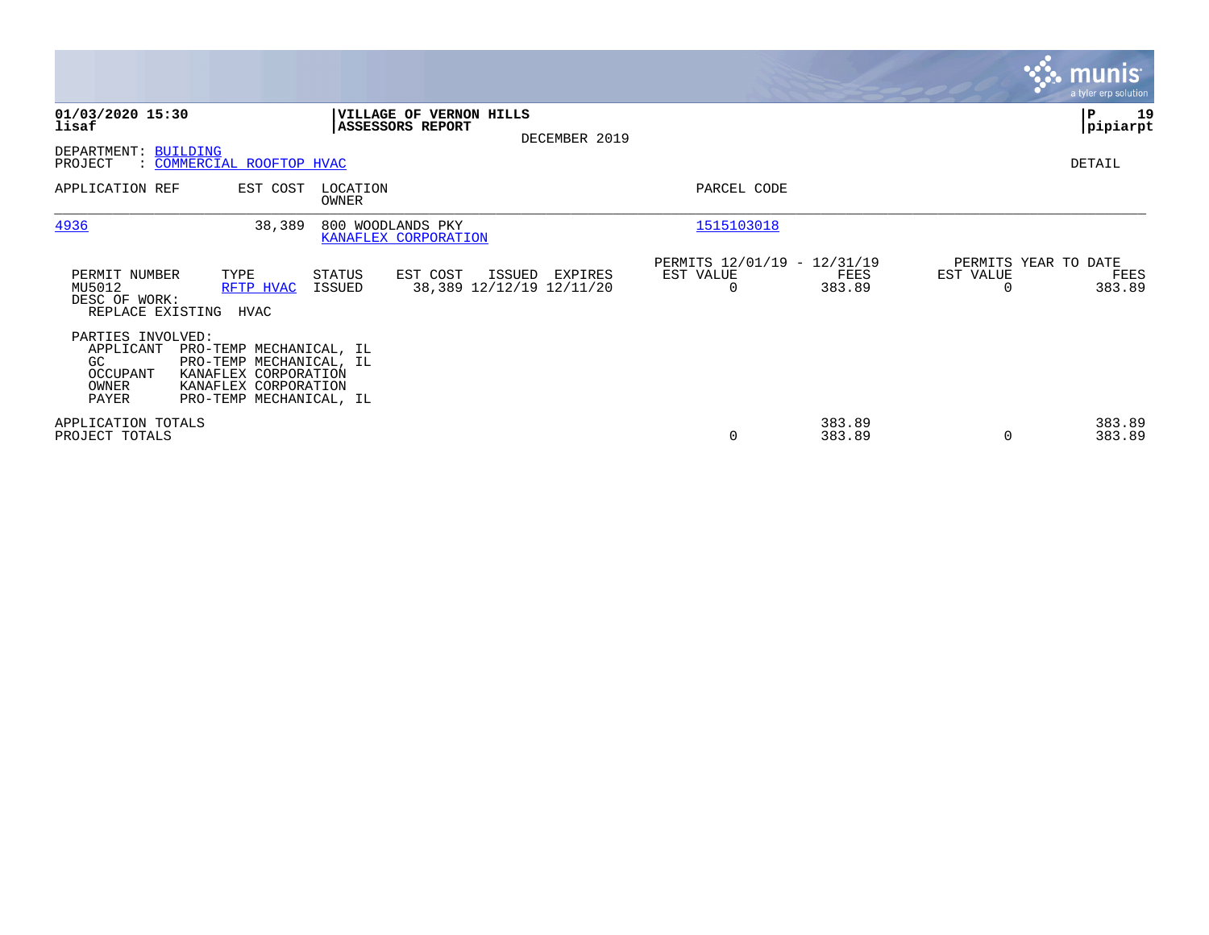**VILLAGE OF VERNON HILLS**
**ASSESSORS REPORT**
DECEMBER 2019

DEPARTMENT: BUILDING
PROJECT : COMMERCIAL ROOFTOP HVAC

DETAIL

| APPLICATION REF | EST COST | LOCATION / OWNER | PARCEL CODE |
|---|---|---|---|
| 4936 | 38,389 | 800 WOODLANDS PKY / KANAFLEX CORPORATION | 1515103018 |

| PERMIT NUMBER | TYPE | STATUS | EST COST | ISSUED | EXPIRES | PERMITS 12/01/19 - 12/31/19 EST VALUE | FEES | PERMITS YEAR TO DATE EST VALUE | FEES |
|---|---|---|---|---|---|---|---|---|---|
| MU5012 | RFTP HVAC | ISSUED | 38,389 | 12/12/19 | 12/11/20 | 0 | 383.89 | 0 | 383.89 |

DESC OF WORK:
REPLACE EXISTING HVAC

PARTIES INVOLVED:

| Role | Party |
|---|---|
| APPLICANT | PRO-TEMP MECHANICAL, IL |
| GC | PRO-TEMP MECHANICAL, IL |
| OCCUPANT | KANAFLEX CORPORATION |
| OWNER | KANAFLEX CORPORATION |
| PAYER | PRO-TEMP MECHANICAL, IL |

| | EST VALUE | FEES | YTD EST VALUE | YTD FEES |
|---|---|---|---|---|
| APPLICATION TOTALS | | 383.89 | | 383.89 |
| PROJECT TOTALS | 0 | 383.89 | 0 | 383.89 |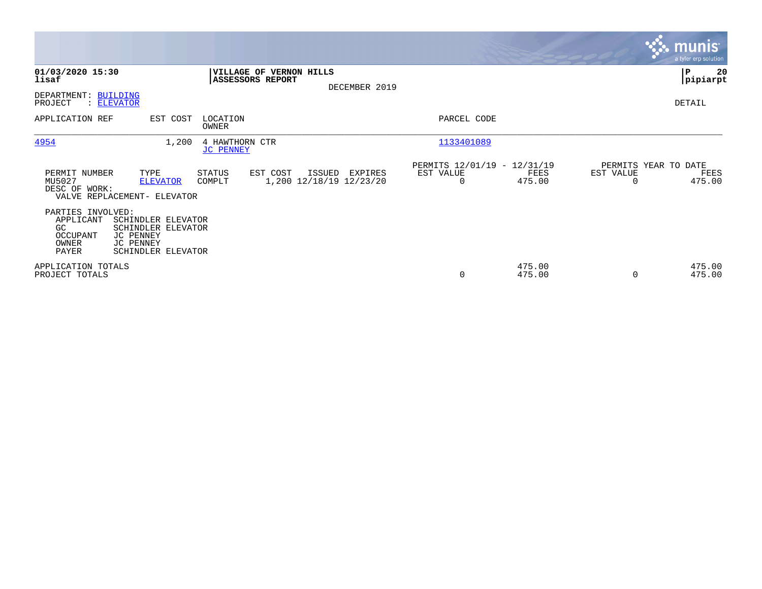**01/03/2020 15:30**
**lisaf**

**VILLAGE OF VERNON HILLS**
**ASSESSORS REPORT**
DECEMBER 2019

**P 20**
**pipiarpt**

DEPARTMENT: BUILDING
PROJECT : ELEVATOR

DETAIL

| APPLICATION REF | EST COST | LOCATION / OWNER | PARCEL CODE |
|---|---|---|---|
| 4954 | 1,200 | 4 HAWTHORN CTR / JC PENNEY | 1133401089 |

| PERMIT NUMBER | TYPE | STATUS | EST COST | ISSUED | EXPIRES | PERMITS 12/01/19 - 12/31/19 EST VALUE | FEES | PERMITS YEAR TO DATE EST VALUE | FEES |
|---|---|---|---|---|---|---|---|---|---|
| MU5027 | ELEVATOR | COMPLT | 1,200 | 12/18/19 | 12/23/20 | 0 | 475.00 | 0 | 475.00 |

DESC OF WORK:
VALVE REPLACEMENT- ELEVATOR

PARTIES INVOLVED:

| | |
|---|---|
| APPLICANT | SCHINDLER ELEVATOR |
| GC | SCHINDLER ELEVATOR |
| OCCUPANT | JC PENNEY |
| OWNER | JC PENNEY |
| PAYER | SCHINDLER ELEVATOR |

| | EST VALUE | FEES | EST VALUE | FEES |
|---|---|---|---|---|
| APPLICATION TOTALS | | 475.00 | | 475.00 |
| PROJECT TOTALS | 0 | 475.00 | 0 | 475.00 |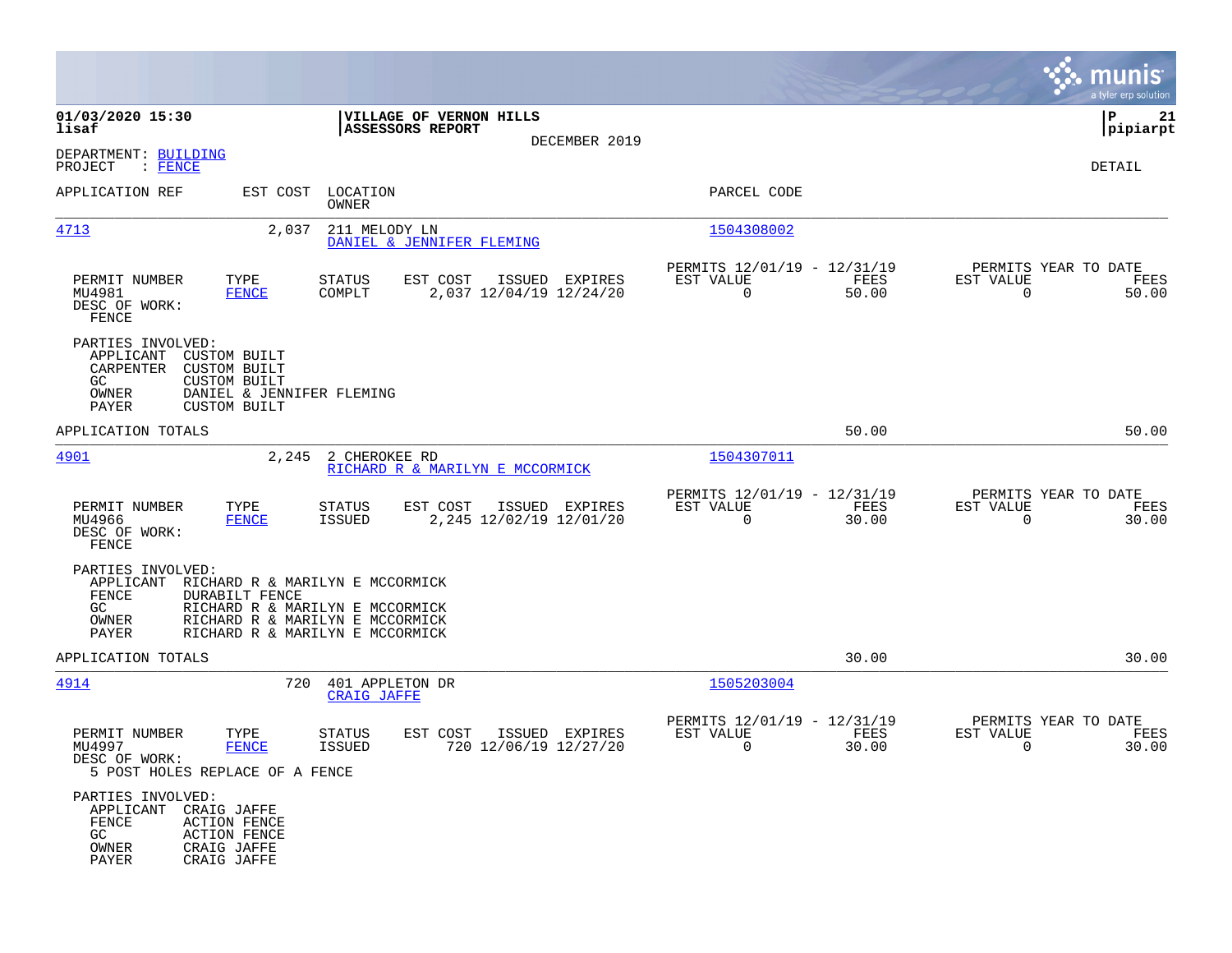**01/03/2020 15:30** | **VILLAGE OF VERNON HILLS** | **P 21**
**lisaf** | **ASSESSORS REPORT** | **pipiarpt**

DECEMBER 2019

DEPARTMENT: BUILDING
PROJECT : FENCE

DETAIL

| APPLICATION REF | EST COST | LOCATION / OWNER | PARCEL CODE |
|---|---|---|---|
| 4713 | 2,037 | 211 MELODY LN / DANIEL & JENNIFER FLEMING | 1504308002 |

| PERMIT NUMBER | TYPE | STATUS | EST COST | ISSUED | EXPIRES | PERMITS 12/01/19 - 12/31/19 EST VALUE | FEES | PERMITS YEAR TO DATE EST VALUE | FEES |
|---|---|---|---|---|---|---|---|---|---|
| MU4981 | FENCE | COMPLT | 2,037 | 12/04/19 | 12/24/20 | 0 | 50.00 | 0 | 50.00 |

DESC OF WORK:
FENCE

PARTIES INVOLVED:
- APPLICANT CUSTOM BUILT
- CARPENTER CUSTOM BUILT
- GC CUSTOM BUILT
- OWNER DANIEL & JENNIFER FLEMING
- PAYER CUSTOM BUILT

APPLICATION TOTALS 50.00 50.00

| APPLICATION REF | EST COST | LOCATION / OWNER | PARCEL CODE |
|---|---|---|---|
| 4901 | 2,245 | 2 CHEROKEE RD / RICHARD R & MARILYN E MCCORMICK | 1504307011 |

| PERMIT NUMBER | TYPE | STATUS | EST COST | ISSUED | EXPIRES | PERMITS 12/01/19 - 12/31/19 EST VALUE | FEES | PERMITS YEAR TO DATE EST VALUE | FEES |
|---|---|---|---|---|---|---|---|---|---|
| MU4966 | FENCE | ISSUED | 2,245 | 12/02/19 | 12/01/20 | 0 | 30.00 | 0 | 30.00 |

DESC OF WORK:
FENCE

PARTIES INVOLVED:
- APPLICANT RICHARD R & MARILYN E MCCORMICK
- FENCE DURABILT FENCE
- GC RICHARD R & MARILYN E MCCORMICK
- OWNER RICHARD R & MARILYN E MCCORMICK
- PAYER RICHARD R & MARILYN E MCCORMICK

APPLICATION TOTALS 30.00 30.00

| APPLICATION REF | EST COST | LOCATION / OWNER | PARCEL CODE |
|---|---|---|---|
| 4914 | 720 | 401 APPLETON DR / CRAIG JAFFE | 1505203004 |

| PERMIT NUMBER | TYPE | STATUS | EST COST | ISSUED | EXPIRES | PERMITS 12/01/19 - 12/31/19 EST VALUE | FEES | PERMITS YEAR TO DATE EST VALUE | FEES |
|---|---|---|---|---|---|---|---|---|---|
| MU4997 | FENCE | ISSUED | 720 | 12/06/19 | 12/27/20 | 0 | 30.00 | 0 | 30.00 |

DESC OF WORK:
5 POST HOLES REPLACE OF A FENCE

PARTIES INVOLVED:
- APPLICANT CRAIG JAFFE
- FENCE ACTION FENCE
- GC ACTION FENCE
- OWNER CRAIG JAFFE
- PAYER CRAIG JAFFE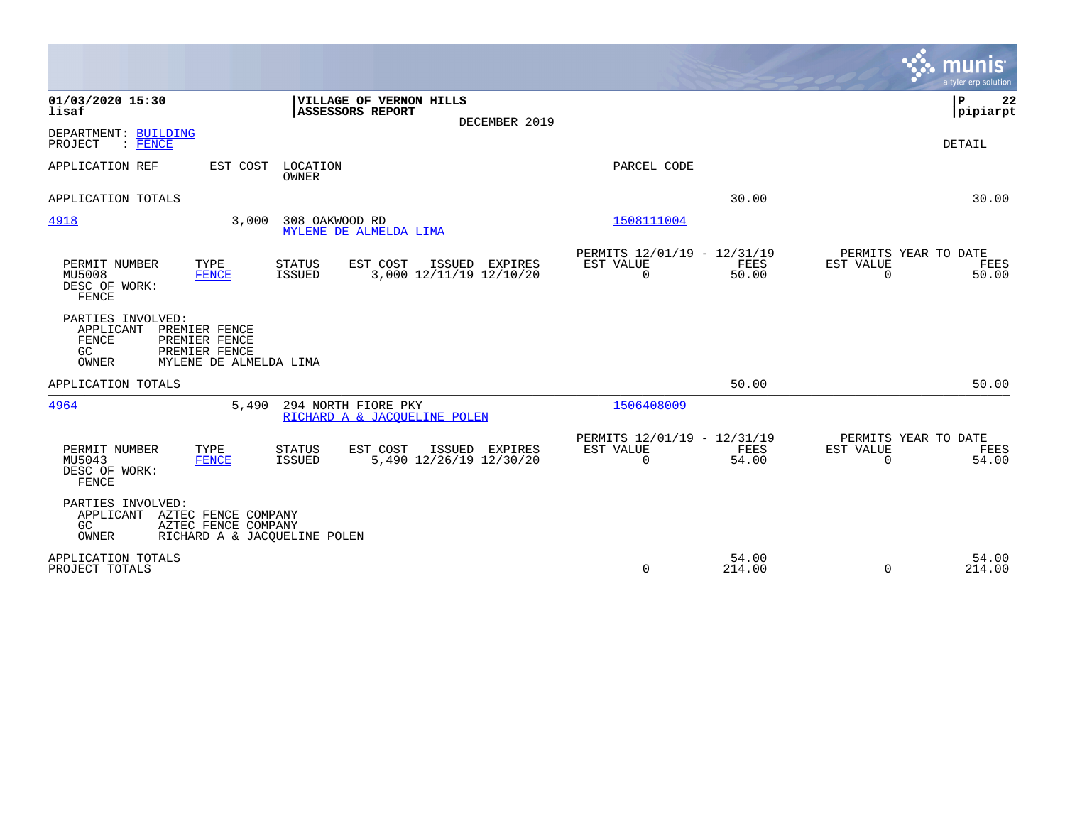**01/03/2020 15:30**
**lisaf**

**VILLAGE OF VERNON HILLS**
**ASSESSORS REPORT**
DECEMBER 2019

**P 22**
**pipiarpt**

DEPARTMENT: BUILDING
PROJECT : FENCE

DETAIL

| APPLICATION REF | EST COST | LOCATION / OWNER | PARCEL CODE |
|---|---|---|---|

APPLICATION TOTALS — 30.00 — 30.00

---

**4918** — 3,000 — 308 OAKWOOD RD — MYLENE DE ALMELDA LIMA — Parcel: 1508111004

| PERMIT NUMBER | TYPE | STATUS | EST COST | ISSUED | EXPIRES | PERMITS 12/01/19 - 12/31/19 EST VALUE | FEES | PERMITS YEAR TO DATE EST VALUE | FEES |
|---|---|---|---|---|---|---|---|---|---|
| MU5008 | FENCE | ISSUED | 3,000 | 12/11/19 | 12/10/20 | 0 | 50.00 | 0 | 50.00 |

DESC OF WORK:
FENCE

PARTIES INVOLVED:
- APPLICANT PREMIER FENCE
- FENCE PREMIER FENCE
- GC PREMIER FENCE
- OWNER MYLENE DE ALMELDA LIMA

APPLICATION TOTALS — 50.00 — 50.00

---

**4964** — 5,490 — 294 NORTH FIORE PKY — RICHARD A & JACQUELINE POLEN — Parcel: 1506408009

| PERMIT NUMBER | TYPE | STATUS | EST COST | ISSUED | EXPIRES | PERMITS 12/01/19 - 12/31/19 EST VALUE | FEES | PERMITS YEAR TO DATE EST VALUE | FEES |
|---|---|---|---|---|---|---|---|---|---|
| MU5043 | FENCE | ISSUED | 5,490 | 12/26/19 | 12/30/20 | 0 | 54.00 | 0 | 54.00 |

DESC OF WORK:
FENCE

PARTIES INVOLVED:
- APPLICANT AZTEC FENCE COMPANY
- GC AZTEC FENCE COMPANY
- OWNER RICHARD A & JACQUELINE POLEN

| | EST VALUE | FEES | YTD EST VALUE | YTD FEES |
|---|---|---|---|---|
| APPLICATION TOTALS | | 54.00 | | 54.00 |
| PROJECT TOTALS | 0 | 214.00 | 0 | 214.00 |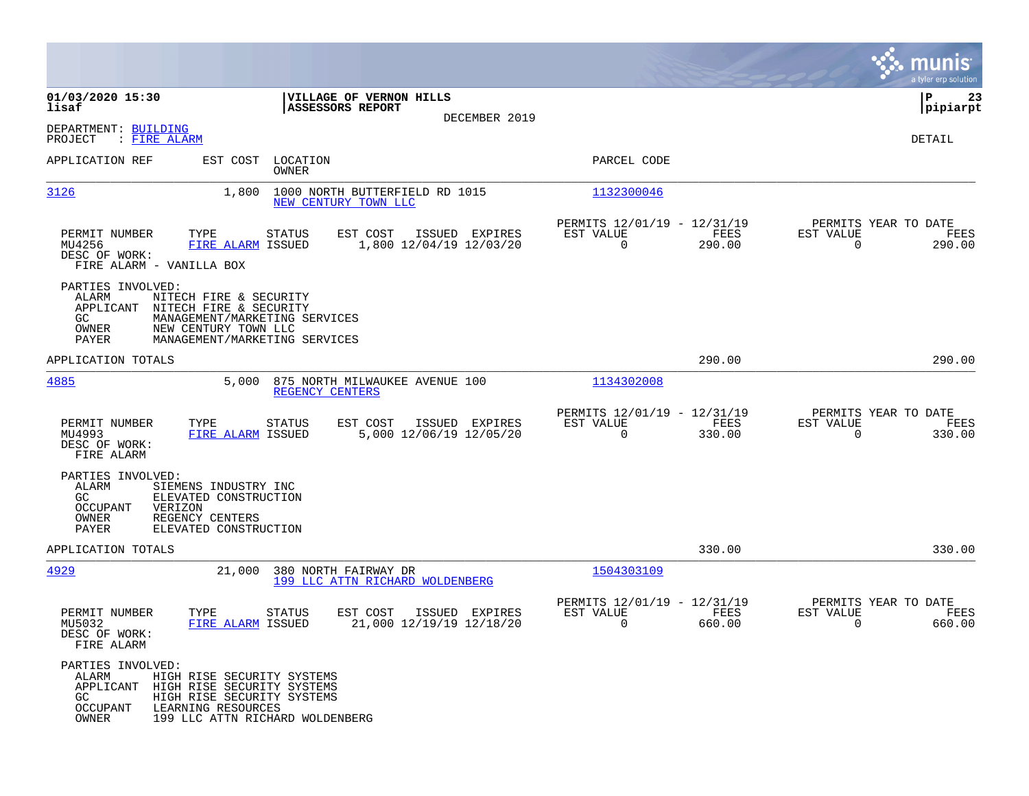**01/03/2020 15:30**
**lisaf**

**VILLAGE OF VERNON HILLS**
**ASSESSORS REPORT**
DECEMBER 2019

**P 23**
**pipiarpt**

DEPARTMENT: BUILDING
PROJECT : FIRE ALARM

DETAIL

| APPLICATION REF | EST COST | LOCATION / OWNER | PARCEL CODE |
|---|---|---|---|
| 3126 | 1,800 | 1000 NORTH BUTTERFIELD RD 1015 / NEW CENTURY TOWN LLC | 1132300046 |

| PERMIT NUMBER | TYPE | STATUS | EST COST | ISSUED | EXPIRES | PERMITS 12/01/19 - 12/31/19 EST VALUE | FEES | PERMITS YEAR TO DATE EST VALUE | FEES |
|---|---|---|---|---|---|---|---|---|---|
| MU4256 | FIRE ALARM | ISSUED | 1,800 | 12/04/19 | 12/03/20 | 0 | 290.00 | 0 | 290.00 |

DESC OF WORK:
FIRE ALARM - VANILLA BOX

PARTIES INVOLVED:
- ALARM NITECH FIRE & SECURITY
- APPLICANT NITECH FIRE & SECURITY
- GC MANAGEMENT/MARKETING SERVICES
- OWNER NEW CENTURY TOWN LLC
- PAYER MANAGEMENT/MARKETING SERVICES

APPLICATION TOTALS 290.00 290.00

| APPLICATION REF | EST COST | LOCATION / OWNER | PARCEL CODE |
|---|---|---|---|
| 4885 | 5,000 | 875 NORTH MILWAUKEE AVENUE 100 / REGENCY CENTERS | 1134302008 |

| PERMIT NUMBER | TYPE | STATUS | EST COST | ISSUED | EXPIRES | PERMITS 12/01/19 - 12/31/19 EST VALUE | FEES | PERMITS YEAR TO DATE EST VALUE | FEES |
|---|---|---|---|---|---|---|---|---|---|
| MU4993 | FIRE ALARM | ISSUED | 5,000 | 12/06/19 | 12/05/20 | 0 | 330.00 | 0 | 330.00 |

DESC OF WORK:
FIRE ALARM

PARTIES INVOLVED:
- ALARM SIEMENS INDUSTRY INC
- GC ELEVATED CONSTRUCTION
- OCCUPANT VERIZON
- OWNER REGENCY CENTERS
- PAYER ELEVATED CONSTRUCTION

APPLICATION TOTALS 330.00 330.00

| APPLICATION REF | EST COST | LOCATION / OWNER | PARCEL CODE |
|---|---|---|---|
| 4929 | 21,000 | 380 NORTH FAIRWAY DR / 199 LLC ATTN RICHARD WOLDENBERG | 1504303109 |

| PERMIT NUMBER | TYPE | STATUS | EST COST | ISSUED | EXPIRES | PERMITS 12/01/19 - 12/31/19 EST VALUE | FEES | PERMITS YEAR TO DATE EST VALUE | FEES |
|---|---|---|---|---|---|---|---|---|---|
| MU5032 | FIRE ALARM | ISSUED | 21,000 | 12/19/19 | 12/18/20 | 0 | 660.00 | 0 | 660.00 |

DESC OF WORK:
FIRE ALARM

PARTIES INVOLVED:
- ALARM HIGH RISE SECURITY SYSTEMS
- APPLICANT HIGH RISE SECURITY SYSTEMS
- GC HIGH RISE SECURITY SYSTEMS
- OCCUPANT LEARNING RESOURCES
- OWNER 199 LLC ATTN RICHARD WOLDENBERG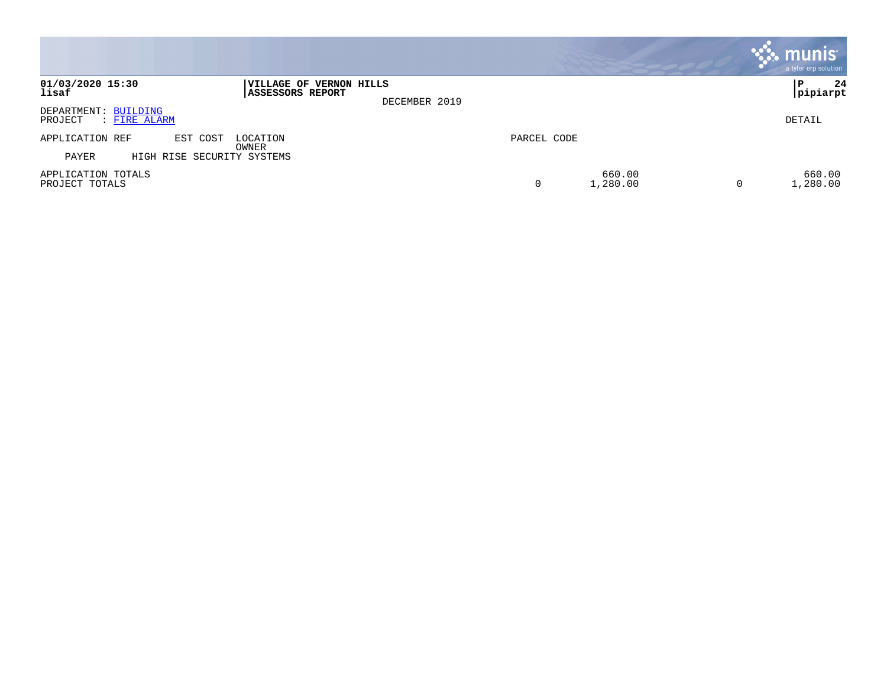**01/03/2020 15:30**
**lisaf**

**VILLAGE OF VERNON HILLS**
**ASSESSORS REPORT**

DECEMBER 2019

P 24
pipiarpt

DEPARTMENT: BUILDING
PROJECT : FIRE ALARM

DETAIL

| APPLICATION REF | EST COST | LOCATION / OWNER | PARCEL CODE | | | |
|---|---|---|---|---|---|---|
| PAYER | HIGH RISE SECURITY SYSTEMS | | | | | |
| APPLICATION TOTALS | | | | 660.00 | | 660.00 |
| PROJECT TOTALS | | | 0 | 1,280.00 | 0 | 1,280.00 |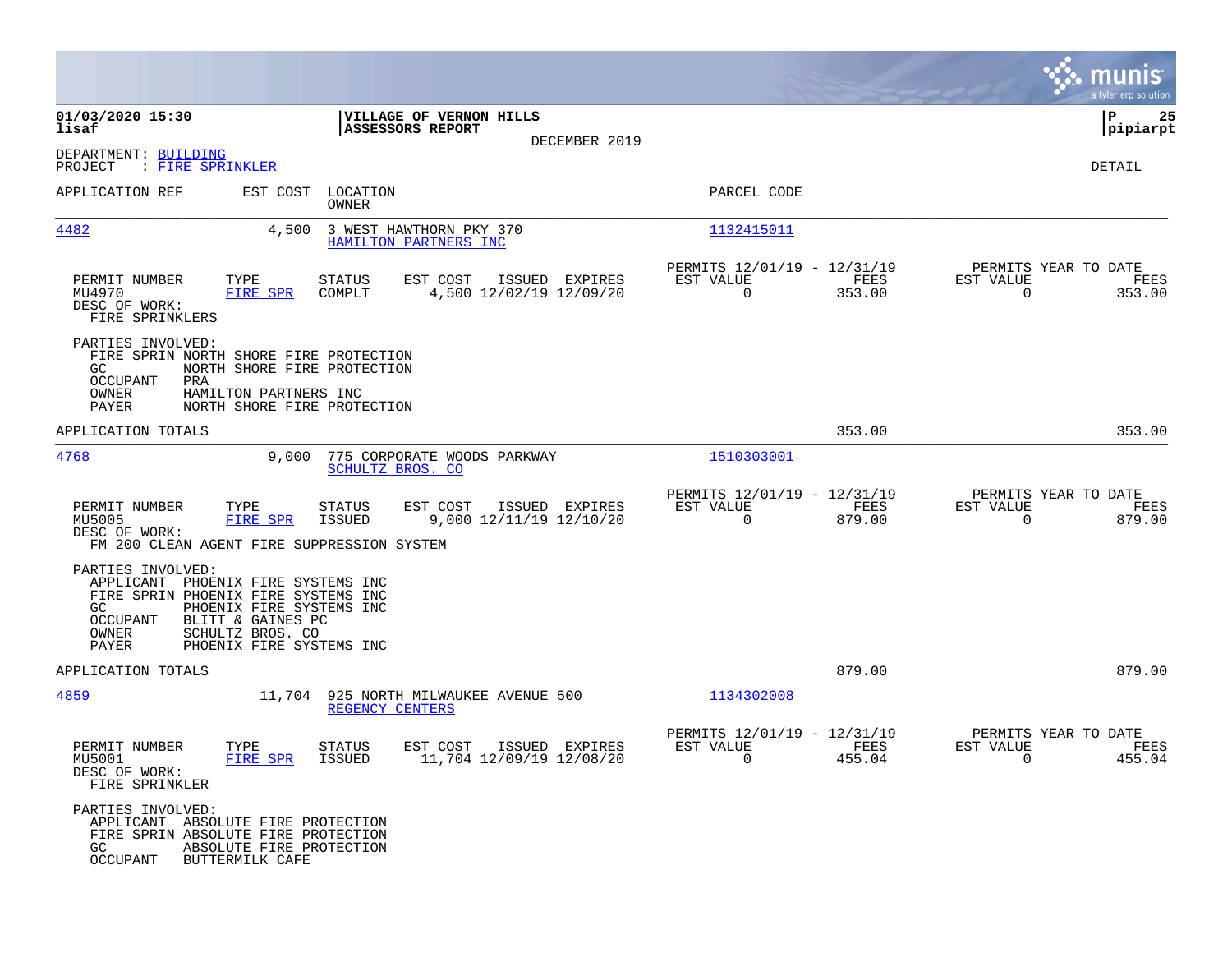01/03/2020 15:30
lisaf

VILLAGE OF VERNON HILLS
ASSESSORS REPORT
DECEMBER 2019

P 25
pipiarpt

DEPARTMENT: BUILDING
PROJECT : FIRE SPRINKLER

DETAIL

| APPLICATION REF | EST COST | LOCATION / OWNER | PARCEL CODE |
|---|---|---|---|
| 4482 | 4,500 | 3 WEST HAWTHORN PKY 370 / HAMILTON PARTNERS INC | 1132415011 |

| PERMIT NUMBER | TYPE | STATUS | EST COST | ISSUED | EXPIRES | PERMITS 12/01/19 - 12/31/19 EST VALUE | FEES | PERMITS YEAR TO DATE EST VALUE | FEES |
|---|---|---|---|---|---|---|---|---|---|
| MU4970 | FIRE SPR | COMPLT | 4,500 | 12/02/19 | 12/09/20 | 0 | 353.00 | 0 | 353.00 |

DESC OF WORK:
FIRE SPRINKLERS

PARTIES INVOLVED:
- FIRE SPRIN NORTH SHORE FIRE PROTECTION
- GC NORTH SHORE FIRE PROTECTION
- OCCUPANT PRA
- OWNER HAMILTON PARTNERS INC
- PAYER NORTH SHORE FIRE PROTECTION

APPLICATION TOTALS 353.00 353.00

| APPLICATION REF | EST COST | LOCATION / OWNER | PARCEL CODE |
|---|---|---|---|
| 4768 | 9,000 | 775 CORPORATE WOODS PARKWAY / SCHULTZ BROS. CO | 1510303001 |

| PERMIT NUMBER | TYPE | STATUS | EST COST | ISSUED | EXPIRES | PERMITS 12/01/19 - 12/31/19 EST VALUE | FEES | PERMITS YEAR TO DATE EST VALUE | FEES |
|---|---|---|---|---|---|---|---|---|---|
| MU5005 | FIRE SPR | ISSUED | 9,000 | 12/11/19 | 12/10/20 | 0 | 879.00 | 0 | 879.00 |

DESC OF WORK:
FM 200 CLEAN AGENT FIRE SUPPRESSION SYSTEM

PARTIES INVOLVED:
- APPLICANT PHOENIX FIRE SYSTEMS INC
- FIRE SPRIN PHOENIX FIRE SYSTEMS INC
- GC PHOENIX FIRE SYSTEMS INC
- OCCUPANT BLITT & GAINES PC
- OWNER SCHULTZ BROS. CO
- PAYER PHOENIX FIRE SYSTEMS INC

APPLICATION TOTALS 879.00 879.00

| APPLICATION REF | EST COST | LOCATION / OWNER | PARCEL CODE |
|---|---|---|---|
| 4859 | 11,704 | 925 NORTH MILWAUKEE AVENUE 500 / REGENCY CENTERS | 1134302008 |

| PERMIT NUMBER | TYPE | STATUS | EST COST | ISSUED | EXPIRES | PERMITS 12/01/19 - 12/31/19 EST VALUE | FEES | PERMITS YEAR TO DATE EST VALUE | FEES |
|---|---|---|---|---|---|---|---|---|---|
| MU5001 | FIRE SPR | ISSUED | 11,704 | 12/09/19 | 12/08/20 | 0 | 455.04 | 0 | 455.04 |

DESC OF WORK:
FIRE SPRINKLER

PARTIES INVOLVED:
- APPLICANT ABSOLUTE FIRE PROTECTION
- FIRE SPRIN ABSOLUTE FIRE PROTECTION
- GC ABSOLUTE FIRE PROTECTION
- OCCUPANT BUTTERMILK CAFE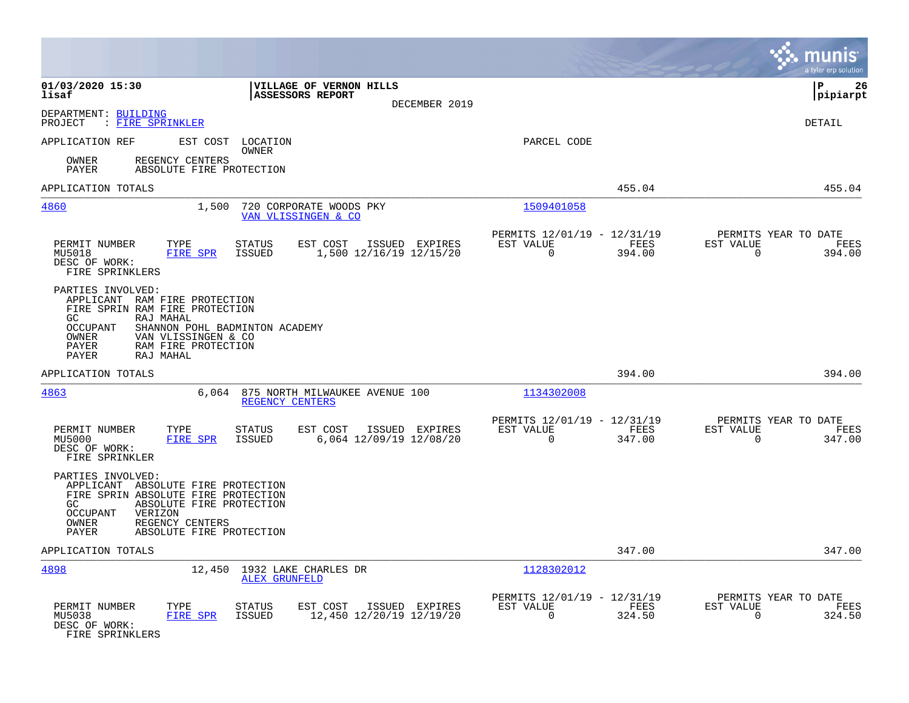**01/03/2020 15:30**
**lisaf**

**VILLAGE OF VERNON HILLS**
**ASSESSORS REPORT**
DECEMBER 2019

**P 26**
**pipiarpt**

DEPARTMENT: BUILDING
PROJECT : FIRE SPRINKLER

DETAIL

APPLICATION REF | EST COST | LOCATION / OWNER | PARCEL CODE

OWNER REGENCY CENTERS
PAYER ABSOLUTE FIRE PROTECTION

APPLICATION TOTALS — 455.04 — 455.04

---

**4860** — 1,500 — 720 CORPORATE WOODS PKY — VAN VLISSINGEN & CO — Parcel: 1509401058

| PERMIT NUMBER | TYPE | STATUS | EST COST | ISSUED | EXPIRES | PERMITS 12/01/19 - 12/31/19 EST VALUE | FEES | PERMITS YEAR TO DATE EST VALUE | FEES |
|---|---|---|---|---|---|---|---|---|---|
| MU5018 | FIRE SPR | ISSUED | 1,500 | 12/16/19 | 12/15/20 | 0 | 394.00 | 0 | 394.00 |

DESC OF WORK:
FIRE SPRINKLERS

PARTIES INVOLVED:
- APPLICANT RAM FIRE PROTECTION
- FIRE SPRIN RAM FIRE PROTECTION
- GC RAJ MAHAL
- OCCUPANT SHANNON POHL BADMINTON ACADEMY
- OWNER VAN VLISSINGEN & CO
- PAYER RAM FIRE PROTECTION
- PAYER RAJ MAHAL

APPLICATION TOTALS — 394.00 — 394.00

---

**4863** — 6,064 — 875 NORTH MILWAUKEE AVENUE 100 — REGENCY CENTERS — Parcel: 1134302008

| PERMIT NUMBER | TYPE | STATUS | EST COST | ISSUED | EXPIRES | PERMITS 12/01/19 - 12/31/19 EST VALUE | FEES | PERMITS YEAR TO DATE EST VALUE | FEES |
|---|---|---|---|---|---|---|---|---|---|
| MU5000 | FIRE SPR | ISSUED | 6,064 | 12/09/19 | 12/08/20 | 0 | 347.00 | 0 | 347.00 |

DESC OF WORK:
FIRE SPRINKLER

PARTIES INVOLVED:
- APPLICANT ABSOLUTE FIRE PROTECTION
- FIRE SPRIN ABSOLUTE FIRE PROTECTION
- GC ABSOLUTE FIRE PROTECTION
- OCCUPANT VERIZON
- OWNER REGENCY CENTERS
- PAYER ABSOLUTE FIRE PROTECTION

APPLICATION TOTALS — 347.00 — 347.00

---

**4898** — 12,450 — 1932 LAKE CHARLES DR — ALEX GRUNFELD — Parcel: 1128302012

| PERMIT NUMBER | TYPE | STATUS | EST COST | ISSUED | EXPIRES | PERMITS 12/01/19 - 12/31/19 EST VALUE | FEES | PERMITS YEAR TO DATE EST VALUE | FEES |
|---|---|---|---|---|---|---|---|---|---|
| MU5038 | FIRE SPR | ISSUED | 12,450 | 12/20/19 | 12/19/20 | 0 | 324.50 | 0 | 324.50 |

DESC OF WORK:
FIRE SPRINKLERS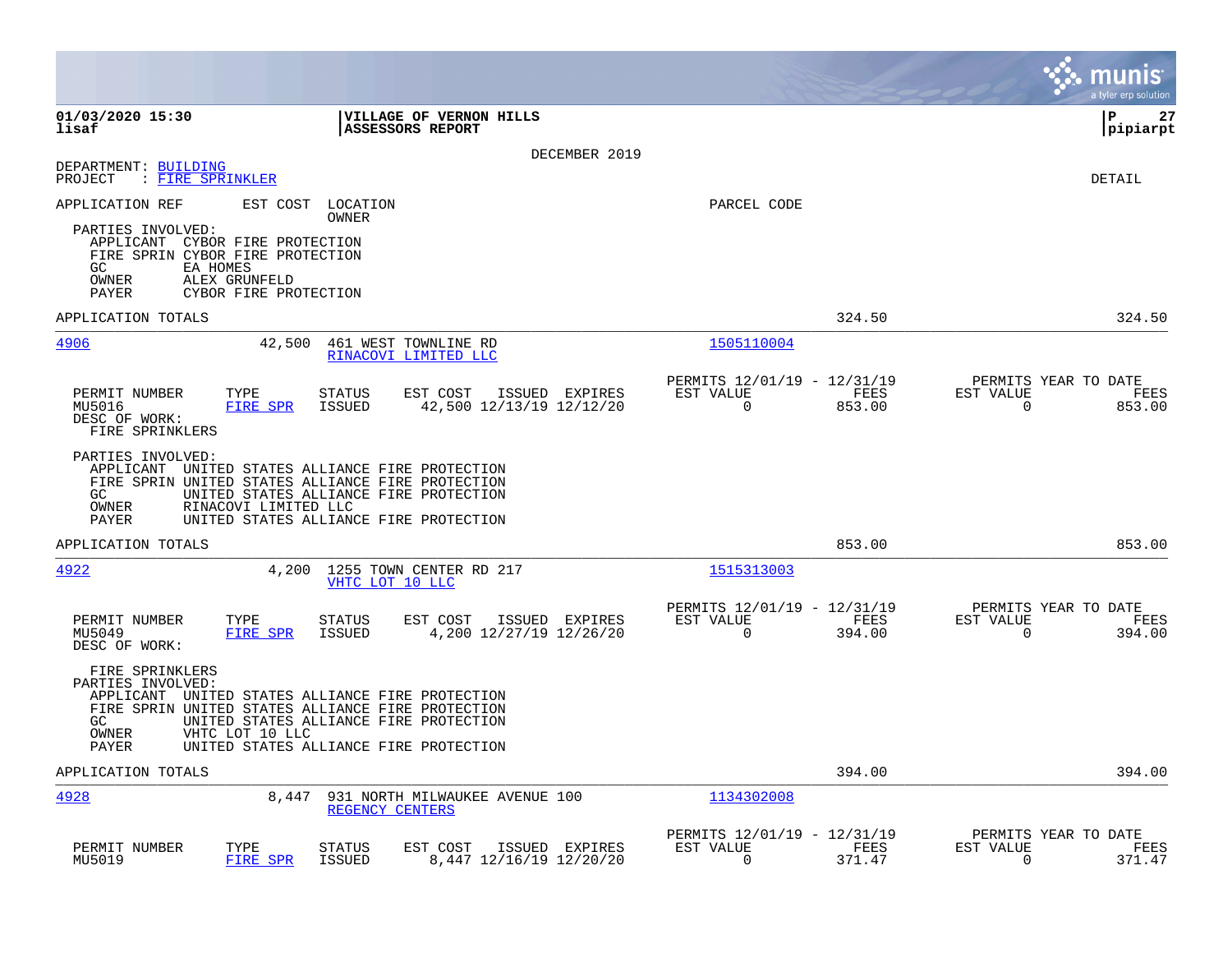**01/03/2020 15:30** | **VILLAGE OF VERNON HILLS** | **P 27**
**lisaf** | **ASSESSORS REPORT** | **pipiarpt**

DECEMBER 2019

DEPARTMENT: BUILDING
PROJECT : FIRE SPRINKLER

DETAIL

APPLICATION REF EST COST LOCATION
OWNER
PARCEL CODE

PARTIES INVOLVED:
APPLICANT CYBOR FIRE PROTECTION
FIRE SPRIN CYBOR FIRE PROTECTION
GC EA HOMES
OWNER ALEX GRUNFELD
PAYER CYBOR FIRE PROTECTION

APPLICATION TOTALS 324.50 324.50

---

**4906** 42,500 461 WEST TOWNLINE RD — RINACOVI LIMITED LLC — Parcel 1505110004

| PERMIT NUMBER | TYPE | STATUS | EST COST | ISSUED | EXPIRES | PERMITS 12/01/19 - 12/31/19 EST VALUE | FEES | PERMITS YEAR TO DATE EST VALUE | FEES |
|---|---|---|---|---|---|---|---|---|---|
| MU5016 | FIRE SPR | ISSUED | 42,500 | 12/13/19 | 12/12/20 | 0 | 853.00 | 0 | 853.00 |

DESC OF WORK:
FIRE SPRINKLERS

PARTIES INVOLVED:
APPLICANT UNITED STATES ALLIANCE FIRE PROTECTION
FIRE SPRIN UNITED STATES ALLIANCE FIRE PROTECTION
GC UNITED STATES ALLIANCE FIRE PROTECTION
OWNER RINACOVI LIMITED LLC
PAYER UNITED STATES ALLIANCE FIRE PROTECTION

APPLICATION TOTALS 853.00 853.00

---

**4922** 4,200 1255 TOWN CENTER RD 217 — VHTC LOT 10 LLC — Parcel 1515313003

| PERMIT NUMBER | TYPE | STATUS | EST COST | ISSUED | EXPIRES | PERMITS 12/01/19 - 12/31/19 EST VALUE | FEES | PERMITS YEAR TO DATE EST VALUE | FEES |
|---|---|---|---|---|---|---|---|---|---|
| MU5049 | FIRE SPR | ISSUED | 4,200 | 12/27/19 | 12/26/20 | 0 | 394.00 | 0 | 394.00 |

DESC OF WORK:

FIRE SPRINKLERS

PARTIES INVOLVED:
APPLICANT UNITED STATES ALLIANCE FIRE PROTECTION
FIRE SPRIN UNITED STATES ALLIANCE FIRE PROTECTION
GC UNITED STATES ALLIANCE FIRE PROTECTION
OWNER VHTC LOT 10 LLC
PAYER UNITED STATES ALLIANCE FIRE PROTECTION

APPLICATION TOTALS 394.00 394.00

---

**4928** 8,447 931 NORTH MILWAUKEE AVENUE 100 — REGENCY CENTERS — Parcel 1134302008

| PERMIT NUMBER | TYPE | STATUS | EST COST | ISSUED | EXPIRES | PERMITS 12/01/19 - 12/31/19 EST VALUE | FEES | PERMITS YEAR TO DATE EST VALUE | FEES |
|---|---|---|---|---|---|---|---|---|---|
| MU5019 | FIRE SPR | ISSUED | 8,447 | 12/16/19 | 12/20/20 | 0 | 371.47 | 0 | 371.47 |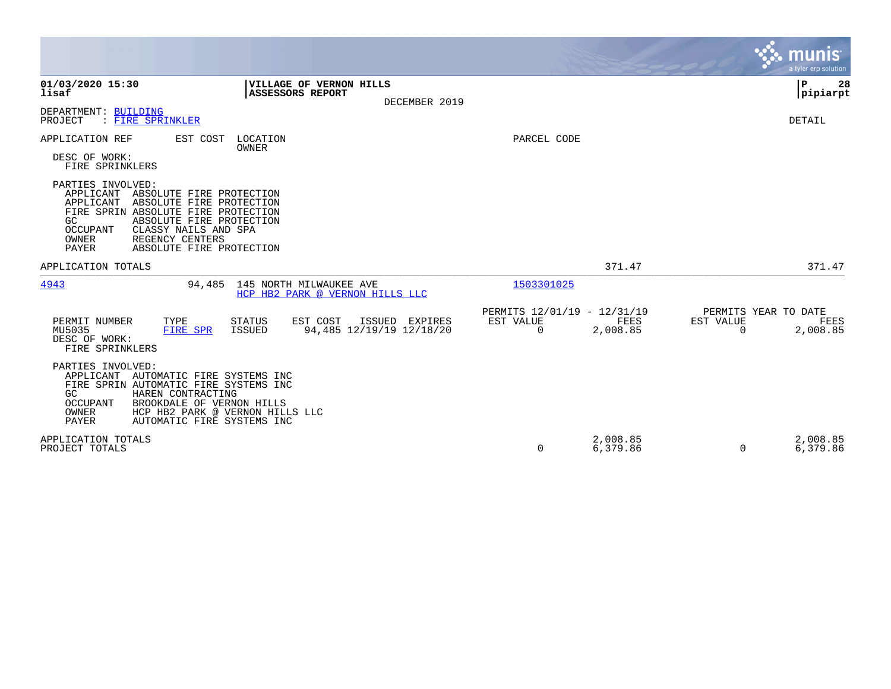**01/03/2020 15:30**
**lisaf**

**VILLAGE OF VERNON HILLS**
**ASSESSORS REPORT**
DECEMBER 2019

**P 28**
**pipiarpt**

DEPARTMENT: BUILDING
PROJECT : FIRE SPRINKLER

DETAIL

| APPLICATION REF | EST COST | LOCATION / OWNER | PARCEL CODE |
|---|---|---|---|

DESC OF WORK:
FIRE SPRINKLERS

PARTIES INVOLVED:
APPLICANT ABSOLUTE FIRE PROTECTION
APPLICANT ABSOLUTE FIRE PROTECTION
FIRE SPRIN ABSOLUTE FIRE PROTECTION
GC ABSOLUTE FIRE PROTECTION
OCCUPANT CLASSY NAILS AND SPA
OWNER REGENCY CENTERS
PAYER ABSOLUTE FIRE PROTECTION

APPLICATION TOTALS — 371.47 — 371.47

---

| APPLICATION REF | EST COST | LOCATION / OWNER | PARCEL CODE |
|---|---|---|---|
| 4943 | 94,485 | 145 NORTH MILWAUKEE AVE / HCP HB2 PARK @ VERNON HILLS LLC | 1503301025 |

| PERMIT NUMBER | TYPE | STATUS | EST COST | ISSUED | EXPIRES | PERMITS 12/01/19 - 12/31/19 EST VALUE | FEES | PERMITS YEAR TO DATE EST VALUE | FEES |
|---|---|---|---|---|---|---|---|---|---|
| MU5035 | FIRE SPR | ISSUED | 94,485 | 12/19/19 | 12/18/20 | 0 | 2,008.85 | 0 | 2,008.85 |

DESC OF WORK:
FIRE SPRINKLERS

PARTIES INVOLVED:
APPLICANT AUTOMATIC FIRE SYSTEMS INC
FIRE SPRIN AUTOMATIC FIRE SYSTEMS INC
GC HAREN CONTRACTING
OCCUPANT BROOKDALE OF VERNON HILLS
OWNER HCP HB2 PARK @ VERNON HILLS LLC
PAYER AUTOMATIC FIRE SYSTEMS INC

| | EST VALUE | FEES | EST VALUE | FEES |
|---|---|---|---|---|
| APPLICATION TOTALS | | 2,008.85 | | 2,008.85 |
| PROJECT TOTALS | 0 | 6,379.86 | 0 | 6,379.86 |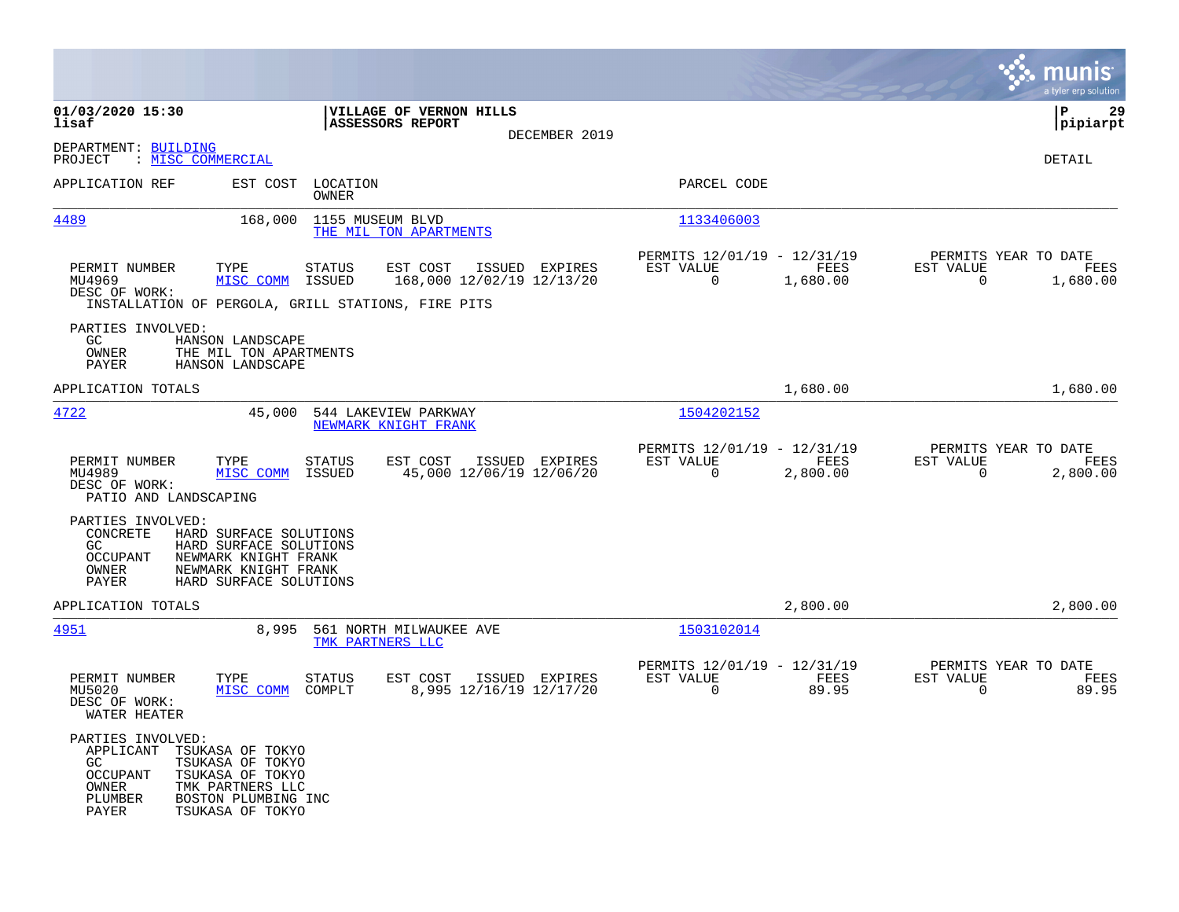01/03/2020 15:30
lisaf

**VILLAGE OF VERNON HILLS**
**ASSESSORS REPORT**
DECEMBER 2019

pipiarpt

DEPARTMENT: BUILDING
PROJECT : MISC COMMERCIAL

DETAIL

| APPLICATION REF | EST COST | LOCATION / OWNER | PARCEL CODE |
|---|---|---|---|
| 4489 | 168,000 | 1155 MUSEUM BLVD / THE MIL TON APARTMENTS | 1133406003 |

| PERMIT NUMBER | TYPE | STATUS | EST COST | ISSUED | EXPIRES | PERMITS 12/01/19 - 12/31/19 EST VALUE | FEES | PERMITS YEAR TO DATE EST VALUE | FEES |
|---|---|---|---|---|---|---|---|---|---|
| MU4969 | MISC COMM | ISSUED | 168,000 | 12/02/19 | 12/13/20 | 0 | 1,680.00 | 0 | 1,680.00 |

DESC OF WORK:
INSTALLATION OF PERGOLA, GRILL STATIONS, FIRE PITS

PARTIES INVOLVED:
- GC: HANSON LANDSCAPE
- OWNER: THE MIL TON APARTMENTS
- PAYER: HANSON LANDSCAPE

APPLICATION TOTALS: 1,680.00 | 1,680.00

| APPLICATION REF | EST COST | LOCATION / OWNER | PARCEL CODE |
|---|---|---|---|
| 4722 | 45,000 | 544 LAKEVIEW PARKWAY / NEWMARK KNIGHT FRANK | 1504202152 |

| PERMIT NUMBER | TYPE | STATUS | EST COST | ISSUED | EXPIRES | PERMITS 12/01/19 - 12/31/19 EST VALUE | FEES | PERMITS YEAR TO DATE EST VALUE | FEES |
|---|---|---|---|---|---|---|---|---|---|
| MU4989 | MISC COMM | ISSUED | 45,000 | 12/06/19 | 12/06/20 | 0 | 2,800.00 | 0 | 2,800.00 |

DESC OF WORK:
PATIO AND LANDSCAPING

PARTIES INVOLVED:
- CONCRETE: HARD SURFACE SOLUTIONS
- GC: HARD SURFACE SOLUTIONS
- OCCUPANT: NEWMARK KNIGHT FRANK
- OWNER: NEWMARK KNIGHT FRANK
- PAYER: HARD SURFACE SOLUTIONS

APPLICATION TOTALS: 2,800.00 | 2,800.00

| APPLICATION REF | EST COST | LOCATION / OWNER | PARCEL CODE |
|---|---|---|---|
| 4951 | 8,995 | 561 NORTH MILWAUKEE AVE / TMK PARTNERS LLC | 1503102014 |

| PERMIT NUMBER | TYPE | STATUS | EST COST | ISSUED | EXPIRES | PERMITS 12/01/19 - 12/31/19 EST VALUE | FEES | PERMITS YEAR TO DATE EST VALUE | FEES |
|---|---|---|---|---|---|---|---|---|---|
| MU5020 | MISC COMM | COMPLT | 8,995 | 12/16/19 | 12/17/20 | 0 | 89.95 | 0 | 89.95 |

DESC OF WORK:
WATER HEATER

PARTIES INVOLVED:
- APPLICANT: TSUKASA OF TOKYO
- GC: TSUKASA OF TOKYO
- OCCUPANT: TSUKASA OF TOKYO
- OWNER: TMK PARTNERS LLC
- PLUMBER: BOSTON PLUMBING INC
- PAYER: TSUKASA OF TOKYO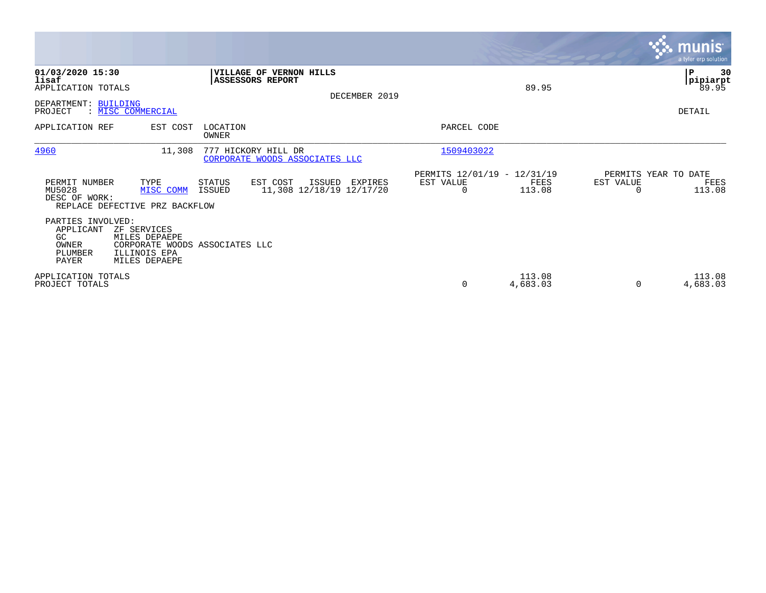01/03/2020 15:30
lisaf
APPLICATION TOTALS

**VILLAGE OF VERNON HILLS**
**ASSESSORS REPORT**

89.95

pipiarpt
89.95

DECEMBER 2019

DEPARTMENT: BUILDING
PROJECT : MISC COMMERCIAL

DETAIL

| APPLICATION REF | EST COST | LOCATION / OWNER | PARCEL CODE |
|---|---|---|---|
| 4960 | 11,308 | 777 HICKORY HILL DR / CORPORATE WOODS ASSOCIATES LLC | 1509403022 |

| PERMIT NUMBER | TYPE | STATUS | EST COST | ISSUED | EXPIRES | PERMITS 12/01/19 - 12/31/19 EST VALUE | FEES | PERMITS YEAR TO DATE EST VALUE | FEES |
|---|---|---|---|---|---|---|---|---|---|
| MU5028 | MISC COMM | ISSUED | 11,308 | 12/18/19 | 12/17/20 | 0 | 113.08 | 0 | 113.08 |

DESC OF WORK:
REPLACE DEFECTIVE PRZ BACKFLOW

PARTIES INVOLVED:

| Role | Name |
|---|---|
| APPLICANT | ZF SERVICES |
| GC | MILES DEPAEPE |
| OWNER | CORPORATE WOODS ASSOCIATES LLC |
| PLUMBER | ILLINOIS EPA |
| PAYER | MILES DEPAEPE |

| | EST VALUE | FEES | YTD EST VALUE | YTD FEES |
|---|---|---|---|---|
| APPLICATION TOTALS | | 113.08 | | 113.08 |
| PROJECT TOTALS | 0 | 4,683.03 | 0 | 4,683.03 |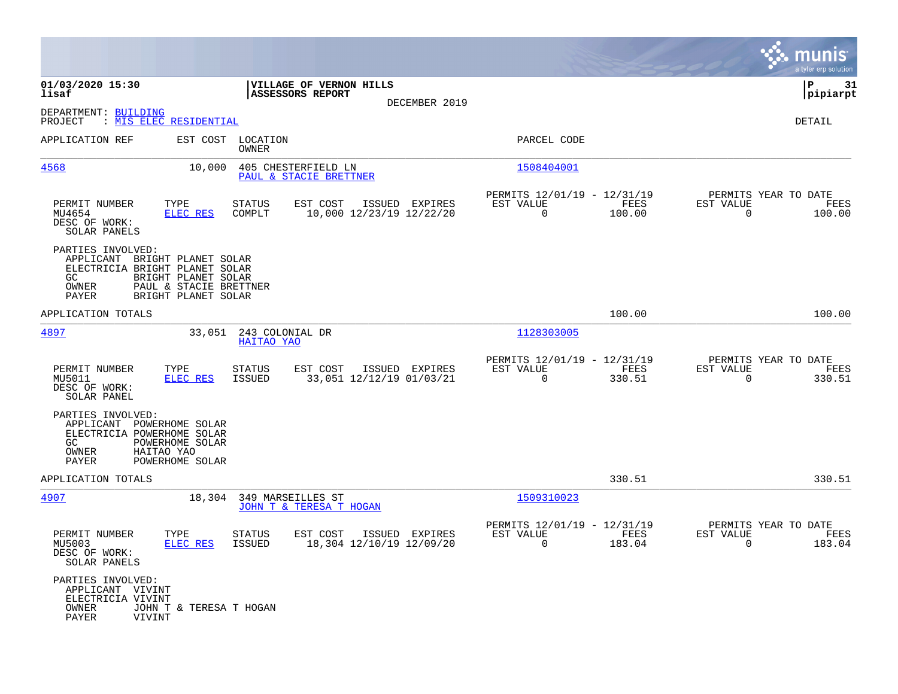**VILLAGE OF VERNON HILLS**
**ASSESSORS REPORT**

DECEMBER 2019

DEPARTMENT: BUILDING
PROJECT : MIS ELEC RESIDENTIAL

DETAIL

| APPLICATION REF | EST COST | LOCATION / OWNER | PARCEL CODE |
|---|---|---|---|
| 4568 | 10,000 | 405 CHESTERFIELD LN / PAUL & STACIE BRETTNER | 1508404001 |

| PERMIT NUMBER | TYPE | STATUS | EST COST | ISSUED | EXPIRES | PERMITS 12/01/19 - 12/31/19 EST VALUE | FEES | PERMITS YEAR TO DATE EST VALUE | FEES |
|---|---|---|---|---|---|---|---|---|---|
| MU4654 | ELEC RES | COMPLT | 10,000 | 12/23/19 | 12/22/20 | 0 | 100.00 | 0 | 100.00 |

DESC OF WORK:
SOLAR PANELS

PARTIES INVOLVED:
- APPLICANT BRIGHT PLANET SOLAR
- ELECTRICIA BRIGHT PLANET SOLAR
- GC BRIGHT PLANET SOLAR
- OWNER PAUL & STACIE BRETTNER
- PAYER BRIGHT PLANET SOLAR

APPLICATION TOTALS 100.00 100.00

| APPLICATION REF | EST COST | LOCATION / OWNER | PARCEL CODE |
|---|---|---|---|
| 4897 | 33,051 | 243 COLONIAL DR / HAITAO YAO | 1128303005 |

| PERMIT NUMBER | TYPE | STATUS | EST COST | ISSUED | EXPIRES | PERMITS 12/01/19 - 12/31/19 EST VALUE | FEES | PERMITS YEAR TO DATE EST VALUE | FEES |
|---|---|---|---|---|---|---|---|---|---|
| MU5011 | ELEC RES | ISSUED | 33,051 | 12/12/19 | 01/03/21 | 0 | 330.51 | 0 | 330.51 |

DESC OF WORK:
SOLAR PANEL

PARTIES INVOLVED:
- APPLICANT POWERHOME SOLAR
- ELECTRICIA POWERHOME SOLAR
- GC POWERHOME SOLAR
- OWNER HAITAO YAO
- PAYER POWERHOME SOLAR

APPLICATION TOTALS 330.51 330.51

| APPLICATION REF | EST COST | LOCATION / OWNER | PARCEL CODE |
|---|---|---|---|
| 4907 | 18,304 | 349 MARSEILLES ST / JOHN T & TERESA T HOGAN | 1509310023 |

| PERMIT NUMBER | TYPE | STATUS | EST COST | ISSUED | EXPIRES | PERMITS 12/01/19 - 12/31/19 EST VALUE | FEES | PERMITS YEAR TO DATE EST VALUE | FEES |
|---|---|---|---|---|---|---|---|---|---|
| MU5003 | ELEC RES | ISSUED | 18,304 | 12/10/19 | 12/09/20 | 0 | 183.04 | 0 | 183.04 |

DESC OF WORK:
SOLAR PANELS

PARTIES INVOLVED:
- APPLICANT VIVINT
- ELECTRICIA VIVINT
- OWNER JOHN T & TERESA T HOGAN
- PAYER VIVINT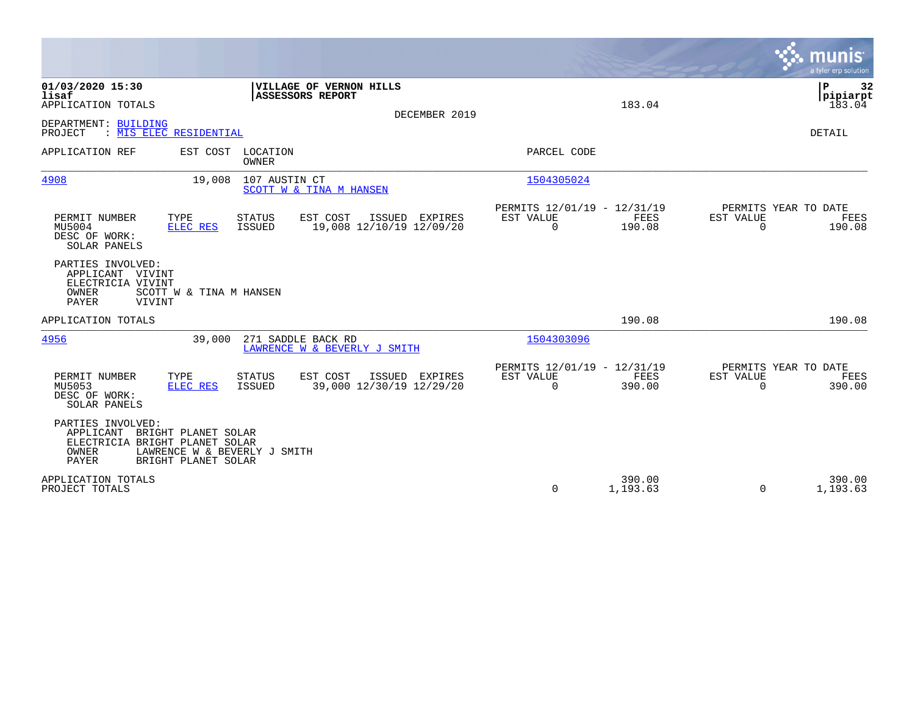**01/03/2020 15:30**
**lisaf**
APPLICATION TOTALS

**VILLAGE OF VERNON HILLS**
**ASSESSORS REPORT**

DECEMBER 2019

183.04 | 183.04

pipiarpt

DEPARTMENT: BUILDING
PROJECT : MIS ELEC RESIDENTIAL

DETAIL

| APPLICATION REF | EST COST | LOCATION / OWNER | PARCEL CODE |
|---|---|---|---|
| 4908 | 19,008 | 107 AUSTIN CT / SCOTT W & TINA M HANSEN | 1504305024 |

| PERMIT NUMBER | TYPE | STATUS | EST COST | ISSUED | EXPIRES | PERMITS 12/01/19 - 12/31/19 EST VALUE | FEES | PERMITS YEAR TO DATE EST VALUE | FEES |
|---|---|---|---|---|---|---|---|---|---|
| MU5004 | ELEC RES | ISSUED | 19,008 | 12/10/19 | 12/09/20 | 0 | 190.08 | 0 | 190.08 |

DESC OF WORK:
SOLAR PANELS

PARTIES INVOLVED:
APPLICANT VIVINT
ELECTRICIA VIVINT
OWNER SCOTT W & TINA M HANSEN
PAYER VIVINT

APPLICATION TOTALS 190.08 190.08

| APPLICATION REF | EST COST | LOCATION / OWNER | PARCEL CODE |
|---|---|---|---|
| 4956 | 39,000 | 271 SADDLE BACK RD / LAWRENCE W & BEVERLY J SMITH | 1504303096 |

| PERMIT NUMBER | TYPE | STATUS | EST COST | ISSUED | EXPIRES | PERMITS 12/01/19 - 12/31/19 EST VALUE | FEES | PERMITS YEAR TO DATE EST VALUE | FEES |
|---|---|---|---|---|---|---|---|---|---|
| MU5053 | ELEC RES | ISSUED | 39,000 | 12/30/19 | 12/29/20 | 0 | 390.00 | 0 | 390.00 |

DESC OF WORK:
SOLAR PANELS

PARTIES INVOLVED:
APPLICANT BRIGHT PLANET SOLAR
ELECTRICIA BRIGHT PLANET SOLAR
OWNER LAWRENCE W & BEVERLY J SMITH
PAYER BRIGHT PLANET SOLAR

| | EST VALUE | FEES | EST VALUE | FEES |
|---|---|---|---|---|
| APPLICATION TOTALS | | 390.00 | | 390.00 |
| PROJECT TOTALS | 0 | 1,193.63 | 0 | 1,193.63 |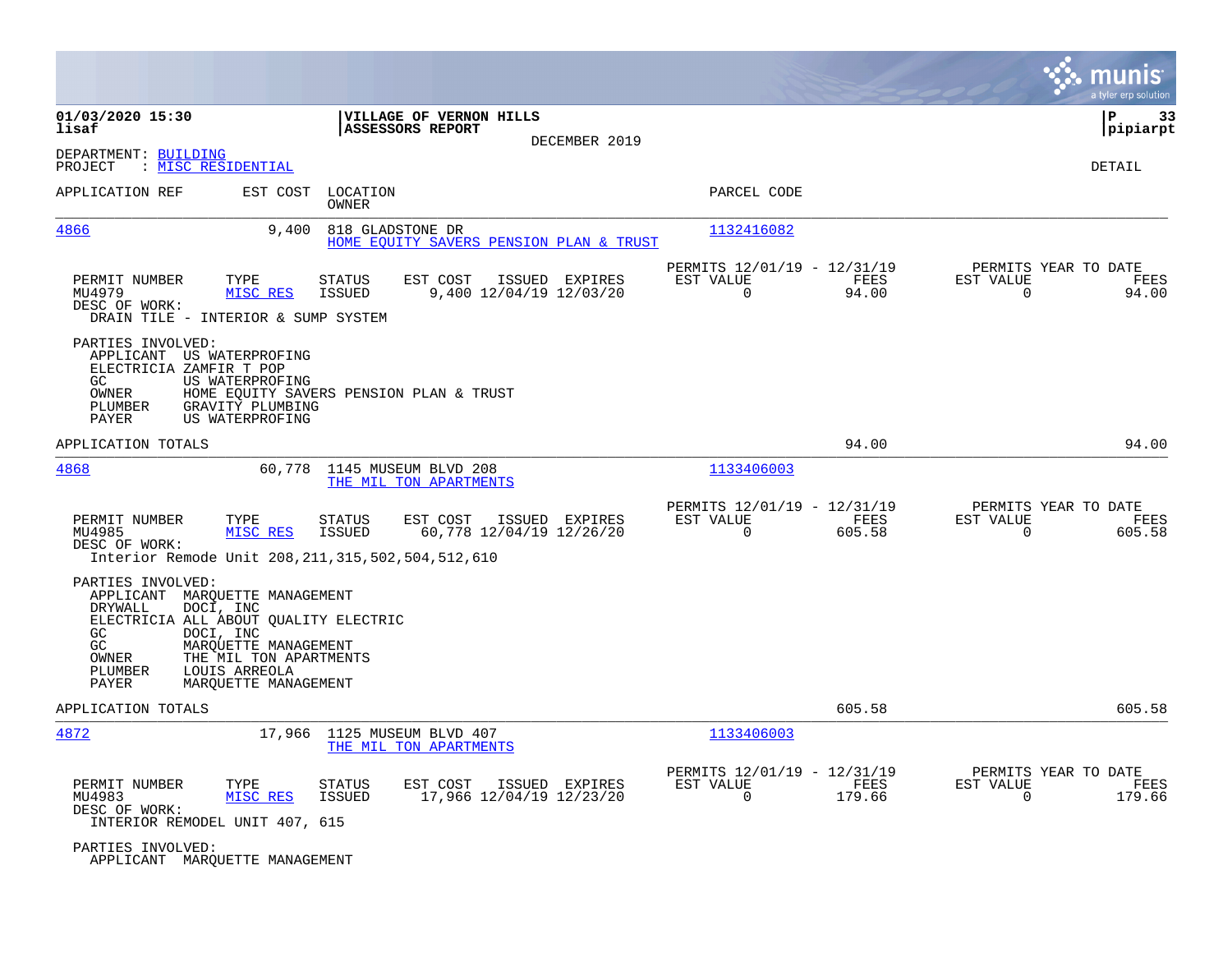**01/03/2020 15:30** | **VILLAGE OF VERNON HILLS** | **pipiarpt**
**lisaf** | **ASSESSORS REPORT**

DECEMBER 2019

DEPARTMENT: BUILDING
PROJECT : MISC RESIDENTIAL

DETAIL

| APPLICATION REF | EST COST | LOCATION / OWNER | PARCEL CODE |
|---|---|---|---|
| 4866 | 9,400 | 818 GLADSTONE DR / HOME EQUITY SAVERS PENSION PLAN & TRUST | 1132416082 |

| PERMIT NUMBER | TYPE | STATUS | EST COST | ISSUED | EXPIRES | PERMITS 12/01/19 - 12/31/19 EST VALUE | FEES | PERMITS YEAR TO DATE EST VALUE | FEES |
|---|---|---|---|---|---|---|---|---|---|
| MU4979 | MISC RES | ISSUED | 9,400 | 12/04/19 | 12/03/20 | 0 | 94.00 | 0 | 94.00 |

DESC OF WORK:
DRAIN TILE - INTERIOR & SUMP SYSTEM

PARTIES INVOLVED:
- APPLICANT US WATERPROFING
- ELECTRICIA ZAMFIR T POP
- GC US WATERPROFING
- OWNER HOME EQUITY SAVERS PENSION PLAN & TRUST
- PLUMBER GRAVITY PLUMBING
- PAYER US WATERPROFING

APPLICATION TOTALS: 94.00 | 94.00

| APPLICATION REF | EST COST | LOCATION / OWNER | PARCEL CODE |
|---|---|---|---|
| 4868 | 60,778 | 1145 MUSEUM BLVD 208 / THE MIL TON APARTMENTS | 1133406003 |

| PERMIT NUMBER | TYPE | STATUS | EST COST | ISSUED | EXPIRES | PERMITS 12/01/19 - 12/31/19 EST VALUE | FEES | PERMITS YEAR TO DATE EST VALUE | FEES |
|---|---|---|---|---|---|---|---|---|---|
| MU4985 | MISC RES | ISSUED | 60,778 | 12/04/19 | 12/26/20 | 0 | 605.58 | 0 | 605.58 |

DESC OF WORK:
Interior Remode Unit 208,211,315,502,504,512,610

PARTIES INVOLVED:
- APPLICANT MARQUETTE MANAGEMENT
- DRYWALL DOCI, INC
- ELECTRICIA ALL ABOUT QUALITY ELECTRIC
- GC DOCI, INC
- GC MARQUETTE MANAGEMENT
- OWNER THE MIL TON APARTMENTS
- PLUMBER LOUIS ARREOLA
- PAYER MARQUETTE MANAGEMENT

APPLICATION TOTALS: 605.58 | 605.58

| APPLICATION REF | EST COST | LOCATION / OWNER | PARCEL CODE |
|---|---|---|---|
| 4872 | 17,966 | 1125 MUSEUM BLVD 407 / THE MIL TON APARTMENTS | 1133406003 |

| PERMIT NUMBER | TYPE | STATUS | EST COST | ISSUED | EXPIRES | PERMITS 12/01/19 - 12/31/19 EST VALUE | FEES | PERMITS YEAR TO DATE EST VALUE | FEES |
|---|---|---|---|---|---|---|---|---|---|
| MU4983 | MISC RES | ISSUED | 17,966 | 12/04/19 | 12/23/20 | 0 | 179.66 | 0 | 179.66 |

DESC OF WORK:
INTERIOR REMODEL UNIT 407, 615

PARTIES INVOLVED:
- APPLICANT MARQUETTE MANAGEMENT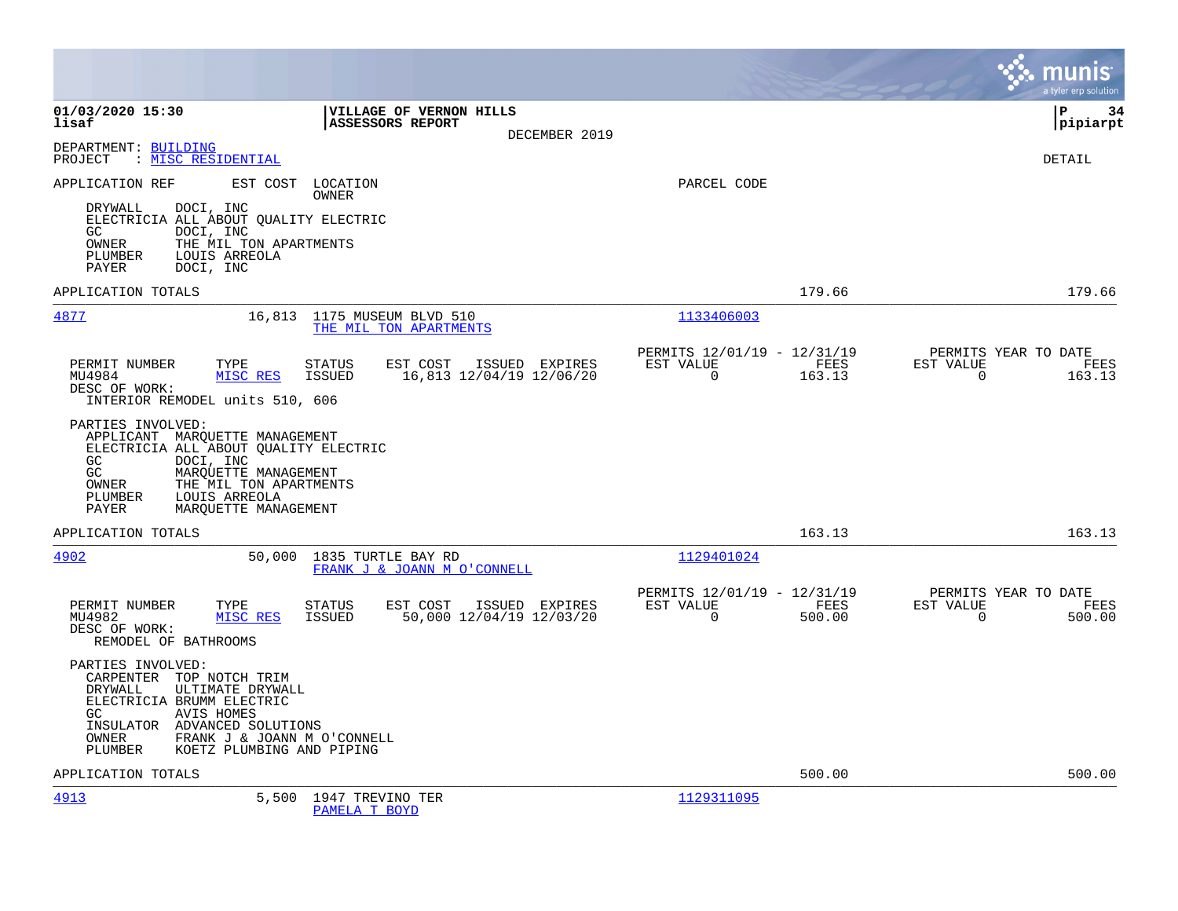01/03/2020 15:30 | VILLAGE OF VERNON HILLS | P 34
lisaf | ASSESSORS REPORT | pipiarpt
DECEMBER 2019

DEPARTMENT: BUILDING
PROJECT : MISC RESIDENTIAL

DETAIL

APPLICATION REF EST COST LOCATION OWNER PARCEL CODE

DRYWALL DOCI, INC
ELECTRICIA ALL ABOUT QUALITY ELECTRIC
GC DOCI, INC
OWNER THE MIL TON APARTMENTS
PLUMBER LOUIS ARREOLA
PAYER DOCI, INC

APPLICATION TOTALS 179.66 179.66

---

**4877** 16,813 1175 MUSEUM BLVD 510 — THE MIL TON APARTMENTS — 1133406003

| PERMIT NUMBER | TYPE | STATUS | EST COST | ISSUED | EXPIRES | PERMITS 12/01/19 - 12/31/19 EST VALUE | FEES | PERMITS YEAR TO DATE EST VALUE | FEES |
|---|---|---|---|---|---|---|---|---|---|
| MU4984 | MISC RES | ISSUED | 16,813 | 12/04/19 | 12/06/20 | 0 | 163.13 | 0 | 163.13 |

DESC OF WORK:
INTERIOR REMODEL units 510, 606

PARTIES INVOLVED:
APPLICANT MARQUETTE MANAGEMENT
ELECTRICIA ALL ABOUT QUALITY ELECTRIC
GC DOCI, INC
GC MARQUETTE MANAGEMENT
OWNER THE MIL TON APARTMENTS
PLUMBER LOUIS ARREOLA
PAYER MARQUETTE MANAGEMENT

APPLICATION TOTALS 163.13 163.13

---

**4902** 50,000 1835 TURTLE BAY RD — FRANK J & JOANN M O'CONNELL — 1129401024

| PERMIT NUMBER | TYPE | STATUS | EST COST | ISSUED | EXPIRES | PERMITS 12/01/19 - 12/31/19 EST VALUE | FEES | PERMITS YEAR TO DATE EST VALUE | FEES |
|---|---|---|---|---|---|---|---|---|---|
| MU4982 | MISC RES | ISSUED | 50,000 | 12/04/19 | 12/03/20 | 0 | 500.00 | 0 | 500.00 |

DESC OF WORK:
REMODEL OF BATHROOMS

PARTIES INVOLVED:
CARPENTER TOP NOTCH TRIM
DRYWALL ULTIMATE DRYWALL
ELECTRICIA BRUMM ELECTRIC
GC AVIS HOMES
INSULATOR ADVANCED SOLUTIONS
OWNER FRANK J & JOANN M O'CONNELL
PLUMBER KOETZ PLUMBING AND PIPING

APPLICATION TOTALS 500.00 500.00

---

**4913** 5,500 1947 TREVINO TER — PAMELA T BOYD — 1129311095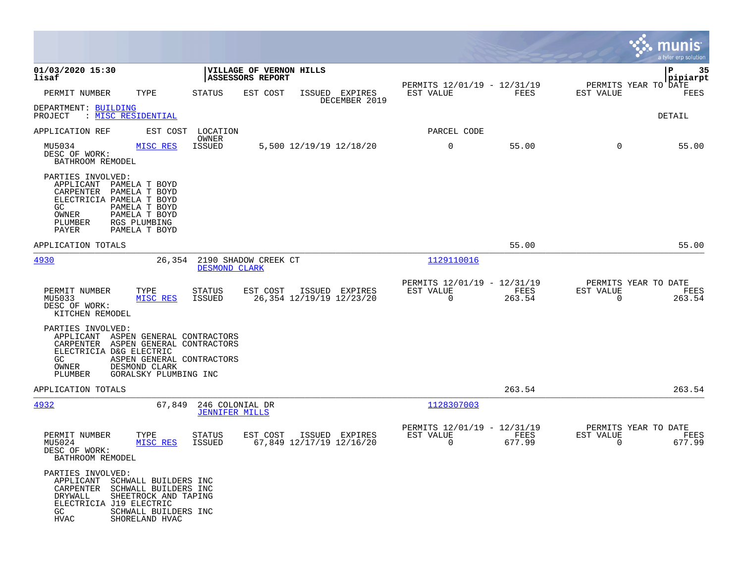**01/03/2020 15:30**
**lisaf**

**VILLAGE OF VERNON HILLS**
**ASSESSORS REPORT**

**pipiarpt**

| PERMIT NUMBER | TYPE | STATUS | EST COST | ISSUED | EXPIRES | PERMITS 12/01/19 - 12/31/19 EST VALUE | FEES | PERMITS YEAR TO DATE EST VALUE | FEES |
|---|---|---|---|---|---|---|---|---|---|

DECEMBER 2019

DEPARTMENT: BUILDING
PROJECT : MISC RESIDENTIAL

DETAIL

APPLICATION REF | EST COST | LOCATION / OWNER | PARCEL CODE

| PERMIT NUMBER | TYPE | STATUS | EST COST | ISSUED | EXPIRES | EST VALUE | FEES | EST VALUE | FEES |
|---|---|---|---|---|---|---|---|---|---|
| MU5034 | MISC RES | ISSUED | 5,500 | 12/19/19 | 12/18/20 | 0 | 55.00 | 0 | 55.00 |

DESC OF WORK:
BATHROOM REMODEL

PARTIES INVOLVED:
- APPLICANT PAMELA T BOYD
- CARPENTER PAMELA T BOYD
- ELECTRICIA PAMELA T BOYD
- GC PAMELA T BOYD
- OWNER PAMELA T BOYD
- PLUMBER RGS PLUMBING
- PAYER PAMELA T BOYD

APPLICATION TOTALS: 55.00 | 55.00

---

**4930** — 26,354 — 2190 SHADOW CREEK CT — DESMOND CLARK — PARCEL CODE 1129110016

| PERMIT NUMBER | TYPE | STATUS | EST COST | ISSUED | EXPIRES | PERMITS 12/01/19 - 12/31/19 EST VALUE | FEES | PERMITS YEAR TO DATE EST VALUE | FEES |
|---|---|---|---|---|---|---|---|---|---|
| MU5033 | MISC RES | ISSUED | 26,354 | 12/19/19 | 12/23/20 | 0 | 263.54 | 0 | 263.54 |

DESC OF WORK:
KITCHEN REMODEL

PARTIES INVOLVED:
- APPLICANT ASPEN GENERAL CONTRACTORS
- CARPENTER ASPEN GENERAL CONTRACTORS
- ELECTRICIA D&G ELECTRIC
- GC ASPEN GENERAL CONTRACTORS
- OWNER DESMOND CLARK
- PLUMBER GORALSKY PLUMBING INC

APPLICATION TOTALS: 263.54 | 263.54

---

**4932** — 67,849 — 246 COLONIAL DR — JENNIFER MILLS — PARCEL CODE 1128307003

| PERMIT NUMBER | TYPE | STATUS | EST COST | ISSUED | EXPIRES | PERMITS 12/01/19 - 12/31/19 EST VALUE | FEES | PERMITS YEAR TO DATE EST VALUE | FEES |
|---|---|---|---|---|---|---|---|---|---|
| MU5024 | MISC RES | ISSUED | 67,849 | 12/17/19 | 12/16/20 | 0 | 677.99 | 0 | 677.99 |

DESC OF WORK:
BATHROOM REMODEL

PARTIES INVOLVED:
- APPLICANT SCHWALL BUILDERS INC
- CARPENTER SCHWALL BUILDERS INC
- DRYWALL SHEETROCK AND TAPING
- ELECTRICIA J19 ELECTRIC
- GC SCHWALL BUILDERS INC
- HVAC SHORELAND HVAC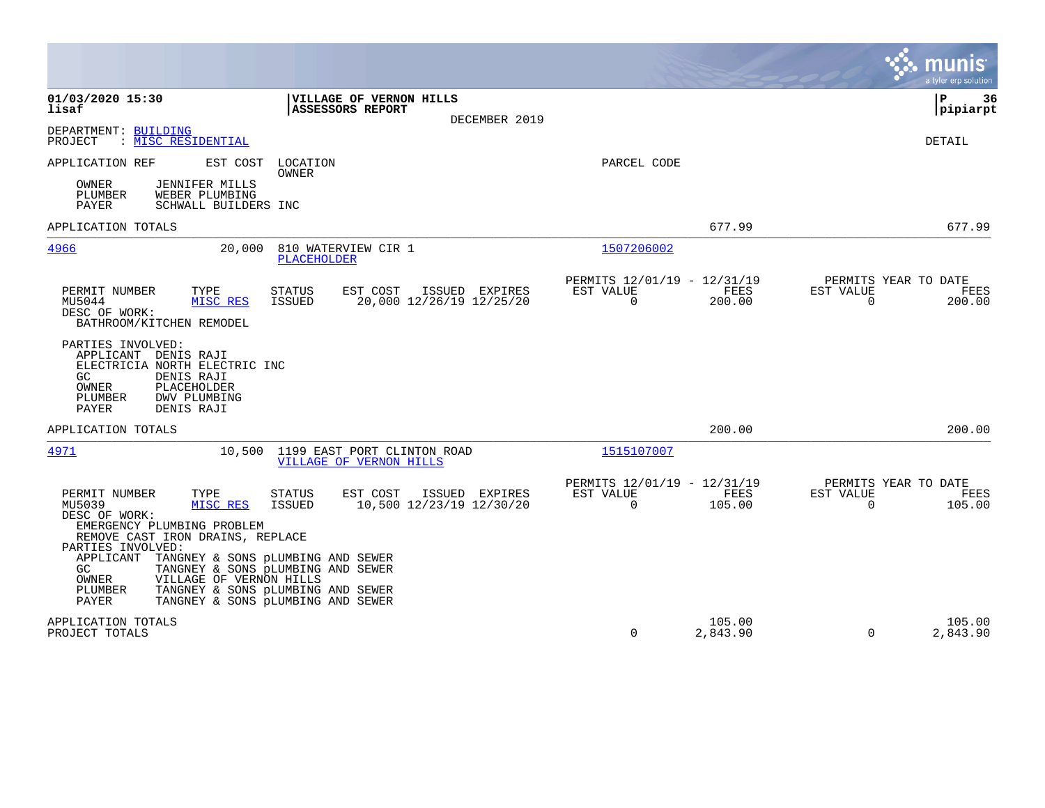**01/03/2020 15:30**
**lisaf**

**VILLAGE OF VERNON HILLS**
**ASSESSORS REPORT**
DECEMBER 2019

**P 36**
**pipiarpt**

DEPARTMENT: BUILDING
PROJECT : MISC RESIDENTIAL

DETAIL

APPLICATION REF | EST COST | LOCATION / OWNER | PARCEL CODE

OWNER JENNIFER MILLS
PLUMBER WEBER PLUMBING
PAYER SCHWALL BUILDERS INC

APPLICATION TOTALS 677.99 677.99

---

**4966** | 20,000 | 810 WATERVIEW CIR 1 / PLACEHOLDER | 1507206002

| PERMIT NUMBER | TYPE | STATUS | EST COST | ISSUED | EXPIRES | PERMITS 12/01/19 - 12/31/19 EST VALUE | FEES | PERMITS YEAR TO DATE EST VALUE | FEES |
|---|---|---|---|---|---|---|---|---|---|
| MU5044 | MISC RES | ISSUED | 20,000 | 12/26/19 | 12/25/20 | 0 | 200.00 | 0 | 200.00 |

DESC OF WORK:
BATHROOM/KITCHEN REMODEL

PARTIES INVOLVED:
APPLICANT DENIS RAJI
ELECTRICIA NORTH ELECTRIC INC
GC DENIS RAJI
OWNER PLACEHOLDER
PLUMBER DWV PLUMBING
PAYER DENIS RAJI

APPLICATION TOTALS 200.00 200.00

---

**4971** | 10,500 | 1199 EAST PORT CLINTON ROAD / VILLAGE OF VERNON HILLS | 1515107007

| PERMIT NUMBER | TYPE | STATUS | EST COST | ISSUED | EXPIRES | PERMITS 12/01/19 - 12/31/19 EST VALUE | FEES | PERMITS YEAR TO DATE EST VALUE | FEES |
|---|---|---|---|---|---|---|---|---|---|
| MU5039 | MISC RES | ISSUED | 10,500 | 12/23/19 | 12/30/20 | 0 | 105.00 | 0 | 105.00 |

DESC OF WORK:
EMERGENCY PLUMBING PROBLEM
REMOVE CAST IRON DRAINS, REPLACE

PARTIES INVOLVED:
APPLICANT TANGNEY & SONS pLUMBING AND SEWER
GC TANGNEY & SONS pLUMBING AND SEWER
OWNER VILLAGE OF VERNON HILLS
PLUMBER TANGNEY & SONS pLUMBING AND SEWER
PAYER TANGNEY & SONS pLUMBING AND SEWER

APPLICATION TOTALS 105.00 105.00

PROJECT TOTALS 0 2,843.90 0 2,843.90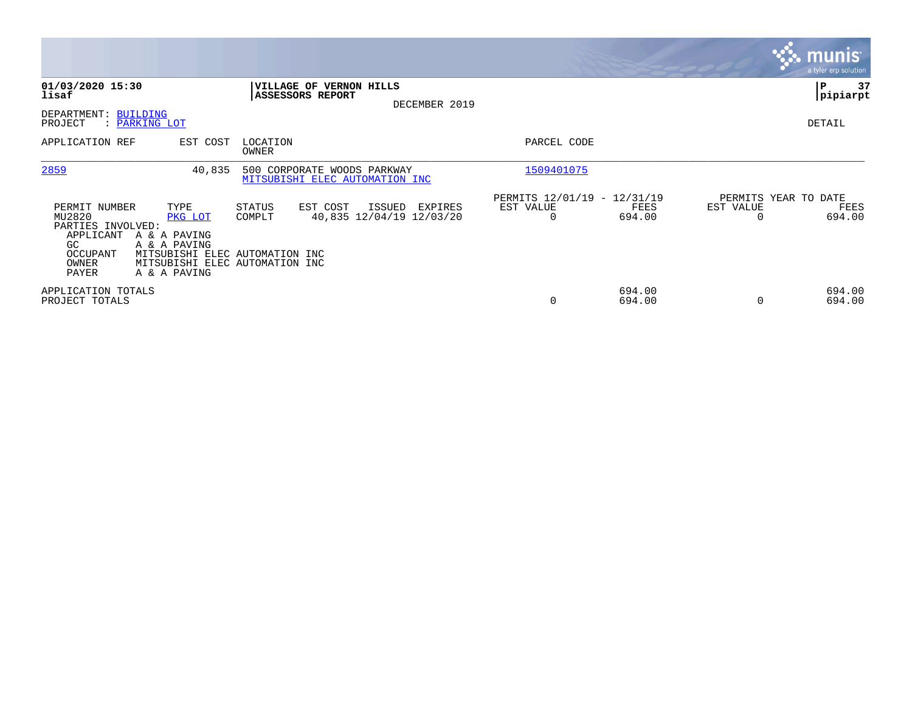**01/03/2020 15:30**
**lisaf**

**VILLAGE OF VERNON HILLS**
**ASSESSORS REPORT**
DECEMBER 2019

**P 37**
**pipiarpt**

DEPARTMENT: BUILDING
PROJECT : PARKING LOT

DETAIL

| APPLICATION REF | EST COST | LOCATION / OWNER | PARCEL CODE |
|---|---|---|---|
| 2859 | 40,835 | 500 CORPORATE WOODS PARKWAY / MITSUBISHI ELEC AUTOMATION INC | 1509401075 |

| PERMIT NUMBER | TYPE | STATUS | EST COST | ISSUED | EXPIRES | PERMITS 12/01/19 - 12/31/19 EST VALUE | FEES | PERMITS YEAR TO DATE EST VALUE | FEES |
|---|---|---|---|---|---|---|---|---|---|
| MU2820 | PKG LOT | COMPLT | 40,835 | 12/04/19 | 12/03/20 | 0 | 694.00 | 0 | 694.00 |

PARTIES INVOLVED:
- APPLICANT A & A PAVING
- GC A & A PAVING
- OCCUPANT MITSUBISHI ELEC AUTOMATION INC
- OWNER MITSUBISHI ELEC AUTOMATION INC
- PAYER A & A PAVING

| | EST VALUE | FEES | EST VALUE | FEES |
|---|---|---|---|---|
| APPLICATION TOTALS | | 694.00 | | 694.00 |
| PROJECT TOTALS | 0 | 694.00 | 0 | 694.00 |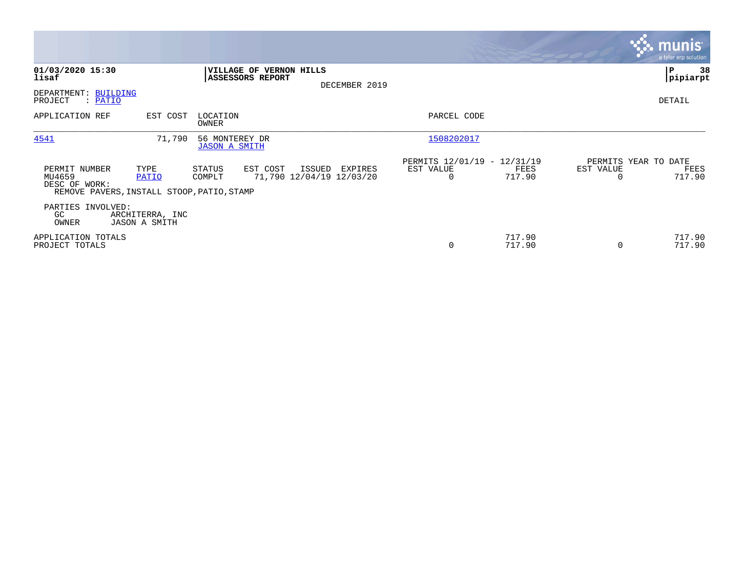**01/03/2020 15:30**
**lisaf**

**VILLAGE OF VERNON HILLS**
**ASSESSORS REPORT**

DECEMBER 2019

**P 38**
**pipiarpt**

DEPARTMENT: BUILDING
PROJECT : PATIO

DETAIL

| APPLICATION REF | EST COST | LOCATION / OWNER | PARCEL CODE |
|---|---|---|---|
| 4541 | 71,790 | 56 MONTEREY DR / JASON A SMITH | 1508202017 |

| PERMIT NUMBER | TYPE | STATUS | EST COST | ISSUED | EXPIRES | PERMITS 12/01/19 - 12/31/19 EST VALUE | FEES | PERMITS YEAR TO DATE EST VALUE | FEES |
|---|---|---|---|---|---|---|---|---|---|
| MU4659 | PATIO | COMPLT | 71,790 | 12/04/19 | 12/03/20 | 0 | 717.90 | 0 | 717.90 |

DESC OF WORK:
REMOVE PAVERS,INSTALL STOOP,PATIO,STAMP

PARTIES INVOLVED:

| | |
|---|---|
| GC | ARCHITERRA, INC |
| OWNER | JASON A SMITH |

| | EST VALUE | FEES | EST VALUE | FEES |
|---|---|---|---|---|
| APPLICATION TOTALS | | 717.90 | | 717.90 |
| PROJECT TOTALS | 0 | 717.90 | 0 | 717.90 |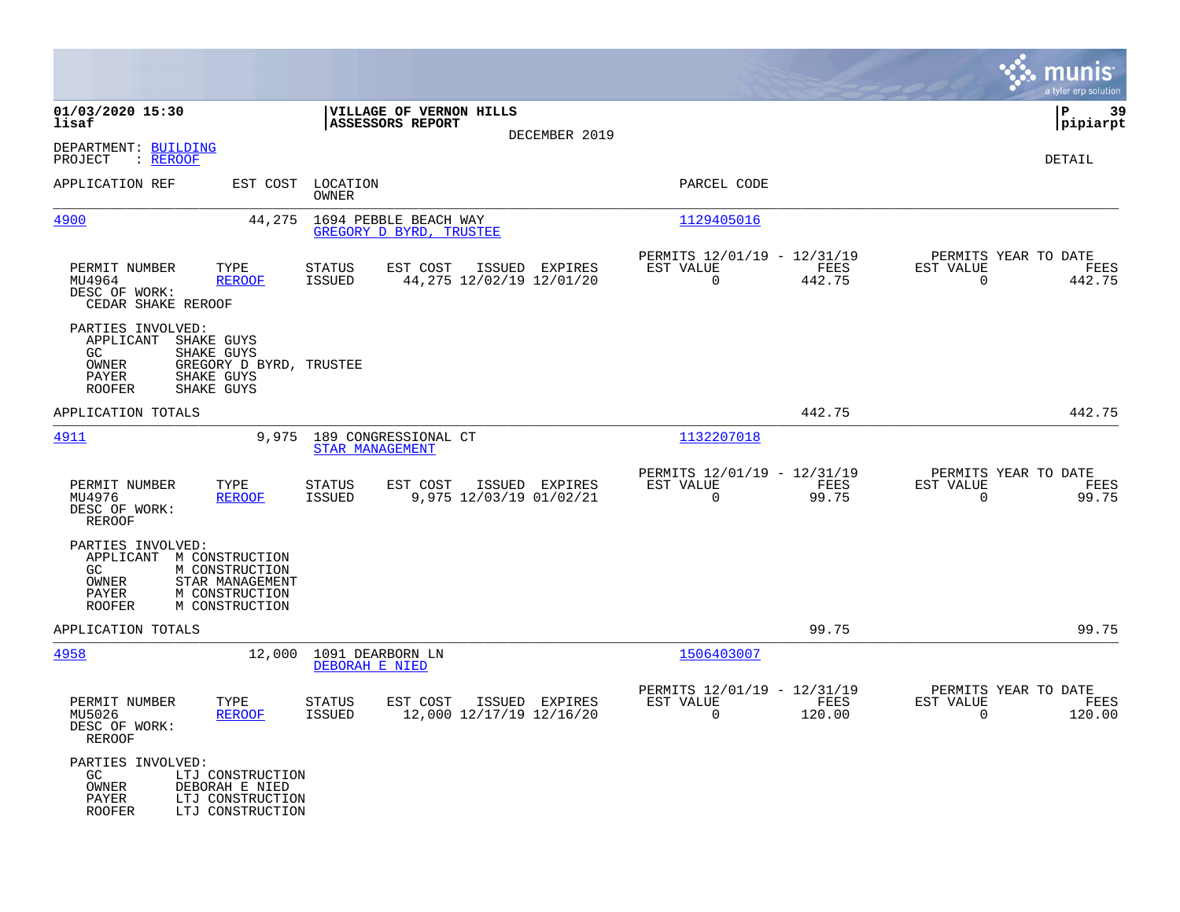**VILLAGE OF VERNON HILLS**
**ASSESSORS REPORT**
DECEMBER 2019

01/03/2020 15:30
lisaf

P 39
pipiarpt

DEPARTMENT: BUILDING
PROJECT : REROOF

DETAIL

| APPLICATION REF | EST COST | LOCATION / OWNER | PARCEL CODE |
|---|---|---|---|
| 4900 | 44,275 | 1694 PEBBLE BEACH WAY / GREGORY D BYRD, TRUSTEE | 1129405016 |

| PERMIT NUMBER | TYPE | STATUS | EST COST | ISSUED | EXPIRES | PERMITS 12/01/19 - 12/31/19 EST VALUE | FEES | PERMITS YEAR TO DATE EST VALUE | FEES |
|---|---|---|---|---|---|---|---|---|---|
| MU4964 | REROOF | ISSUED | 44,275 | 12/02/19 | 12/01/20 | 0 | 442.75 | 0 | 442.75 |

DESC OF WORK:
CEDAR SHAKE REROOF

PARTIES INVOLVED:

| Role | Name |
|---|---|
| APPLICANT | SHAKE GUYS |
| GC | SHAKE GUYS |
| OWNER | GREGORY D BYRD, TRUSTEE |
| PAYER | SHAKE GUYS |
| ROOFER | SHAKE GUYS |

APPLICATION TOTALS: 442.75 | 442.75

| APPLICATION REF | EST COST | LOCATION / OWNER | PARCEL CODE |
|---|---|---|---|
| 4911 | 9,975 | 189 CONGRESSIONAL CT / STAR MANAGEMENT | 1132207018 |

| PERMIT NUMBER | TYPE | STATUS | EST COST | ISSUED | EXPIRES | PERMITS 12/01/19 - 12/31/19 EST VALUE | FEES | PERMITS YEAR TO DATE EST VALUE | FEES |
|---|---|---|---|---|---|---|---|---|---|
| MU4976 | REROOF | ISSUED | 9,975 | 12/03/19 | 01/02/21 | 0 | 99.75 | 0 | 99.75 |

DESC OF WORK:
REROOF

PARTIES INVOLVED:

| Role | Name |
|---|---|
| APPLICANT | M CONSTRUCTION |
| GC | M CONSTRUCTION |
| OWNER | STAR MANAGEMENT |
| PAYER | M CONSTRUCTION |
| ROOFER | M CONSTRUCTION |

APPLICATION TOTALS: 99.75 | 99.75

| APPLICATION REF | EST COST | LOCATION / OWNER | PARCEL CODE |
|---|---|---|---|
| 4958 | 12,000 | 1091 DEARBORN LN / DEBORAH E NIED | 1506403007 |

| PERMIT NUMBER | TYPE | STATUS | EST COST | ISSUED | EXPIRES | PERMITS 12/01/19 - 12/31/19 EST VALUE | FEES | PERMITS YEAR TO DATE EST VALUE | FEES |
|---|---|---|---|---|---|---|---|---|---|
| MU5026 | REROOF | ISSUED | 12,000 | 12/17/19 | 12/16/20 | 0 | 120.00 | 0 | 120.00 |

DESC OF WORK:
REROOF

PARTIES INVOLVED:

| Role | Name |
|---|---|
| GC | LTJ CONSTRUCTION |
| OWNER | DEBORAH E NIED |
| PAYER | LTJ CONSTRUCTION |
| ROOFER | LTJ CONSTRUCTION |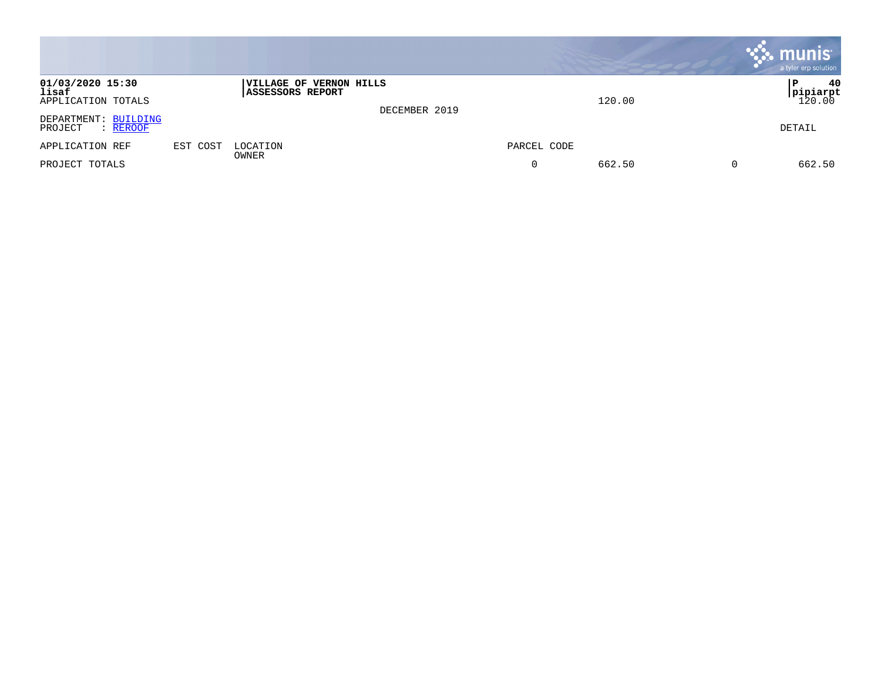**01/03/2020 15:30** | **VILLAGE OF VERNON HILLS** | **P 40**
**lisaf** | **ASSESSORS REPORT** | **pipiarpt**

APPLICATION TOTALS 120.00 120.00

DECEMBER 2019

DEPARTMENT: BUILDING
PROJECT : REROOF

DETAIL

| APPLICATION REF | EST COST | LOCATION<br>OWNER | PARCEL CODE | | | |
|---|---|---|---|---|---|---|
| PROJECT TOTALS | | | 0 | 662.50 | 0 | 662.50 |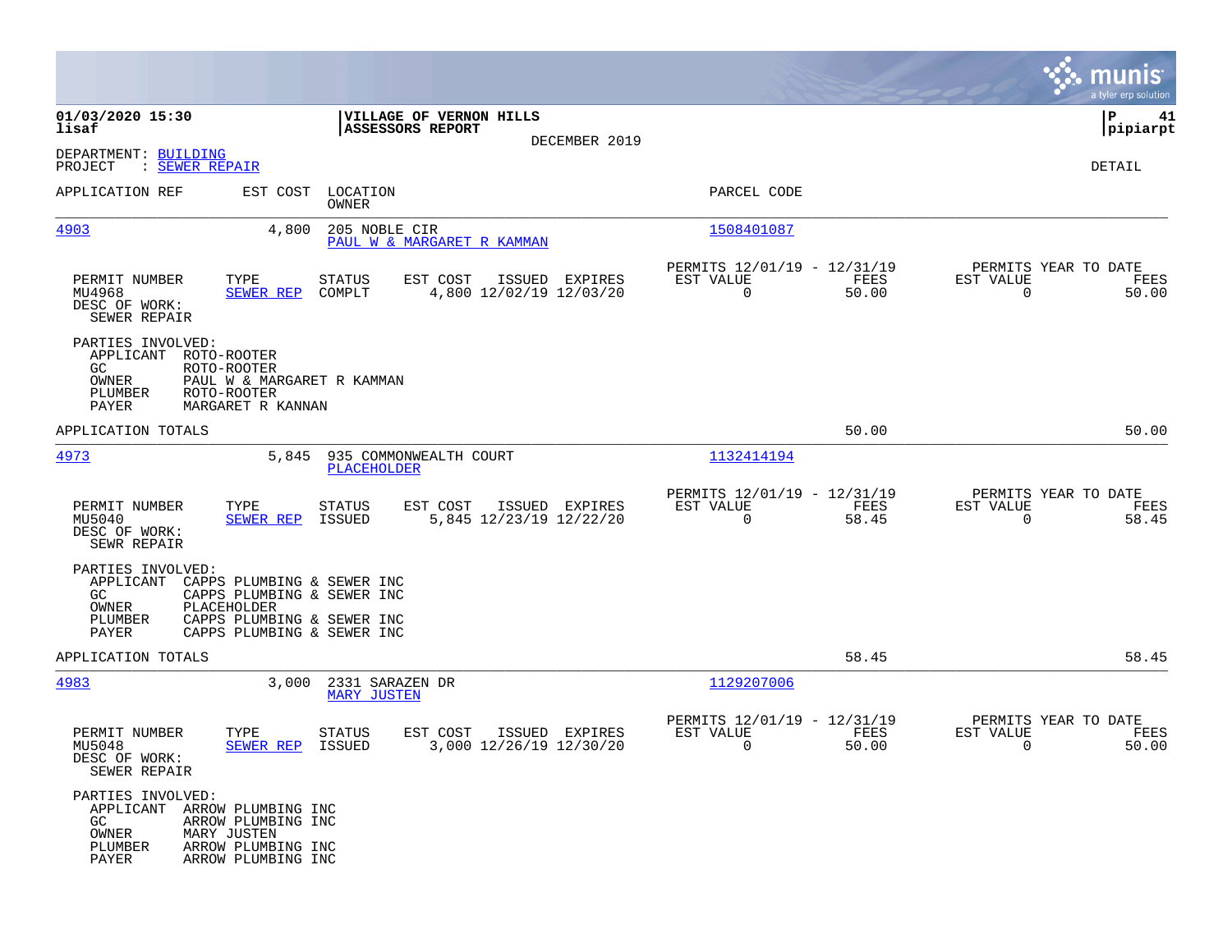**01/03/2020 15:30** **VILLAGE OF VERNON HILLS**
**lisaf** **ASSESSORS REPORT**
DECEMBER 2019

DEPARTMENT: BUILDING
PROJECT : SEWER REPAIR

DETAIL

| APPLICATION REF | EST COST | LOCATION / OWNER | PARCEL CODE |
|---|---|---|---|
| 4903 | 4,800 | 205 NOBLE CIR / PAUL W & MARGARET R KAMMAN | 1508401087 |

| PERMIT NUMBER | TYPE | STATUS | EST COST | ISSUED | EXPIRES | PERMITS 12/01/19 - 12/31/19 EST VALUE | FEES | PERMITS YEAR TO DATE EST VALUE | FEES |
|---|---|---|---|---|---|---|---|---|---|
| MU4968 | SEWER REP | COMPLT | 4,800 | 12/02/19 | 12/03/20 | 0 | 50.00 | 0 | 50.00 |

DESC OF WORK:
SEWER REPAIR

PARTIES INVOLVED:
- APPLICANT ROTO-ROOTER
- GC ROTO-ROOTER
- OWNER PAUL W & MARGARET R KAMMAN
- PLUMBER ROTO-ROOTER
- PAYER MARGARET R KANNAN

APPLICATION TOTALS 50.00 50.00

| APPLICATION REF | EST COST | LOCATION / OWNER | PARCEL CODE |
|---|---|---|---|
| 4973 | 5,845 | 935 COMMONWEALTH COURT / PLACEHOLDER | 1132414194 |

| PERMIT NUMBER | TYPE | STATUS | EST COST | ISSUED | EXPIRES | PERMITS 12/01/19 - 12/31/19 EST VALUE | FEES | PERMITS YEAR TO DATE EST VALUE | FEES |
|---|---|---|---|---|---|---|---|---|---|
| MU5040 | SEWER REP | ISSUED | 5,845 | 12/23/19 | 12/22/20 | 0 | 58.45 | 0 | 58.45 |

DESC OF WORK:
SEWR REPAIR

PARTIES INVOLVED:
- APPLICANT CAPPS PLUMBING & SEWER INC
- GC CAPPS PLUMBING & SEWER INC
- OWNER PLACEHOLDER
- PLUMBER CAPPS PLUMBING & SEWER INC
- PAYER CAPPS PLUMBING & SEWER INC

APPLICATION TOTALS 58.45 58.45

| APPLICATION REF | EST COST | LOCATION / OWNER | PARCEL CODE |
|---|---|---|---|
| 4983 | 3,000 | 2331 SARAZEN DR / MARY JUSTEN | 1129207006 |

| PERMIT NUMBER | TYPE | STATUS | EST COST | ISSUED | EXPIRES | PERMITS 12/01/19 - 12/31/19 EST VALUE | FEES | PERMITS YEAR TO DATE EST VALUE | FEES |
|---|---|---|---|---|---|---|---|---|---|
| MU5048 | SEWER REP | ISSUED | 3,000 | 12/26/19 | 12/30/20 | 0 | 50.00 | 0 | 50.00 |

DESC OF WORK:
SEWER REPAIR

PARTIES INVOLVED:
- APPLICANT ARROW PLUMBING INC
- GC ARROW PLUMBING INC
- OWNER MARY JUSTEN
- PLUMBER ARROW PLUMBING INC
- PAYER ARROW PLUMBING INC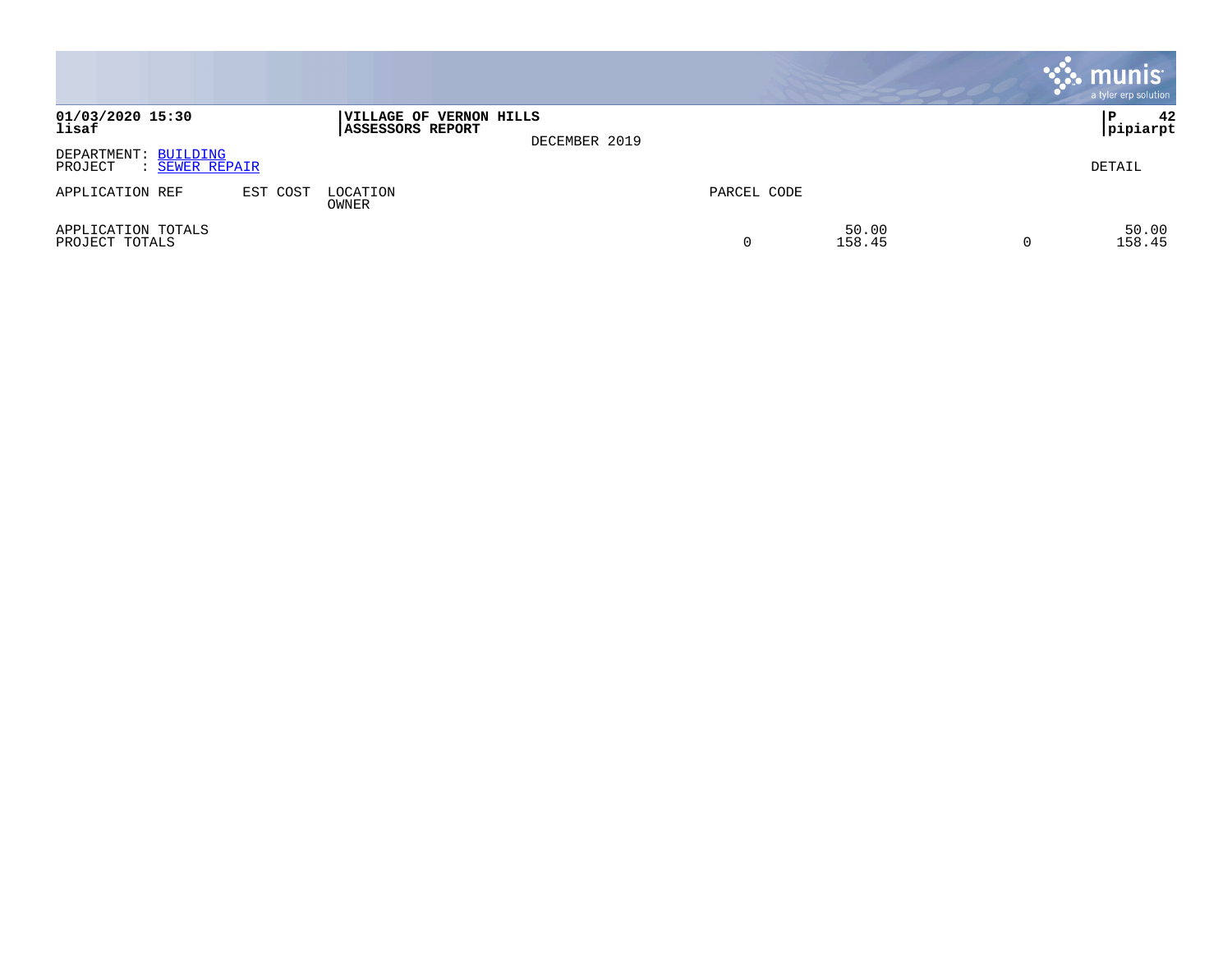**01/03/2020 15:30**
**lisaf**

**VILLAGE OF VERNON HILLS**
**ASSESSORS REPORT**

DECEMBER 2019

**P 42**
**pipiarpt**

DEPARTMENT: BUILDING
PROJECT : SEWER REPAIR

DETAIL

| APPLICATION REF | EST COST | LOCATION<br>OWNER | PARCEL CODE | | | |
|---|---|---|---|---|---|---|
| APPLICATION TOTALS | | | | 50.00 | | 50.00 |
| PROJECT TOTALS | | | 0 | 158.45 | 0 | 158.45 |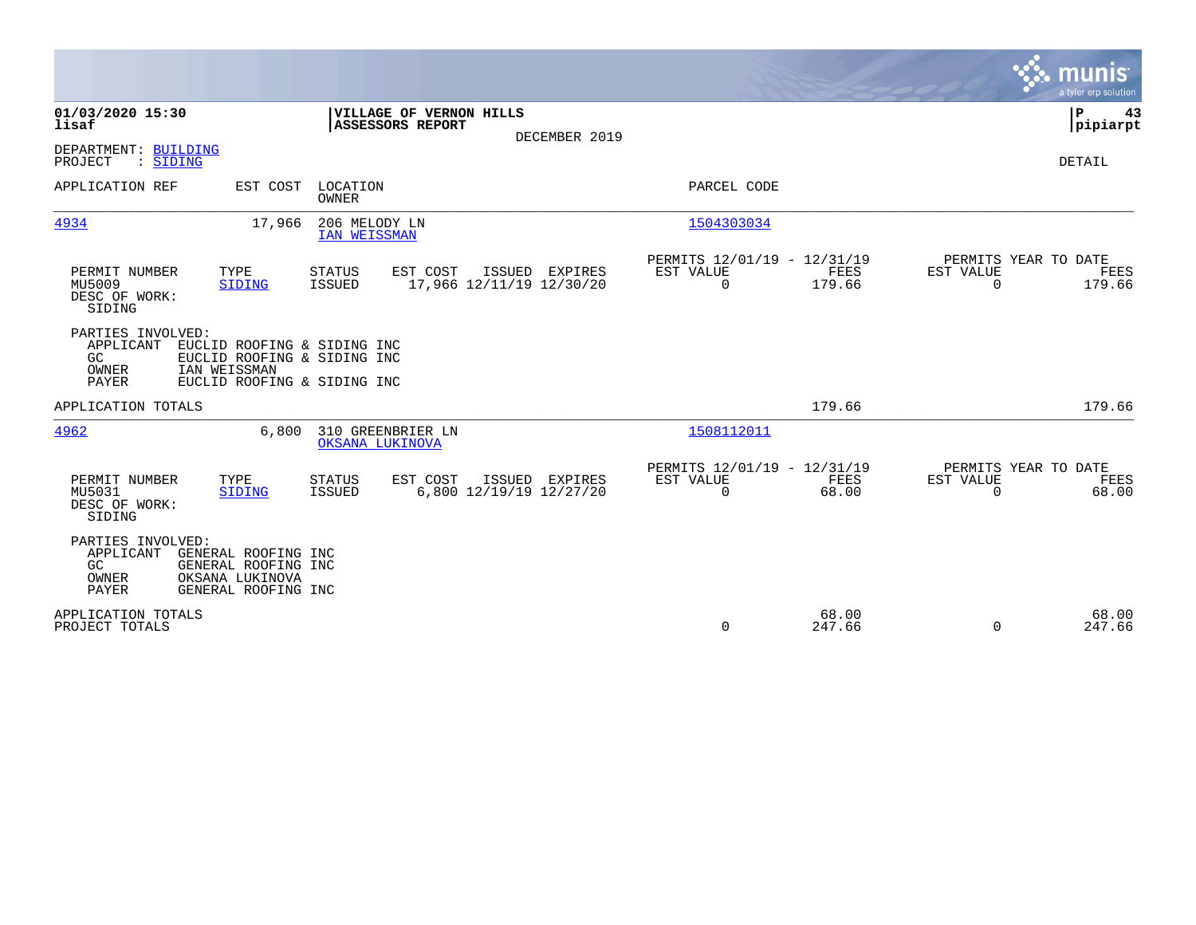**01/03/2020 15:30**
**lisaf**

**VILLAGE OF VERNON HILLS**
**ASSESSORS REPORT**
DECEMBER 2019

**P 43**
**pipiarpt**

DEPARTMENT: BUILDING
PROJECT : SIDING

DETAIL

| APPLICATION REF | EST COST | LOCATION / OWNER | PARCEL CODE |
|---|---|---|---|
| 4934 | 17,966 | 206 MELODY LN / IAN WEISSMAN | 1504303034 |

| PERMIT NUMBER | TYPE | STATUS | EST COST | ISSUED | EXPIRES | PERMITS 12/01/19 - 12/31/19 EST VALUE | FEES | PERMITS YEAR TO DATE EST VALUE | FEES |
|---|---|---|---|---|---|---|---|---|---|
| MU5009 | SIDING | ISSUED | 17,966 | 12/11/19 | 12/30/20 | 0 | 179.66 | 0 | 179.66 |

DESC OF WORK:
SIDING

PARTIES INVOLVED:
- APPLICANT EUCLID ROOFING & SIDING INC
- GC EUCLID ROOFING & SIDING INC
- OWNER IAN WEISSMAN
- PAYER EUCLID ROOFING & SIDING INC

APPLICATION TOTALS 179.66 179.66

| APPLICATION REF | EST COST | LOCATION / OWNER | PARCEL CODE |
|---|---|---|---|
| 4962 | 6,800 | 310 GREENBRIER LN / OKSANA LUKINOVA | 1508112011 |

| PERMIT NUMBER | TYPE | STATUS | EST COST | ISSUED | EXPIRES | PERMITS 12/01/19 - 12/31/19 EST VALUE | FEES | PERMITS YEAR TO DATE EST VALUE | FEES |
|---|---|---|---|---|---|---|---|---|---|
| MU5031 | SIDING | ISSUED | 6,800 | 12/19/19 | 12/27/20 | 0 | 68.00 | 0 | 68.00 |

DESC OF WORK:
SIDING

PARTIES INVOLVED:
- APPLICANT GENERAL ROOFING INC
- GC GENERAL ROOFING INC
- OWNER OKSANA LUKINOVA
- PAYER GENERAL ROOFING INC

| | EST VALUE | FEES | EST VALUE | FEES |
|---|---|---|---|---|
| APPLICATION TOTALS | | 68.00 | | 68.00 |
| PROJECT TOTALS | 0 | 247.66 | 0 | 247.66 |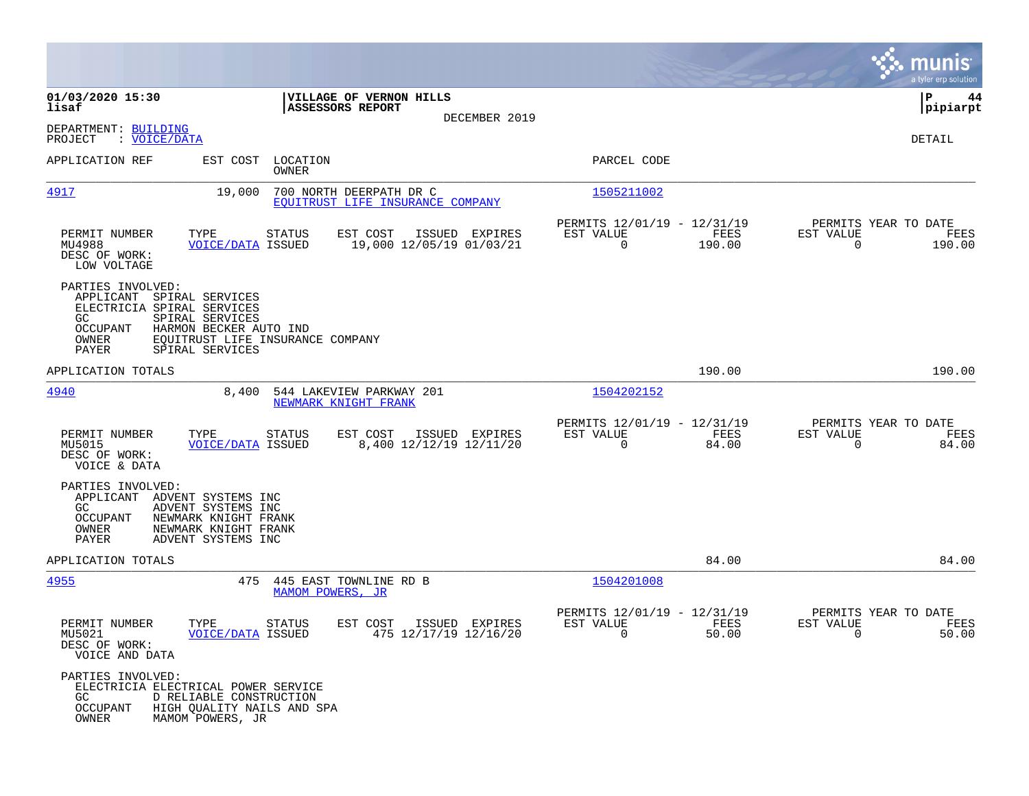**01/03/2020 15:30** | **VILLAGE OF VERNON HILLS** | **P 44**
**lisaf** | **ASSESSORS REPORT** | **pipiarpt**

DECEMBER 2019

DEPARTMENT: BUILDING
PROJECT : VOICE/DATA

DETAIL

| APPLICATION REF | EST COST | LOCATION / OWNER | PARCEL CODE |
|---|---|---|---|
| 4917 | 19,000 | 700 NORTH DEERPATH DR C / EQUITRUST LIFE INSURANCE COMPANY | 1505211002 |

| PERMIT NUMBER | TYPE | STATUS | EST COST | ISSUED | EXPIRES | PERMITS 12/01/19 - 12/31/19 EST VALUE | FEES | PERMITS YEAR TO DATE EST VALUE | FEES |
|---|---|---|---|---|---|---|---|---|---|
| MU4988 | VOICE/DATA | ISSUED | 19,000 | 12/05/19 | 01/03/21 | 0 | 190.00 | 0 | 190.00 |

DESC OF WORK:
LOW VOLTAGE

PARTIES INVOLVED:
APPLICANT SPIRAL SERVICES
ELECTRICIA SPIRAL SERVICES
GC SPIRAL SERVICES
OCCUPANT HARMON BECKER AUTO IND
OWNER EQUITRUST LIFE INSURANCE COMPANY
PAYER SPIRAL SERVICES

APPLICATION TOTALS 190.00 190.00

| APPLICATION REF | EST COST | LOCATION / OWNER | PARCEL CODE |
|---|---|---|---|
| 4940 | 8,400 | 544 LAKEVIEW PARKWAY 201 / NEWMARK KNIGHT FRANK | 1504202152 |

| PERMIT NUMBER | TYPE | STATUS | EST COST | ISSUED | EXPIRES | PERMITS 12/01/19 - 12/31/19 EST VALUE | FEES | PERMITS YEAR TO DATE EST VALUE | FEES |
|---|---|---|---|---|---|---|---|---|---|
| MU5015 | VOICE/DATA | ISSUED | 8,400 | 12/12/19 | 12/11/20 | 0 | 84.00 | 0 | 84.00 |

DESC OF WORK:
VOICE & DATA

PARTIES INVOLVED:
APPLICANT ADVENT SYSTEMS INC
GC ADVENT SYSTEMS INC
OCCUPANT NEWMARK KNIGHT FRANK
OWNER NEWMARK KNIGHT FRANK
PAYER ADVENT SYSTEMS INC

APPLICATION TOTALS 84.00 84.00

| APPLICATION REF | EST COST | LOCATION / OWNER | PARCEL CODE |
|---|---|---|---|
| 4955 | 475 | 445 EAST TOWNLINE RD B / MAMOM POWERS, JR | 1504201008 |

| PERMIT NUMBER | TYPE | STATUS | EST COST | ISSUED | EXPIRES | PERMITS 12/01/19 - 12/31/19 EST VALUE | FEES | PERMITS YEAR TO DATE EST VALUE | FEES |
|---|---|---|---|---|---|---|---|---|---|
| MU5021 | VOICE/DATA | ISSUED | 475 | 12/17/19 | 12/16/20 | 0 | 50.00 | 0 | 50.00 |

DESC OF WORK:
VOICE AND DATA

PARTIES INVOLVED:
ELECTRICIA ELECTRICAL POWER SERVICE
GC D RELIABLE CONSTRUCTION
OCCUPANT HIGH QUALITY NAILS AND SPA
OWNER MAMOM POWERS, JR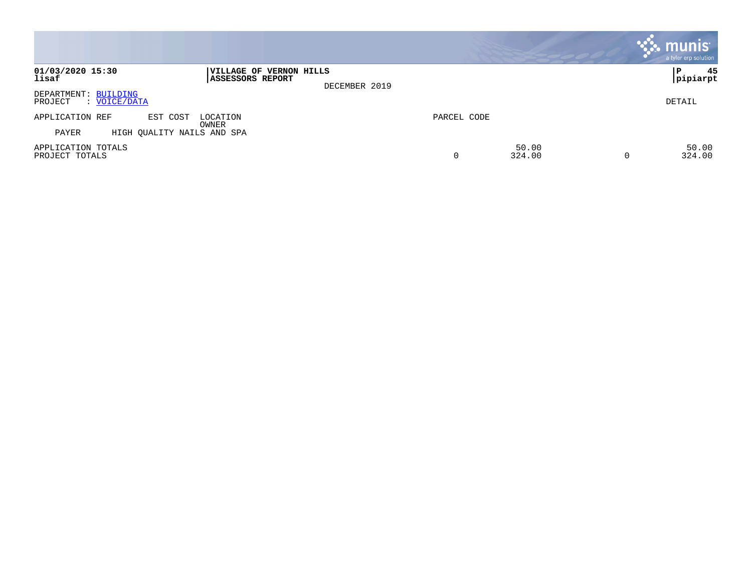**01/03/2020 15:30**
**lisaf**

**VILLAGE OF VERNON HILLS**
**ASSESSORS REPORT**

DECEMBER 2019

**P 45**
**pipiarpt**

DEPARTMENT: BUILDING
PROJECT : VOICE/DATA

DETAIL

| APPLICATION REF | EST COST | LOCATION / OWNER | PARCEL CODE | | | | |
|---|---|---|---|---|---|---|---|
| PAYER | HIGH QUALITY NAILS AND SPA | | | | | | |
| APPLICATION TOTALS | | | | | 50.00 | | 50.00 |
| PROJECT TOTALS | | | | 0 | 324.00 | 0 | 324.00 |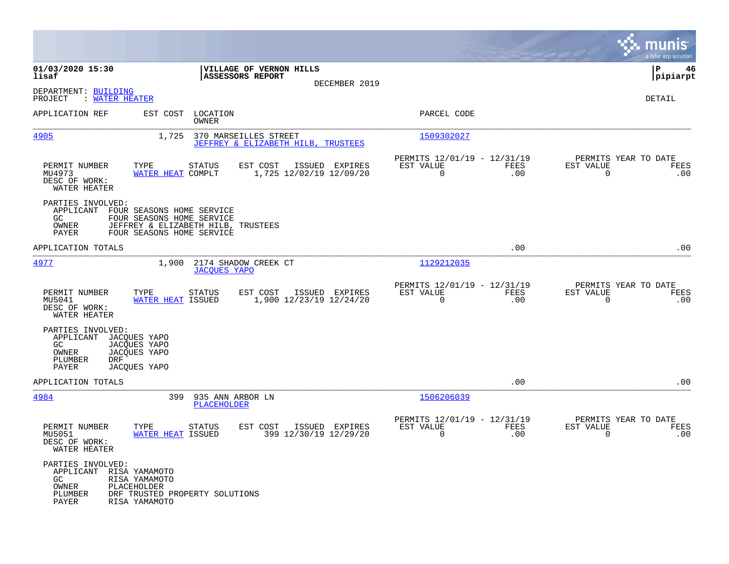**01/03/2020 15:30**
**lisaf**

**VILLAGE OF VERNON HILLS**
**ASSESSORS REPORT**
DECEMBER 2019

**P 46**
**pipiarpt**

DEPARTMENT: BUILDING
PROJECT : WATER HEATER

DETAIL

| APPLICATION REF | EST COST | LOCATION / OWNER | PARCEL CODE |
|---|---|---|---|
| 4905 | 1,725 | 370 MARSEILLES STREET / JEFFREY & ELIZABETH HILB, TRUSTEES | 1509302027 |

| PERMIT NUMBER | TYPE | STATUS | EST COST | ISSUED | EXPIRES | PERMITS 12/01/19 - 12/31/19 EST VALUE | FEES | PERMITS YEAR TO DATE EST VALUE | FEES |
|---|---|---|---|---|---|---|---|---|---|
| MU4973 | WATER HEAT | COMPLT | 1,725 | 12/02/19 | 12/09/20 | 0 | .00 | 0 | .00 |

DESC OF WORK:
WATER HEATER

PARTIES INVOLVED:
- APPLICANT FOUR SEASONS HOME SERVICE
- GC FOUR SEASONS HOME SERVICE
- OWNER JEFFREY & ELIZABETH HILB, TRUSTEES
- PAYER FOUR SEASONS HOME SERVICE

APPLICATION TOTALS .00 .00

| APPLICATION REF | EST COST | LOCATION / OWNER | PARCEL CODE |
|---|---|---|---|
| 4977 | 1,900 | 2174 SHADOW CREEK CT / JACQUES YAPO | 1129212035 |

| PERMIT NUMBER | TYPE | STATUS | EST COST | ISSUED | EXPIRES | PERMITS 12/01/19 - 12/31/19 EST VALUE | FEES | PERMITS YEAR TO DATE EST VALUE | FEES |
|---|---|---|---|---|---|---|---|---|---|
| MU5041 | WATER HEAT | ISSUED | 1,900 | 12/23/19 | 12/24/20 | 0 | .00 | 0 | .00 |

DESC OF WORK:
WATER HEATER

PARTIES INVOLVED:
- APPLICANT JACQUES YAPO
- GC JACQUES YAPO
- OWNER JACQUES YAPO
- PLUMBER DRF
- PAYER JACQUES YAPO

APPLICATION TOTALS .00 .00

| APPLICATION REF | EST COST | LOCATION / OWNER | PARCEL CODE |
|---|---|---|---|
| 4984 | 399 | 935 ANN ARBOR LN / PLACEHOLDER | 1506206039 |

| PERMIT NUMBER | TYPE | STATUS | EST COST | ISSUED | EXPIRES | PERMITS 12/01/19 - 12/31/19 EST VALUE | FEES | PERMITS YEAR TO DATE EST VALUE | FEES |
|---|---|---|---|---|---|---|---|---|---|
| MU5051 | WATER HEAT | ISSUED | 399 | 12/30/19 | 12/29/20 | 0 | .00 | 0 | .00 |

DESC OF WORK:
WATER HEATER

PARTIES INVOLVED:
- APPLICANT RISA YAMAMOTO
- GC RISA YAMAMOTO
- OWNER PLACEHOLDER
- PLUMBER DRF TRUSTED PROPERTY SOLUTIONS
- PAYER RISA YAMAMOTO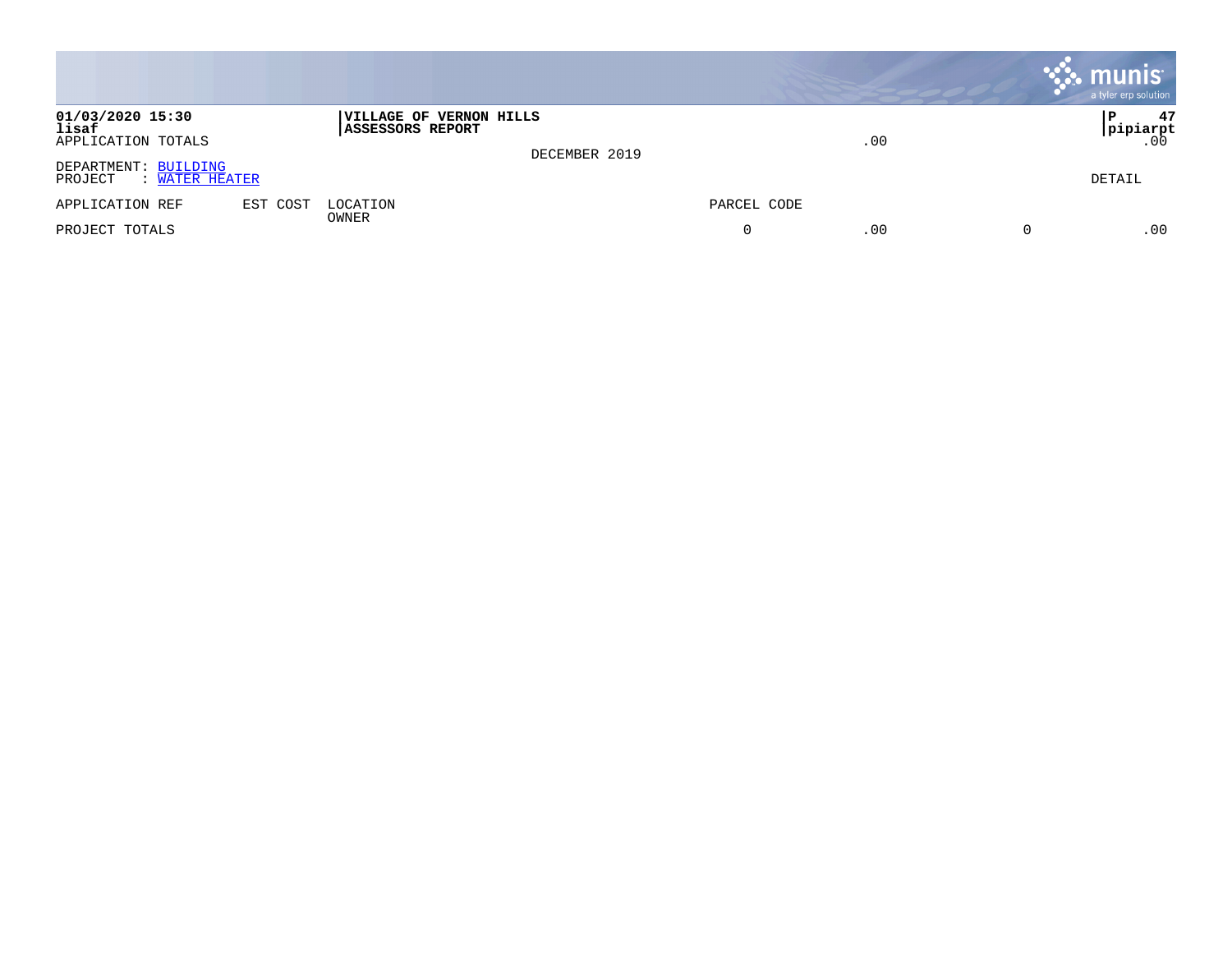01/03/2020 15:30
lisaf

**VILLAGE OF VERNON HILLS**
**ASSESSORS REPORT**

pipiarpt

APPLICATION TOTALS .00 .00

DECEMBER 2019

DEPARTMENT: BUILDING
PROJECT : WATER HEATER

DETAIL

| APPLICATION REF | EST COST | LOCATION<br>OWNER | PARCEL CODE | | | |
|---|---|---|---|---|---|---|
| PROJECT TOTALS | | | 0 | .00 | 0 | .00 |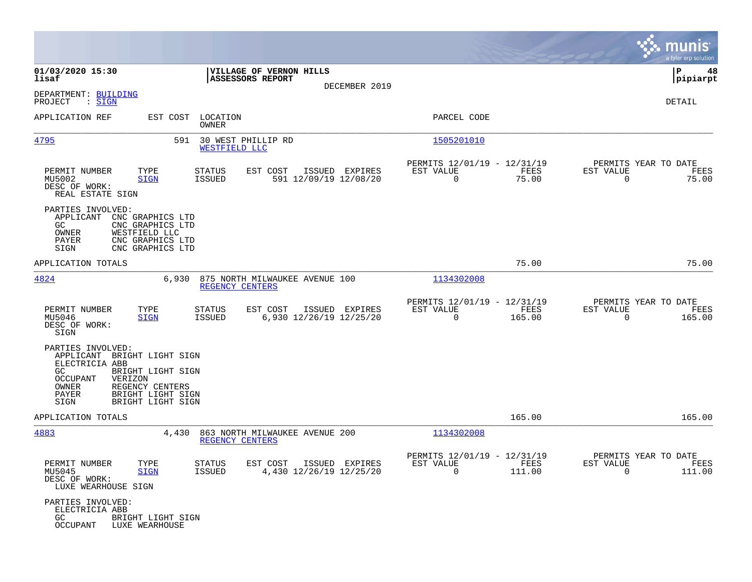**01/03/2020 15:30**
**lisaf**

**VILLAGE OF VERNON HILLS**
**ASSESSORS REPORT**
DECEMBER 2019

**P 48**
**pipiarpt**

DEPARTMENT: BUILDING
PROJECT : SIGN

DETAIL

| APPLICATION REF | EST COST | LOCATION / OWNER | PARCEL CODE |
|---|---|---|---|
| 4795 | 591 | 30 WEST PHILLIP RD / WESTFIELD LLC | 1505201010 |

| PERMIT NUMBER | TYPE | STATUS | EST COST | ISSUED | EXPIRES | PERMITS 12/01/19 - 12/31/19 EST VALUE | FEES | PERMITS YEAR TO DATE EST VALUE | FEES |
|---|---|---|---|---|---|---|---|---|---|
| MU5002 | SIGN | ISSUED | 591 | 12/09/19 | 12/08/20 | 0 | 75.00 | 0 | 75.00 |

DESC OF WORK:
REAL ESTATE SIGN

PARTIES INVOLVED:
APPLICANT CNC GRAPHICS LTD
GC CNC GRAPHICS LTD
OWNER WESTFIELD LLC
PAYER CNC GRAPHICS LTD
SIGN CNC GRAPHICS LTD

APPLICATION TOTALS 75.00 75.00

| APPLICATION REF | EST COST | LOCATION / OWNER | PARCEL CODE |
|---|---|---|---|
| 4824 | 6,930 | 875 NORTH MILWAUKEE AVENUE 100 / REGENCY CENTERS | 1134302008 |

| PERMIT NUMBER | TYPE | STATUS | EST COST | ISSUED | EXPIRES | PERMITS 12/01/19 - 12/31/19 EST VALUE | FEES | PERMITS YEAR TO DATE EST VALUE | FEES |
|---|---|---|---|---|---|---|---|---|---|
| MU5046 | SIGN | ISSUED | 6,930 | 12/26/19 | 12/25/20 | 0 | 165.00 | 0 | 165.00 |

DESC OF WORK:
SIGN

PARTIES INVOLVED:
APPLICANT BRIGHT LIGHT SIGN
ELECTRICIA ABB
GC BRIGHT LIGHT SIGN
OCCUPANT VERIZON
OWNER REGENCY CENTERS
PAYER BRIGHT LIGHT SIGN
SIGN BRIGHT LIGHT SIGN

APPLICATION TOTALS 165.00 165.00

| APPLICATION REF | EST COST | LOCATION / OWNER | PARCEL CODE |
|---|---|---|---|
| 4883 | 4,430 | 863 NORTH MILWAUKEE AVENUE 200 / REGENCY CENTERS | 1134302008 |

| PERMIT NUMBER | TYPE | STATUS | EST COST | ISSUED | EXPIRES | PERMITS 12/01/19 - 12/31/19 EST VALUE | FEES | PERMITS YEAR TO DATE EST VALUE | FEES |
|---|---|---|---|---|---|---|---|---|---|
| MU5045 | SIGN | ISSUED | 4,430 | 12/26/19 | 12/25/20 | 0 | 111.00 | 0 | 111.00 |

DESC OF WORK:
LUXE WEARHOUSE SIGN

PARTIES INVOLVED:
ELECTRICIA ABB
GC BRIGHT LIGHT SIGN
OCCUPANT LUXE WEARHOUSE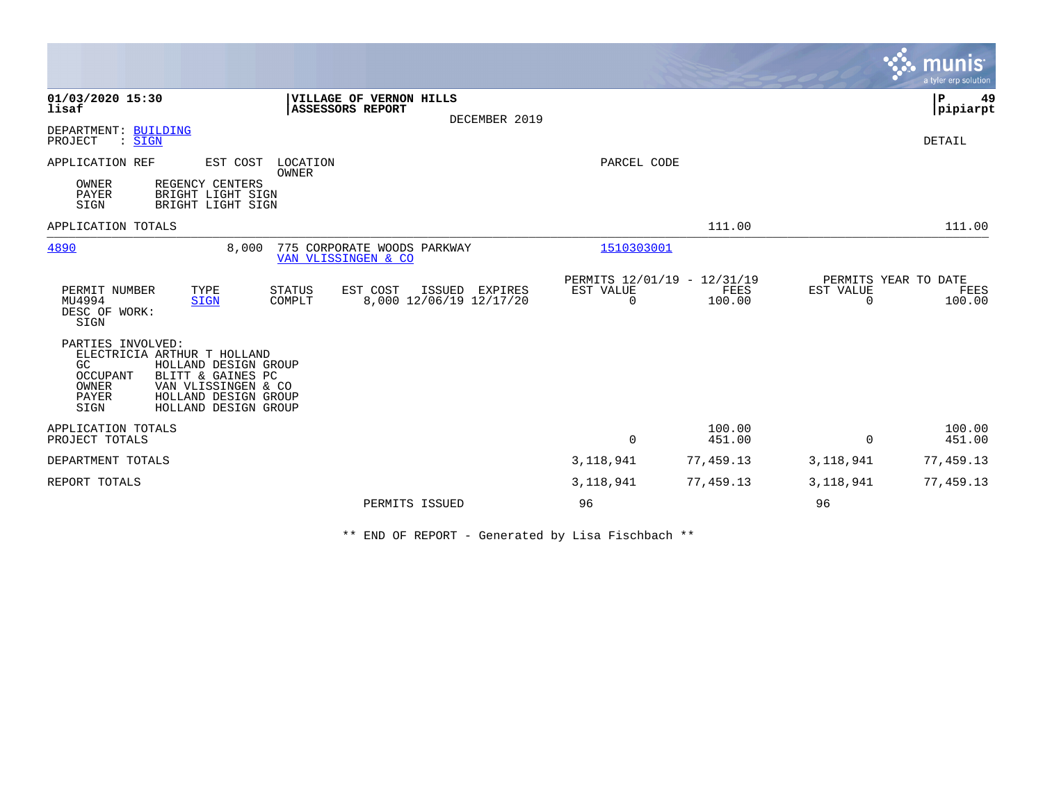**VILLAGE OF VERNON HILLS**
**ASSESSORS REPORT**
DECEMBER 2019

DEPARTMENT: BUILDING
PROJECT : SIGN

DETAIL

| APPLICATION REF | EST COST | LOCATION / OWNER | PARCEL CODE | | | |
|---|---|---|---|---|---|---|
| OWNER | REGENCY CENTERS | | | | | |
| PAYER | BRIGHT LIGHT SIGN | | | | | |
| SIGN | BRIGHT LIGHT SIGN | | | | | |
| APPLICATION TOTALS | | | | 111.00 | | 111.00 |

| APPLICATION REF | EST COST | LOCATION / OWNER | PARCEL CODE |
|---|---|---|---|
| 4890 | 8,000 | 775 CORPORATE WOODS PARKWAY / VAN VLISSINGEN & CO | 1510303001 |

| PERMIT NUMBER | TYPE | STATUS | EST COST | ISSUED | EXPIRES | PERMITS 12/01/19 - 12/31/19 EST VALUE | FEES | PERMITS YEAR TO DATE EST VALUE | FEES |
|---|---|---|---|---|---|---|---|---|---|
| MU4994 | SIGN | COMPLT | 8,000 | 12/06/19 | 12/17/20 | 0 | 100.00 | 0 | 100.00 |

DESC OF WORK:
SIGN

PARTIES INVOLVED:

| | |
|---|---|
| ELECTRICIA | ARTHUR T HOLLAND |
| GC | HOLLAND DESIGN GROUP |
| OCCUPANT | BLITT & GAINES PC |
| OWNER | VAN VLISSINGEN & CO |
| PAYER | HOLLAND DESIGN GROUP |
| SIGN | HOLLAND DESIGN GROUP |

| | EST VALUE | FEES | EST VALUE | FEES |
|---|---|---|---|---|
| APPLICATION TOTALS | | 100.00 | | 100.00 |
| PROJECT TOTALS | 0 | 451.00 | 0 | 451.00 |
| DEPARTMENT TOTALS | 3,118,941 | 77,459.13 | 3,118,941 | 77,459.13 |
| REPORT TOTALS | 3,118,941 | 77,459.13 | 3,118,941 | 77,459.13 |
| PERMITS ISSUED | 96 | | 96 | |

** END OF REPORT - Generated by Lisa Fischbach **